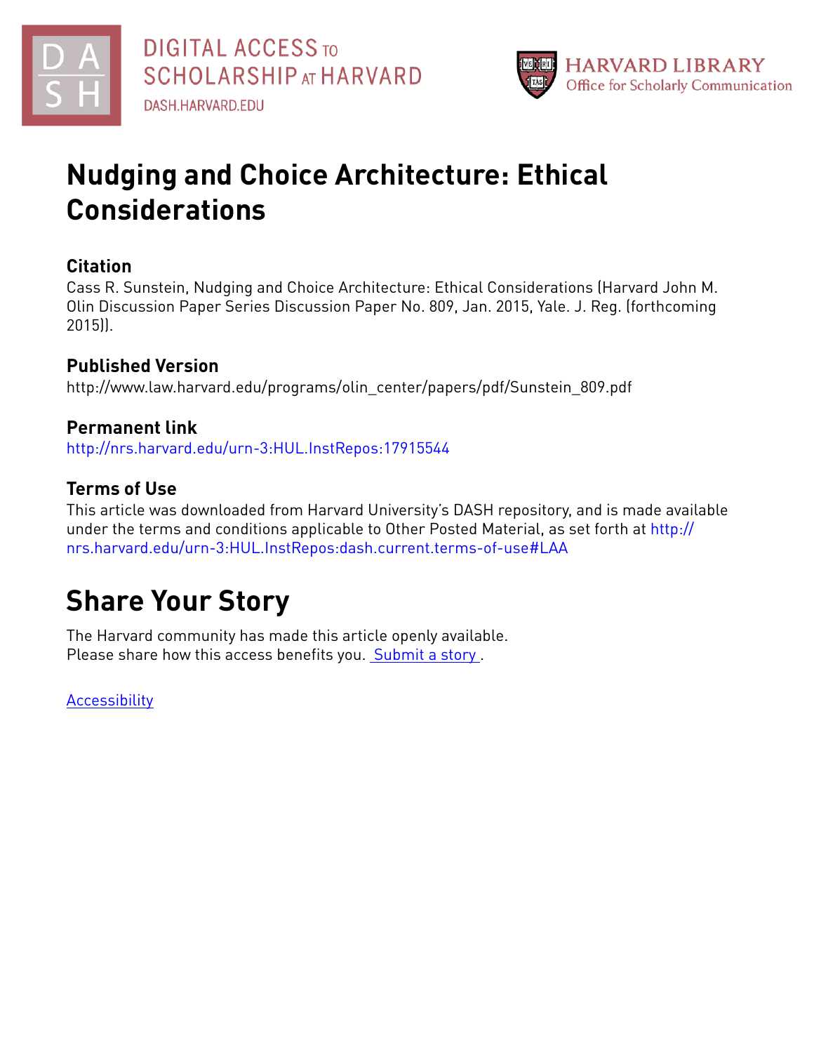DIGITAL ACCESS TO SCHOLARSHIP AT HARVARD
DASH.HARVARD.EDU

HARVARD LIBRARY
Office for Scholarly Communication

# Nudging and Choice Architecture: Ethical Considerations

## Citation

Cass R. Sunstein, Nudging and Choice Architecture: Ethical Considerations (Harvard John M. Olin Discussion Paper Series Discussion Paper No. 809, Jan. 2015, Yale. J. Reg. (forthcoming 2015)).

## Published Version

http://www.law.harvard.edu/programs/olin_center/papers/pdf/Sunstein_809.pdf

## Permanent link

http://nrs.harvard.edu/urn-3:HUL.InstRepos:17915544

## Terms of Use

This article was downloaded from Harvard University's DASH repository, and is made available under the terms and conditions applicable to Other Posted Material, as set forth at http://nrs.harvard.edu/urn-3:HUL.InstRepos:dash.current.terms-of-use#LAA

# Share Your Story

The Harvard community has made this article openly available.
Please share how this access benefits you. Submit a story .

Accessibility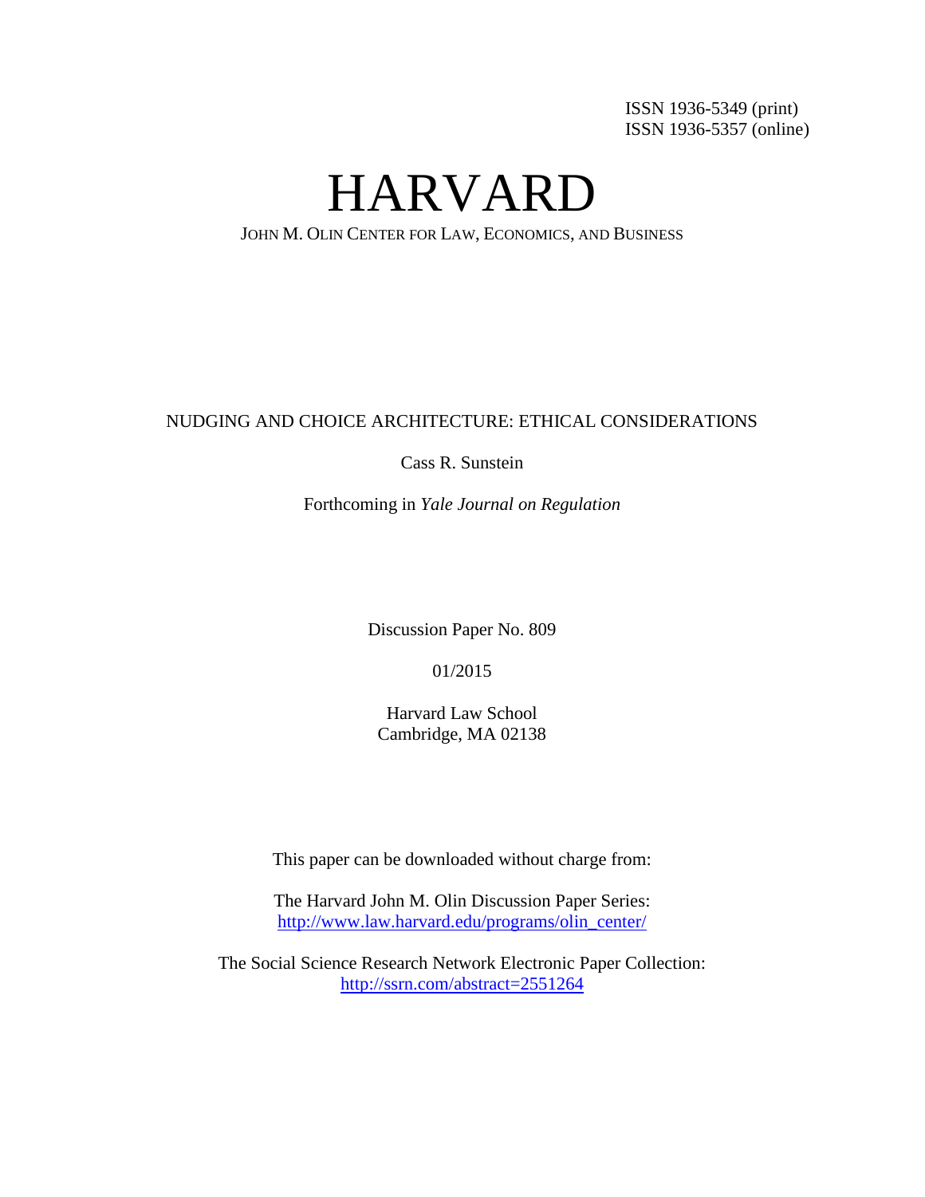ISSN 1936-5349 (print)
ISSN 1936-5357 (online)

# HARVARD

JOHN M. OLIN CENTER FOR LAW, ECONOMICS, AND BUSINESS

NUDGING AND CHOICE ARCHITECTURE: ETHICAL CONSIDERATIONS

Cass R. Sunstein

Forthcoming in *Yale Journal on Regulation*

Discussion Paper No. 809

01/2015

Harvard Law School
Cambridge, MA 02138

This paper can be downloaded without charge from:

The Harvard John M. Olin Discussion Paper Series:
http://www.law.harvard.edu/programs/olin_center/

The Social Science Research Network Electronic Paper Collection:
http://ssrn.com/abstract=2551264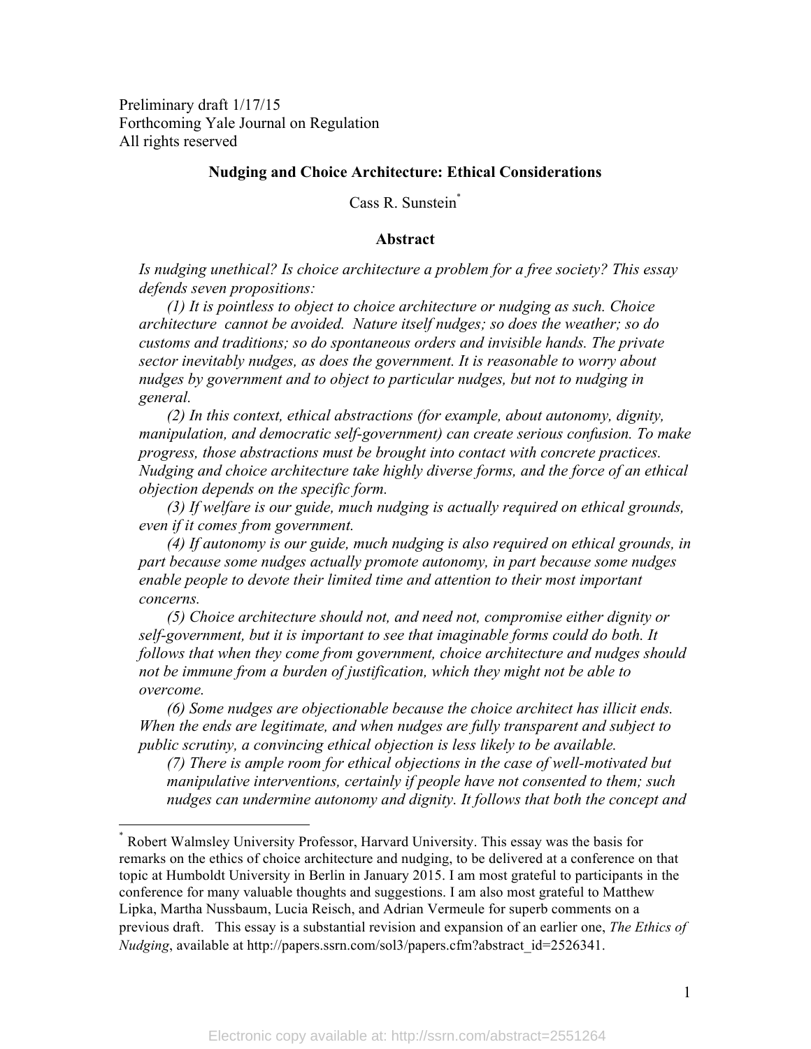Preliminary draft 1/17/15
Forthcoming Yale Journal on Regulation
All rights reserved

**Nudging and Choice Architecture: Ethical Considerations**

Cass R. Sunstein[*]

**Abstract**

*Is nudging unethical? Is choice architecture a problem for a free society? This essay defends seven propositions:*

*(1) It is pointless to object to choice architecture or nudging as such. Choice architecture cannot be avoided. Nature itself nudges; so does the weather; so do customs and traditions; so do spontaneous orders and invisible hands. The private sector inevitably nudges, as does the government. It is reasonable to worry about nudges by government and to object to particular nudges, but not to nudging in general.*

*(2) In this context, ethical abstractions (for example, about autonomy, dignity, manipulation, and democratic self-government) can create serious confusion. To make progress, those abstractions must be brought into contact with concrete practices. Nudging and choice architecture take highly diverse forms, and the force of an ethical objection depends on the specific form.*

*(3) If welfare is our guide, much nudging is actually required on ethical grounds, even if it comes from government.*

*(4) If autonomy is our guide, much nudging is also required on ethical grounds, in part because some nudges actually promote autonomy, in part because some nudges enable people to devote their limited time and attention to their most important concerns.*

*(5) Choice architecture should not, and need not, compromise either dignity or self-government, but it is important to see that imaginable forms could do both. It follows that when they come from government, choice architecture and nudges should not be immune from a burden of justification, which they might not be able to overcome.*

*(6) Some nudges are objectionable because the choice architect has illicit ends. When the ends are legitimate, and when nudges are fully transparent and subject to public scrutiny, a convincing ethical objection is less likely to be available.*

*(7) There is ample room for ethical objections in the case of well-motivated but manipulative interventions, certainly if people have not consented to them; such nudges can undermine autonomy and dignity. It follows that both the concept and*

---

[*] Robert Walmsley University Professor, Harvard University. This essay was the basis for remarks on the ethics of choice architecture and nudging, to be delivered at a conference on that topic at Humboldt University in Berlin in January 2015. I am most grateful to participants in the conference for many valuable thoughts and suggestions. I am also most grateful to Matthew Lipka, Martha Nussbaum, Lucia Reisch, and Adrian Vermeule for superb comments on a previous draft. This essay is a substantial revision and expansion of an earlier one, *The Ethics of Nudging*, available at http://papers.ssrn.com/sol3/papers.cfm?abstract_id=2526341.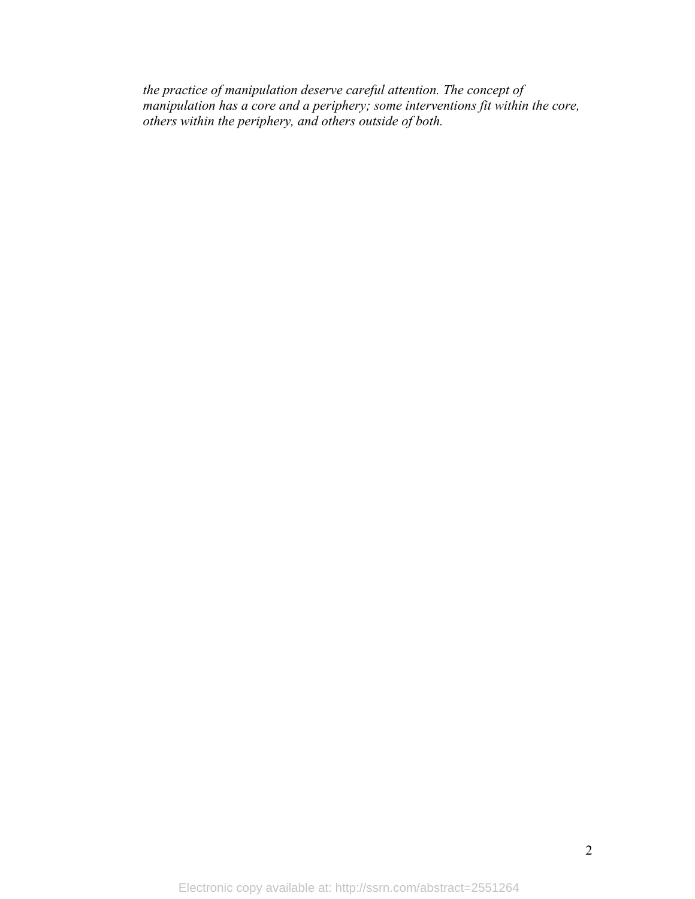*the practice of manipulation deserve careful attention. The concept of manipulation has a core and a periphery; some interventions fit within the core, others within the periphery, and others outside of both.*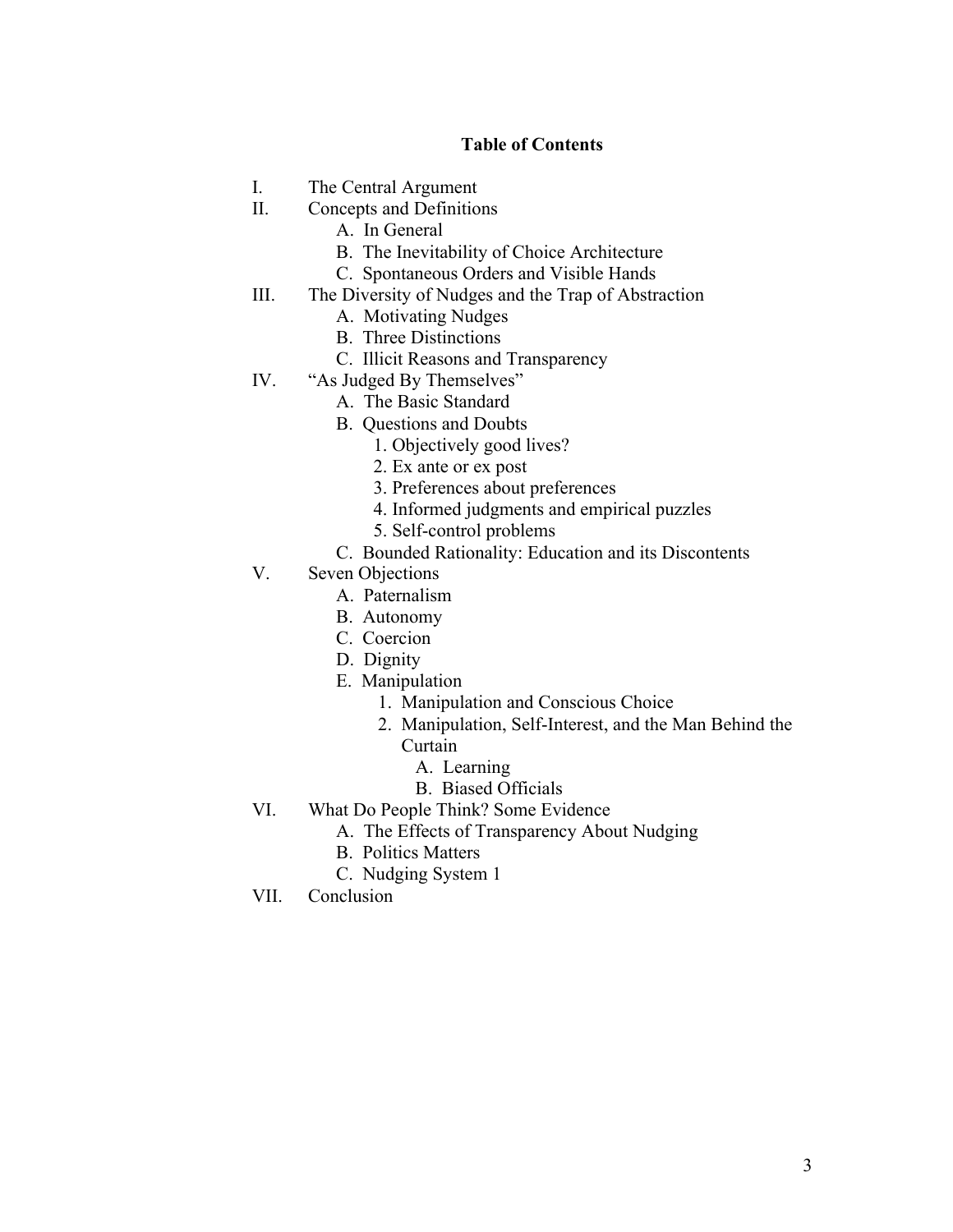**Table of Contents**

- I. The Central Argument
- II. Concepts and Definitions
  - A. In General
  - B. The Inevitability of Choice Architecture
  - C. Spontaneous Orders and Visible Hands
- III. The Diversity of Nudges and the Trap of Abstraction
  - A. Motivating Nudges
  - B. Three Distinctions
  - C. Illicit Reasons and Transparency
- IV. "As Judged By Themselves"
  - A. The Basic Standard
  - B. Questions and Doubts
    - 1. Objectively good lives?
    - 2. Ex ante or ex post
    - 3. Preferences about preferences
    - 4. Informed judgments and empirical puzzles
    - 5. Self-control problems
  - C. Bounded Rationality: Education and its Discontents
- V. Seven Objections
  - A. Paternalism
  - B. Autonomy
  - C. Coercion
  - D. Dignity
  - E. Manipulation
    - 1. Manipulation and Conscious Choice
    - 2. Manipulation, Self-Interest, and the Man Behind the Curtain
      - A. Learning
      - B. Biased Officials
- VI. What Do People Think? Some Evidence
  - A. The Effects of Transparency About Nudging
  - B. Politics Matters
  - C. Nudging System 1
- VII. Conclusion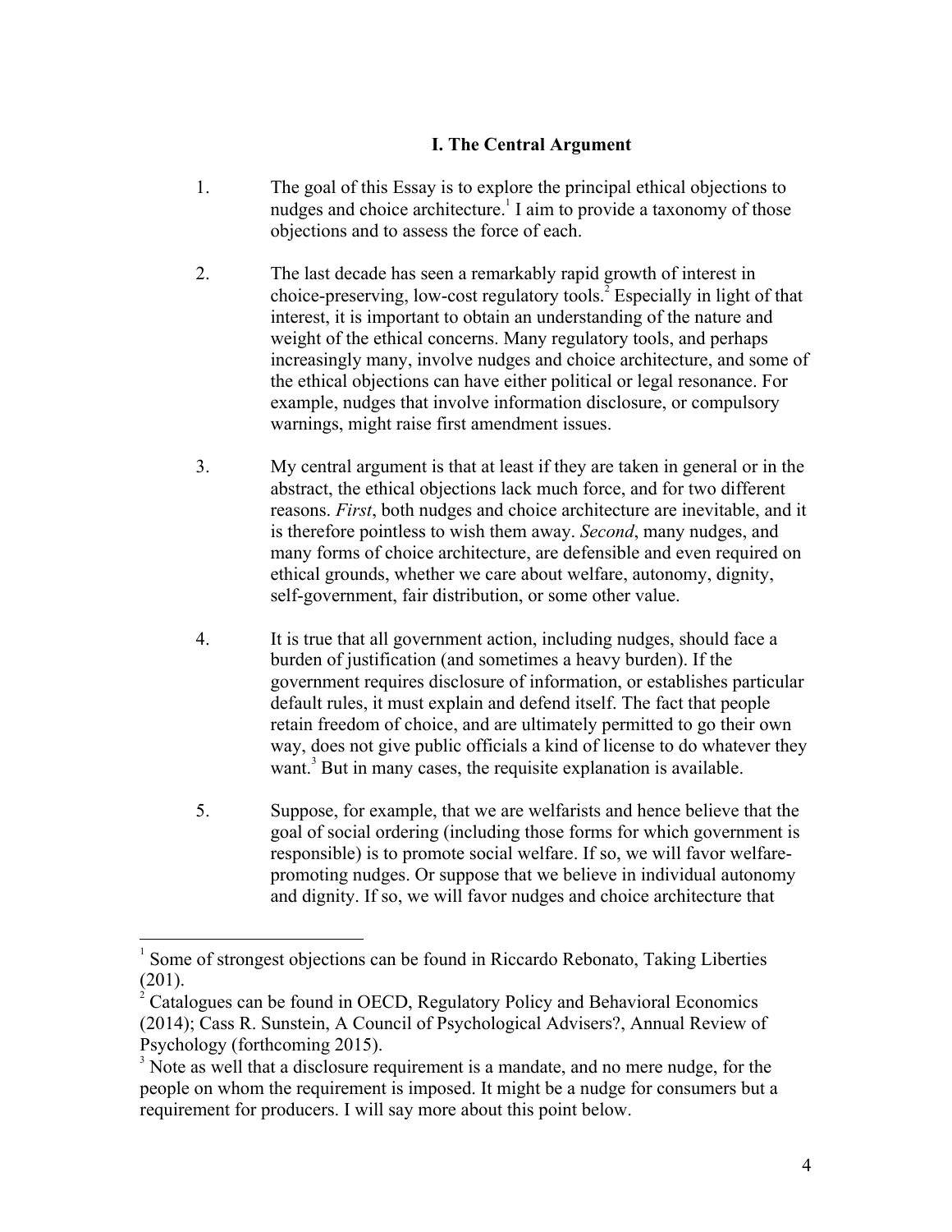## I. The Central Argument

1. The goal of this Essay is to explore the principal ethical objections to nudges and choice architecture.[1] I aim to provide a taxonomy of those objections and to assess the force of each.

2. The last decade has seen a remarkably rapid growth of interest in choice-preserving, low-cost regulatory tools.[2] Especially in light of that interest, it is important to obtain an understanding of the nature and weight of the ethical concerns. Many regulatory tools, and perhaps increasingly many, involve nudges and choice architecture, and some of the ethical objections can have either political or legal resonance. For example, nudges that involve information disclosure, or compulsory warnings, might raise first amendment issues.

3. My central argument is that at least if they are taken in general or in the abstract, the ethical objections lack much force, and for two different reasons. *First*, both nudges and choice architecture are inevitable, and it is therefore pointless to wish them away. *Second*, many nudges, and many forms of choice architecture, are defensible and even required on ethical grounds, whether we care about welfare, autonomy, dignity, self-government, fair distribution, or some other value.

4. It is true that all government action, including nudges, should face a burden of justification (and sometimes a heavy burden). If the government requires disclosure of information, or establishes particular default rules, it must explain and defend itself. The fact that people retain freedom of choice, and are ultimately permitted to go their own way, does not give public officials a kind of license to do whatever they want.[3] But in many cases, the requisite explanation is available.

5. Suppose, for example, that we are welfarists and hence believe that the goal of social ordering (including those forms for which government is responsible) is to promote social welfare. If so, we will favor welfare-promoting nudges. Or suppose that we believe in individual autonomy and dignity. If so, we will favor nudges and choice architecture that

---

[1] Some of strongest objections can be found in Riccardo Rebonato, Taking Liberties (201).

[2] Catalogues can be found in OECD, Regulatory Policy and Behavioral Economics (2014); Cass R. Sunstein, A Council of Psychological Advisers?, Annual Review of Psychology (forthcoming 2015).

[3] Note as well that a disclosure requirement is a mandate, and no mere nudge, for the people on whom the requirement is imposed. It might be a nudge for consumers but a requirement for producers. I will say more about this point below.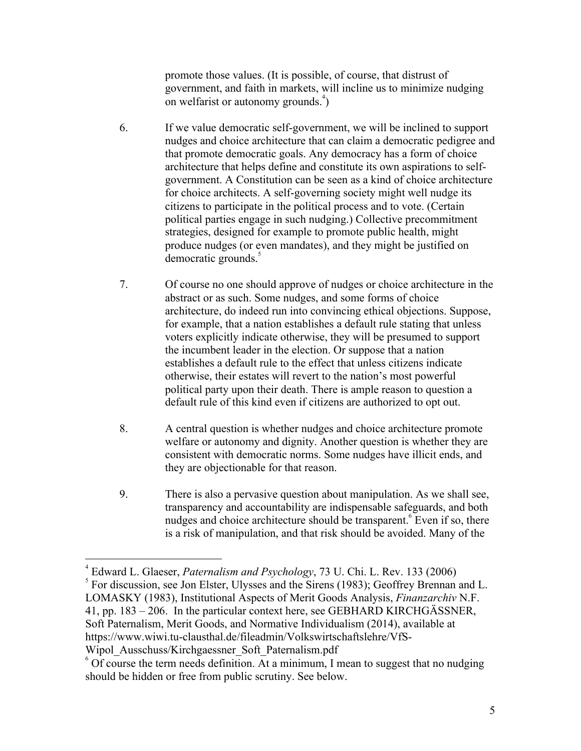promote those values. (It is possible, of course, that distrust of government, and faith in markets, will incline us to minimize nudging on welfarist or autonomy grounds.[4])

6. If we value democratic self-government, we will be inclined to support nudges and choice architecture that can claim a democratic pedigree and that promote democratic goals. Any democracy has a form of choice architecture that helps define and constitute its own aspirations to self-government. A Constitution can be seen as a kind of choice architecture for choice architects. A self-governing society might well nudge its citizens to participate in the political process and to vote. (Certain political parties engage in such nudging.) Collective precommitment strategies, designed for example to promote public health, might produce nudges (or even mandates), and they might be justified on democratic grounds.[5]

7. Of course no one should approve of nudges or choice architecture in the abstract or as such. Some nudges, and some forms of choice architecture, do indeed run into convincing ethical objections. Suppose, for example, that a nation establishes a default rule stating that unless voters explicitly indicate otherwise, they will be presumed to support the incumbent leader in the election. Or suppose that a nation establishes a default rule to the effect that unless citizens indicate otherwise, their estates will revert to the nation's most powerful political party upon their death. There is ample reason to question a default rule of this kind even if citizens are authorized to opt out.

8. A central question is whether nudges and choice architecture promote welfare or autonomy and dignity. Another question is whether they are consistent with democratic norms. Some nudges have illicit ends, and they are objectionable for that reason.

9. There is also a pervasive question about manipulation. As we shall see, transparency and accountability are indispensable safeguards, and both nudges and choice architecture should be transparent.[6] Even if so, there is a risk of manipulation, and that risk should be avoided. Many of the

---

[4] Edward L. Glaeser, *Paternalism and Psychology*, 73 U. Chi. L. Rev. 133 (2006)

[5] For discussion, see Jon Elster, Ulysses and the Sirens (1983); Geoffrey Brennan and L. LOMASKY (1983), Institutional Aspects of Merit Goods Analysis, *Finanzarchiv* N.F. 41, pp. 183 – 206. In the particular context here, see GEBHARD KIRCHGÄSSNER, Soft Paternalism, Merit Goods, and Normative Individualism (2014), available at https://www.wiwi.tu-clausthal.de/fileadmin/Volkswirtschaftslehre/VfS-Wipol_Ausschuss/Kirchgaessner_Soft_Paternalism.pdf

[6] Of course the term needs definition. At a minimum, I mean to suggest that no nudging should be hidden or free from public scrutiny. See below.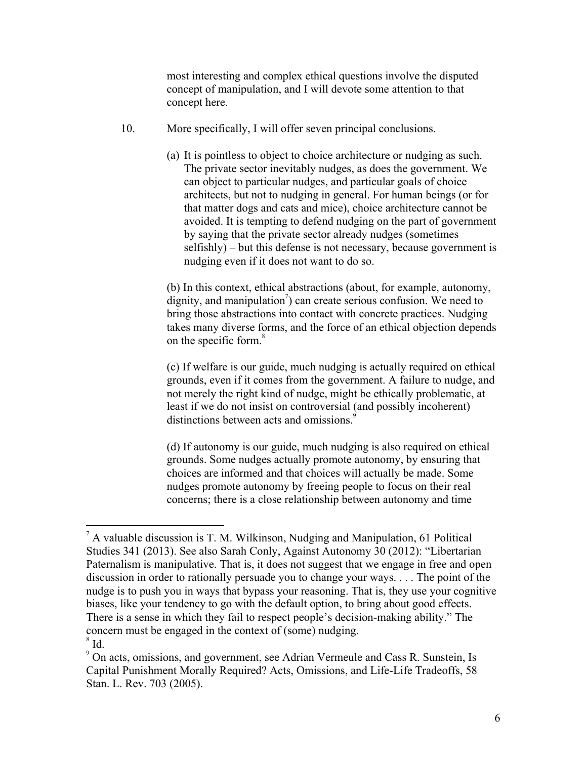most interesting and complex ethical questions involve the disputed concept of manipulation, and I will devote some attention to that concept here.

10. More specifically, I will offer seven principal conclusions.

(a) It is pointless to object to choice architecture or nudging as such. The private sector inevitably nudges, as does the government. We can object to particular nudges, and particular goals of choice architects, but not to nudging in general. For human beings (or for that matter dogs and cats and mice), choice architecture cannot be avoided. It is tempting to defend nudging on the part of government by saying that the private sector already nudges (sometimes selfishly) – but this defense is not necessary, because government is nudging even if it does not want to do so.

(b) In this context, ethical abstractions (about, for example, autonomy, dignity, and manipulation[7]) can create serious confusion. We need to bring those abstractions into contact with concrete practices. Nudging takes many diverse forms, and the force of an ethical objection depends on the specific form.[8]

(c) If welfare is our guide, much nudging is actually required on ethical grounds, even if it comes from the government. A failure to nudge, and not merely the right kind of nudge, might be ethically problematic, at least if we do not insist on controversial (and possibly incoherent) distinctions between acts and omissions.[9]

(d) If autonomy is our guide, much nudging is also required on ethical grounds. Some nudges actually promote autonomy, by ensuring that choices are informed and that choices will actually be made. Some nudges promote autonomy by freeing people to focus on their real concerns; there is a close relationship between autonomy and time

---

[7] A valuable discussion is T. M. Wilkinson, Nudging and Manipulation, 61 Political Studies 341 (2013). See also Sarah Conly, Against Autonomy 30 (2012): "Libertarian Paternalism is manipulative. That is, it does not suggest that we engage in free and open discussion in order to rationally persuade you to change your ways. . . . The point of the nudge is to push you in ways that bypass your reasoning. That is, they use your cognitive biases, like your tendency to go with the default option, to bring about good effects. There is a sense in which they fail to respect people's decision-making ability." The concern must be engaged in the context of (some) nudging.

[8] Id.

[9] On acts, omissions, and government, see Adrian Vermeule and Cass R. Sunstein, Is Capital Punishment Morally Required? Acts, Omissions, and Life-Life Tradeoffs, 58 Stan. L. Rev. 703 (2005).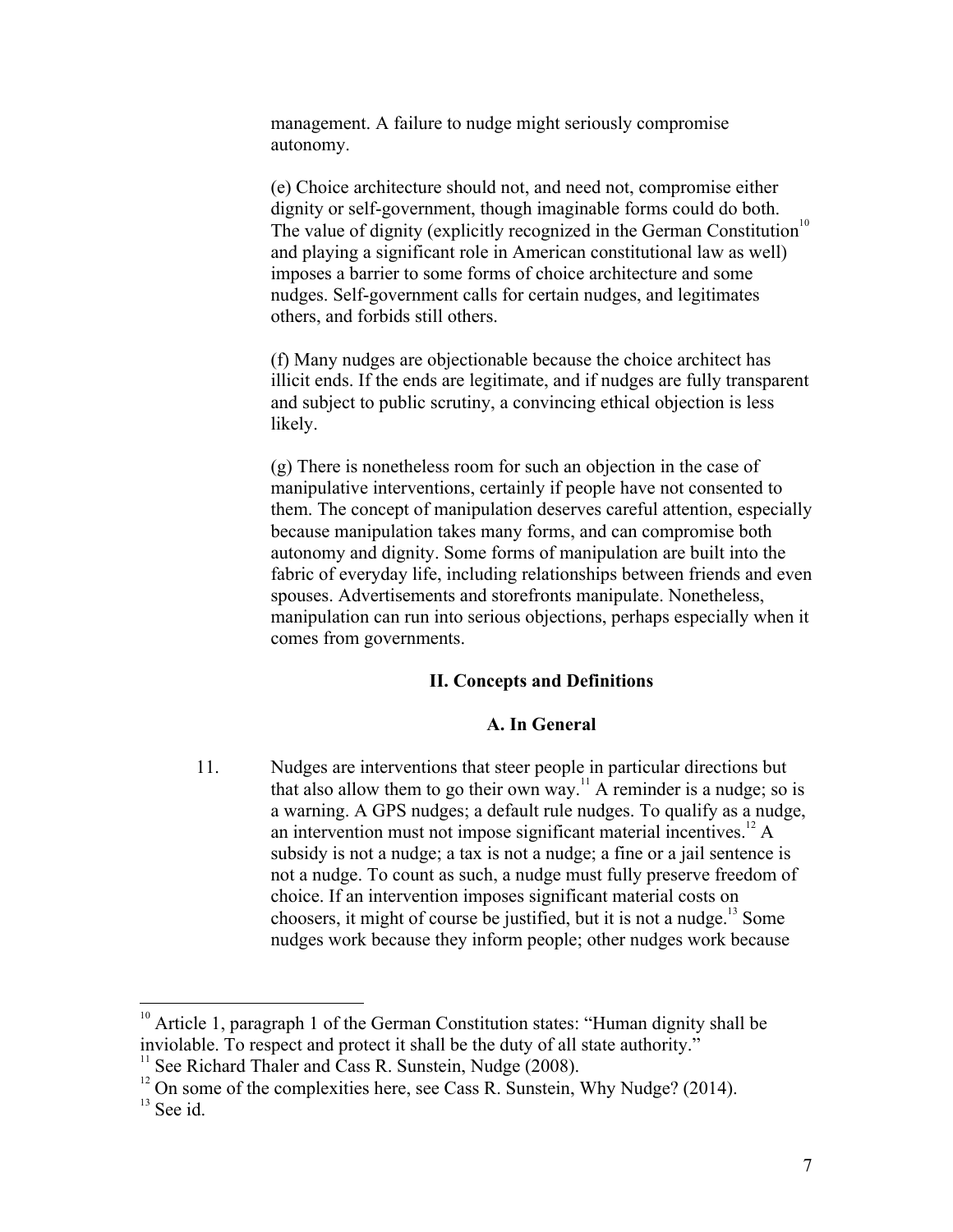management. A failure to nudge might seriously compromise autonomy.

(e) Choice architecture should not, and need not, compromise either dignity or self-government, though imaginable forms could do both. The value of dignity (explicitly recognized in the German Constitution[10] and playing a significant role in American constitutional law as well) imposes a barrier to some forms of choice architecture and some nudges. Self-government calls for certain nudges, and legitimates others, and forbids still others.

(f) Many nudges are objectionable because the choice architect has illicit ends. If the ends are legitimate, and if nudges are fully transparent and subject to public scrutiny, a convincing ethical objection is less likely.

(g) There is nonetheless room for such an objection in the case of manipulative interventions, certainly if people have not consented to them. The concept of manipulation deserves careful attention, especially because manipulation takes many forms, and can compromise both autonomy and dignity. Some forms of manipulation are built into the fabric of everyday life, including relationships between friends and even spouses. Advertisements and storefronts manipulate. Nonetheless, manipulation can run into serious objections, perhaps especially when it comes from governments.

## II. Concepts and Definitions

### A. In General

11. Nudges are interventions that steer people in particular directions but that also allow them to go their own way.[11] A reminder is a nudge; so is a warning. A GPS nudges; a default rule nudges. To qualify as a nudge, an intervention must not impose significant material incentives.[12] A subsidy is not a nudge; a tax is not a nudge; a fine or a jail sentence is not a nudge. To count as such, a nudge must fully preserve freedom of choice. If an intervention imposes significant material costs on choosers, it might of course be justified, but it is not a nudge.[13] Some nudges work because they inform people; other nudges work because

---

[10] Article 1, paragraph 1 of the German Constitution states: "Human dignity shall be inviolable. To respect and protect it shall be the duty of all state authority."

[11] See Richard Thaler and Cass R. Sunstein, Nudge (2008).

[12] On some of the complexities here, see Cass R. Sunstein, Why Nudge? (2014).

[13] See id.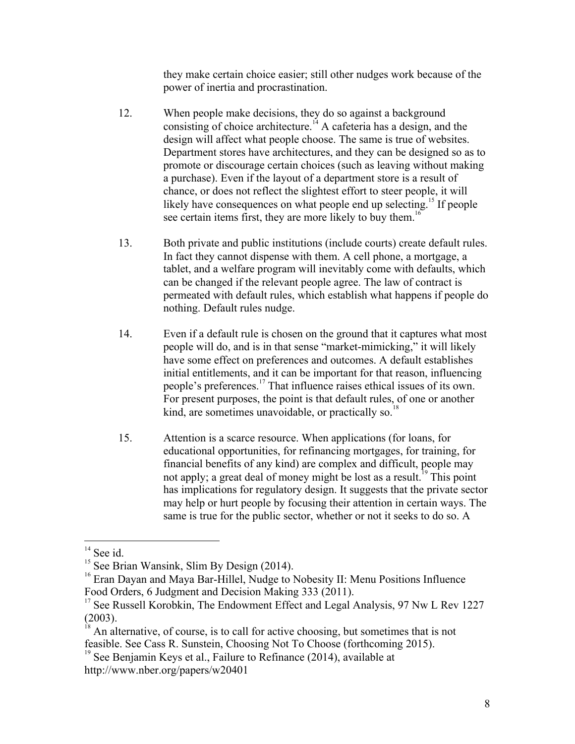they make certain choice easier; still other nudges work because of the power of inertia and procrastination.

12. When people make decisions, they do so against a background consisting of choice architecture.[14] A cafeteria has a design, and the design will affect what people choose. The same is true of websites. Department stores have architectures, and they can be designed so as to promote or discourage certain choices (such as leaving without making a purchase). Even if the layout of a department store is a result of chance, or does not reflect the slightest effort to steer people, it will likely have consequences on what people end up selecting.[15] If people see certain items first, they are more likely to buy them.[16]

13. Both private and public institutions (include courts) create default rules. In fact they cannot dispense with them. A cell phone, a mortgage, a tablet, and a welfare program will inevitably come with defaults, which can be changed if the relevant people agree. The law of contract is permeated with default rules, which establish what happens if people do nothing. Default rules nudge.

14. Even if a default rule is chosen on the ground that it captures what most people will do, and is in that sense "market-mimicking," it will likely have some effect on preferences and outcomes. A default establishes initial entitlements, and it can be important for that reason, influencing people's preferences.[17] That influence raises ethical issues of its own. For present purposes, the point is that default rules, of one or another kind, are sometimes unavoidable, or practically so.[18]

15. Attention is a scarce resource. When applications (for loans, for educational opportunities, for refinancing mortgages, for training, for financial benefits of any kind) are complex and difficult, people may not apply; a great deal of money might be lost as a result.[19] This point has implications for regulatory design. It suggests that the private sector may help or hurt people by focusing their attention in certain ways. The same is true for the public sector, whether or not it seeks to do so. A

---

[14] See id.

[15] See Brian Wansink, Slim By Design (2014).

[16] Eran Dayan and Maya Bar-Hillel, Nudge to Nobesity II: Menu Positions Influence Food Orders, 6 Judgment and Decision Making 333 (2011).

[17] See Russell Korobkin, The Endowment Effect and Legal Analysis, 97 Nw L Rev 1227 (2003).

[18] An alternative, of course, is to call for active choosing, but sometimes that is not feasible. See Cass R. Sunstein, Choosing Not To Choose (forthcoming 2015).

[19] See Benjamin Keys et al., Failure to Refinance (2014), available at http://www.nber.org/papers/w20401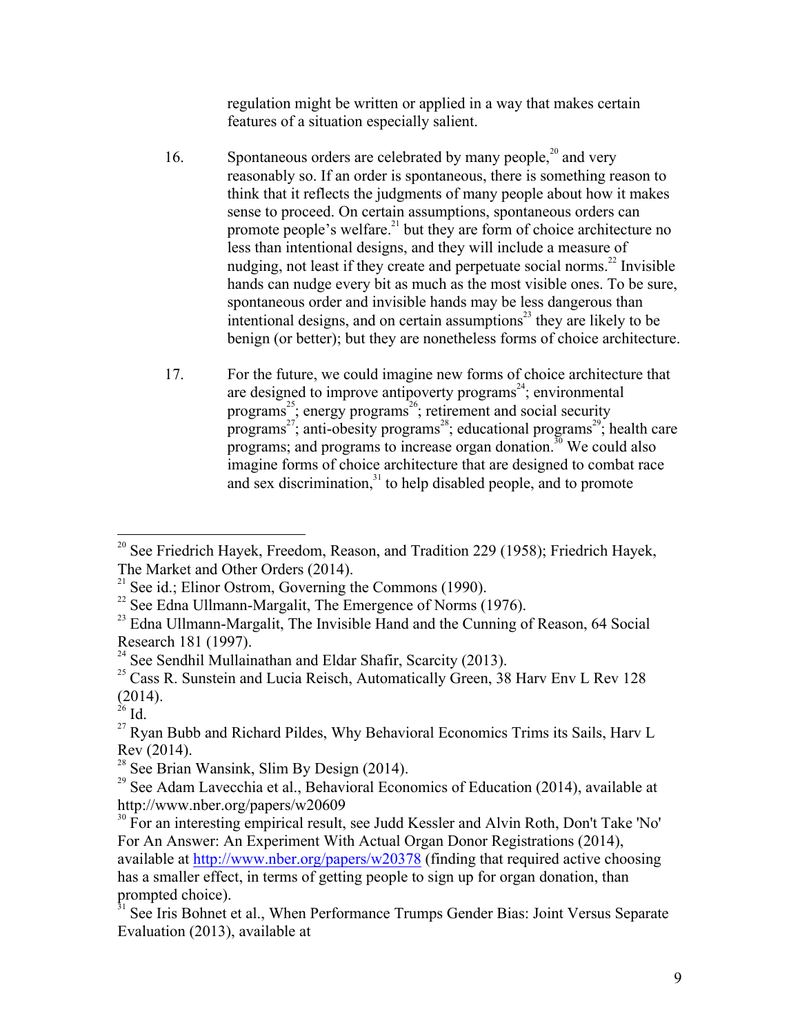regulation might be written or applied in a way that makes certain features of a situation especially salient.

16. Spontaneous orders are celebrated by many people,[20] and very reasonably so. If an order is spontaneous, there is something reason to think that it reflects the judgments of many people about how it makes sense to proceed. On certain assumptions, spontaneous orders can promote people's welfare.[21] but they are form of choice architecture no less than intentional designs, and they will include a measure of nudging, not least if they create and perpetuate social norms.[22] Invisible hands can nudge every bit as much as the most visible ones. To be sure, spontaneous order and invisible hands may be less dangerous than intentional designs, and on certain assumptions[23] they are likely to be benign (or better); but they are nonetheless forms of choice architecture.

17. For the future, we could imagine new forms of choice architecture that are designed to improve antipoverty programs[24]; environmental programs[25]; energy programs[26]; retirement and social security programs[27]; anti-obesity programs[28]; educational programs[29]; health care programs; and programs to increase organ donation.[30] We could also imagine forms of choice architecture that are designed to combat race and sex discrimination,[31] to help disabled people, and to promote

---

[20] See Friedrich Hayek, Freedom, Reason, and Tradition 229 (1958); Friedrich Hayek, The Market and Other Orders (2014).

[21] See id.; Elinor Ostrom, Governing the Commons (1990).

[22] See Edna Ullmann-Margalit, The Emergence of Norms (1976).

[23] Edna Ullmann-Margalit, The Invisible Hand and the Cunning of Reason, 64 Social Research 181 (1997).

[24] See Sendhil Mullainathan and Eldar Shafir, Scarcity (2013).

[25] Cass R. Sunstein and Lucia Reisch, Automatically Green, 38 Harv Env L Rev 128 (2014).

[26] Id.

[27] Ryan Bubb and Richard Pildes, Why Behavioral Economics Trims its Sails, Harv L Rev (2014).

[28] See Brian Wansink, Slim By Design (2014).

[29] See Adam Lavecchia et al., Behavioral Economics of Education (2014), available at http://www.nber.org/papers/w20609

[30] For an interesting empirical result, see Judd Kessler and Alvin Roth, Don't Take 'No' For An Answer: An Experiment With Actual Organ Donor Registrations (2014), available at http://www.nber.org/papers/w20378 (finding that required active choosing has a smaller effect, in terms of getting people to sign up for organ donation, than prompted choice).

[31] See Iris Bohnet et al., When Performance Trumps Gender Bias: Joint Versus Separate Evaluation (2013), available at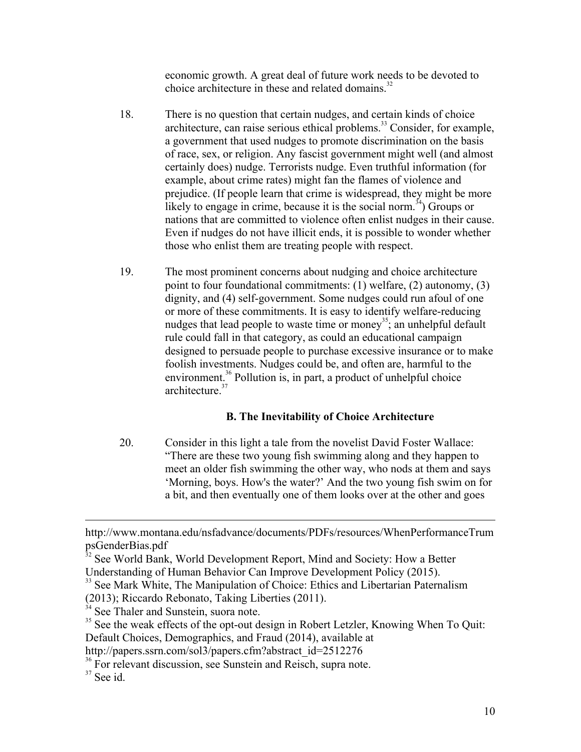economic growth. A great deal of future work needs to be devoted to choice architecture in these and related domains.[32]

18. There is no question that certain nudges, and certain kinds of choice architecture, can raise serious ethical problems.[33] Consider, for example, a government that used nudges to promote discrimination on the basis of race, sex, or religion. Any fascist government might well (and almost certainly does) nudge. Terrorists nudge. Even truthful information (for example, about crime rates) might fan the flames of violence and prejudice. (If people learn that crime is widespread, they might be more likely to engage in crime, because it is the social norm.[34]) Groups or nations that are committed to violence often enlist nudges in their cause. Even if nudges do not have illicit ends, it is possible to wonder whether those who enlist them are treating people with respect.

19. The most prominent concerns about nudging and choice architecture point to four foundational commitments: (1) welfare, (2) autonomy, (3) dignity, and (4) self-government. Some nudges could run afoul of one or more of these commitments. It is easy to identify welfare-reducing nudges that lead people to waste time or money[35]; an unhelpful default rule could fall in that category, as could an educational campaign designed to persuade people to purchase excessive insurance or to make foolish investments. Nudges could be, and often are, harmful to the environment.[36] Pollution is, in part, a product of unhelpful choice architecture.[37]

### B. The Inevitability of Choice Architecture

20. Consider in this light a tale from the novelist David Foster Wallace: "There are these two young fish swimming along and they happen to meet an older fish swimming the other way, who nods at them and says 'Morning, boys. How's the water?' And the two young fish swim on for a bit, and then eventually one of them looks over at the other and goes

---

http://www.montana.edu/nsfadvance/documents/PDFs/resources/WhenPerformanceTrumpsGenderBias.pdf

[32] See World Bank, World Development Report, Mind and Society: How a Better Understanding of Human Behavior Can Improve Development Policy (2015).

[33] See Mark White, The Manipulation of Choice: Ethics and Libertarian Paternalism (2013); Riccardo Rebonato, Taking Liberties (2011).

[34] See Thaler and Sunstein, suora note.

[35] See the weak effects of the opt-out design in Robert Letzler, Knowing When To Quit: Default Choices, Demographics, and Fraud (2014), available at http://papers.ssrn.com/sol3/papers.cfm?abstract_id=2512276

[36] For relevant discussion, see Sunstein and Reisch, supra note.

[37] See id.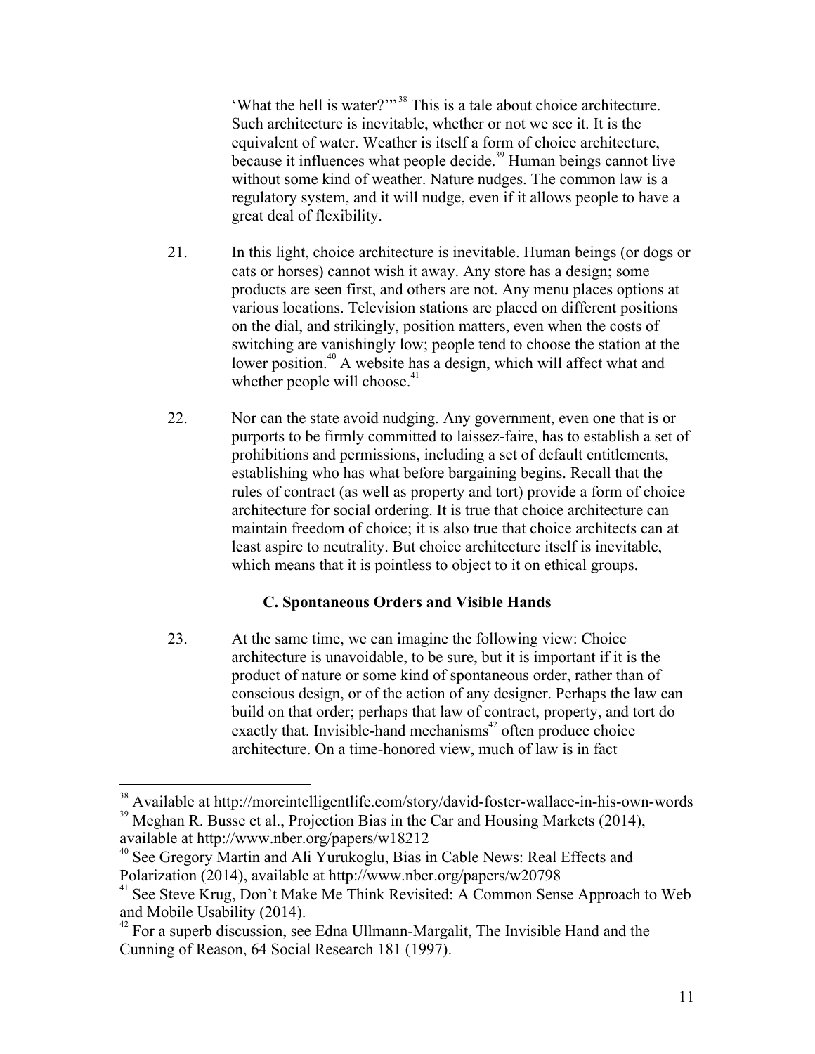'What the hell is water?'"[38] This is a tale about choice architecture. Such architecture is inevitable, whether or not we see it. It is the equivalent of water. Weather is itself a form of choice architecture, because it influences what people decide.[39] Human beings cannot live without some kind of weather. Nature nudges. The common law is a regulatory system, and it will nudge, even if it allows people to have a great deal of flexibility.

21. In this light, choice architecture is inevitable. Human beings (or dogs or cats or horses) cannot wish it away. Any store has a design; some products are seen first, and others are not. Any menu places options at various locations. Television stations are placed on different positions on the dial, and strikingly, position matters, even when the costs of switching are vanishingly low; people tend to choose the station at the lower position.[40] A website has a design, which will affect what and whether people will choose.[41]

22. Nor can the state avoid nudging. Any government, even one that is or purports to be firmly committed to laissez-faire, has to establish a set of prohibitions and permissions, including a set of default entitlements, establishing who has what before bargaining begins. Recall that the rules of contract (as well as property and tort) provide a form of choice architecture for social ordering. It is true that choice architecture can maintain freedom of choice; it is also true that choice architects can at least aspire to neutrality. But choice architecture itself is inevitable, which means that it is pointless to object to it on ethical groups.

### C. Spontaneous Orders and Visible Hands

23. At the same time, we can imagine the following view: Choice architecture is unavoidable, to be sure, but it is important if it is the product of nature or some kind of spontaneous order, rather than of conscious design, or of the action of any designer. Perhaps the law can build on that order; perhaps that law of contract, property, and tort do exactly that. Invisible-hand mechanisms[42] often produce choice architecture. On a time-honored view, much of law is in fact

---

[38] Available at http://moreintelligentlife.com/story/david-foster-wallace-in-his-own-words

[39] Meghan R. Busse et al., Projection Bias in the Car and Housing Markets (2014), available at http://www.nber.org/papers/w18212

[40] See Gregory Martin and Ali Yurukoglu, Bias in Cable News: Real Effects and Polarization (2014), available at http://www.nber.org/papers/w20798

[41] See Steve Krug, Don't Make Me Think Revisited: A Common Sense Approach to Web and Mobile Usability (2014).

[42] For a superb discussion, see Edna Ullmann-Margalit, The Invisible Hand and the Cunning of Reason, 64 Social Research 181 (1997).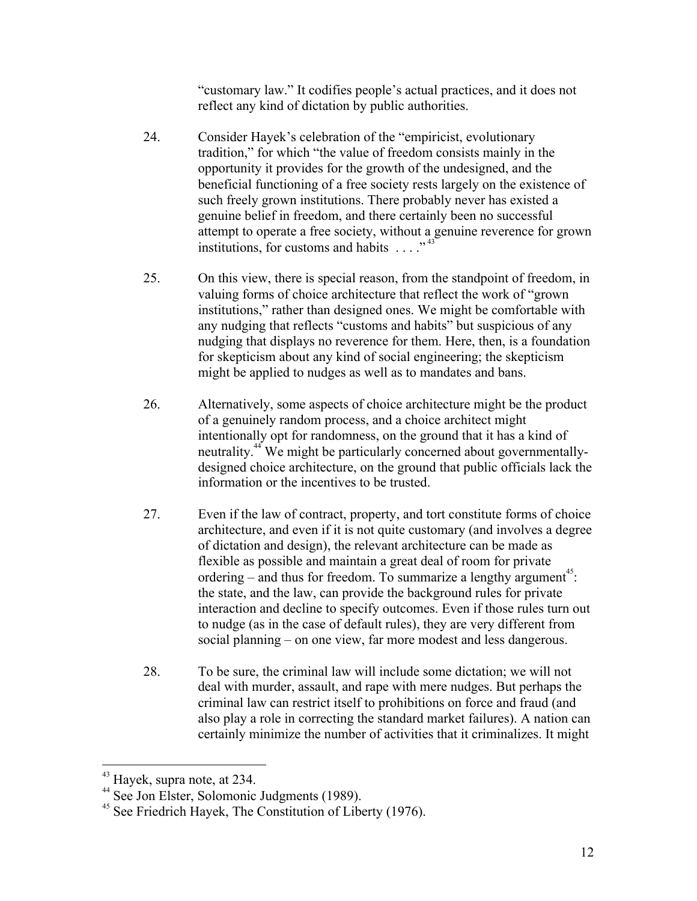"customary law." It codifies people's actual practices, and it does not reflect any kind of dictation by public authorities.

24. Consider Hayek's celebration of the "empiricist, evolutionary tradition," for which "the value of freedom consists mainly in the opportunity it provides for the growth of the undesigned, and the beneficial functioning of a free society rests largely on the existence of such freely grown institutions. There probably never has existed a genuine belief in freedom, and there certainly been no successful attempt to operate a free society, without a genuine reverence for grown institutions, for customs and habits . . . ."[43]

25. On this view, there is special reason, from the standpoint of freedom, in valuing forms of choice architecture that reflect the work of "grown institutions," rather than designed ones. We might be comfortable with any nudging that reflects "customs and habits" but suspicious of any nudging that displays no reverence for them. Here, then, is a foundation for skepticism about any kind of social engineering; the skepticism might be applied to nudges as well as to mandates and bans.

26. Alternatively, some aspects of choice architecture might be the product of a genuinely random process, and a choice architect might intentionally opt for randomness, on the ground that it has a kind of neutrality.[44] We might be particularly concerned about governmentally-designed choice architecture, on the ground that public officials lack the information or the incentives to be trusted.

27. Even if the law of contract, property, and tort constitute forms of choice architecture, and even if it is not quite customary (and involves a degree of dictation and design), the relevant architecture can be made as flexible as possible and maintain a great deal of room for private ordering – and thus for freedom. To summarize a lengthy argument[45]: the state, and the law, can provide the background rules for private interaction and decline to specify outcomes. Even if those rules turn out to nudge (as in the case of default rules), they are very different from social planning – on one view, far more modest and less dangerous.

28. To be sure, the criminal law will include some dictation; we will not deal with murder, assault, and rape with mere nudges. But perhaps the criminal law can restrict itself to prohibitions on force and fraud (and also play a role in correcting the standard market failures). A nation can certainly minimize the number of activities that it criminalizes. It might

---

[43] Hayek, supra note, at 234.

[44] See Jon Elster, Solomonic Judgments (1989).

[45] See Friedrich Hayek, The Constitution of Liberty (1976).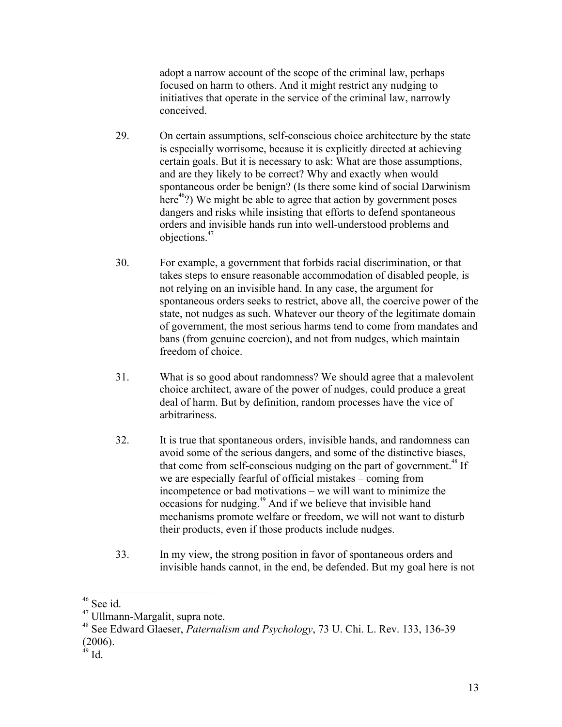adopt a narrow account of the scope of the criminal law, perhaps focused on harm to others. And it might restrict any nudging to initiatives that operate in the service of the criminal law, narrowly conceived.

29. On certain assumptions, self-conscious choice architecture by the state is especially worrisome, because it is explicitly directed at achieving certain goals. But it is necessary to ask: What are those assumptions, and are they likely to be correct? Why and exactly when would spontaneous order be benign? (Is there some kind of social Darwinism here[46]?) We might be able to agree that action by government poses dangers and risks while insisting that efforts to defend spontaneous orders and invisible hands run into well-understood problems and objections.[47]

30. For example, a government that forbids racial discrimination, or that takes steps to ensure reasonable accommodation of disabled people, is not relying on an invisible hand. In any case, the argument for spontaneous orders seeks to restrict, above all, the coercive power of the state, not nudges as such. Whatever our theory of the legitimate domain of government, the most serious harms tend to come from mandates and bans (from genuine coercion), and not from nudges, which maintain freedom of choice.

31. What is so good about randomness? We should agree that a malevolent choice architect, aware of the power of nudges, could produce a great deal of harm. But by definition, random processes have the vice of arbitrariness.

32. It is true that spontaneous orders, invisible hands, and randomness can avoid some of the serious dangers, and some of the distinctive biases, that come from self-conscious nudging on the part of government.[48] If we are especially fearful of official mistakes – coming from incompetence or bad motivations – we will want to minimize the occasions for nudging.[49] And if we believe that invisible hand mechanisms promote welfare or freedom, we will not want to disturb their products, even if those products include nudges.

33. In my view, the strong position in favor of spontaneous orders and invisible hands cannot, in the end, be defended. But my goal here is not

---

[46] See id.

[47] Ullmann-Margalit, supra note.

[48] See Edward Glaeser, *Paternalism and Psychology*, 73 U. Chi. L. Rev. 133, 136-39 (2006).

[49] Id.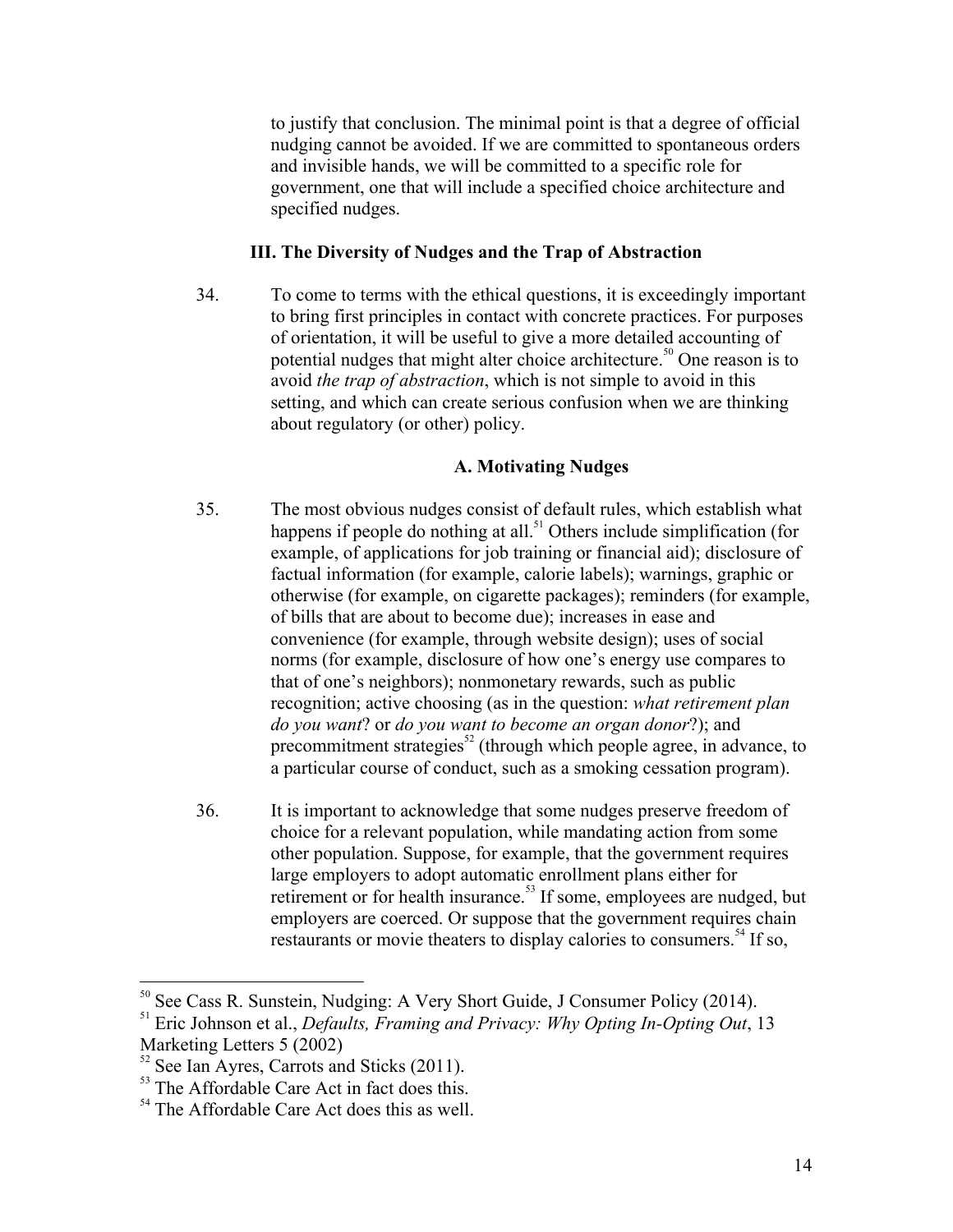to justify that conclusion. The minimal point is that a degree of official nudging cannot be avoided. If we are committed to spontaneous orders and invisible hands, we will be committed to a specific role for government, one that will include a specified choice architecture and specified nudges.

## III. The Diversity of Nudges and the Trap of Abstraction

34. To come to terms with the ethical questions, it is exceedingly important to bring first principles in contact with concrete practices. For purposes of orientation, it will be useful to give a more detailed accounting of potential nudges that might alter choice architecture.[50] One reason is to avoid *the trap of abstraction*, which is not simple to avoid in this setting, and which can create serious confusion when we are thinking about regulatory (or other) policy.

### A. Motivating Nudges

35. The most obvious nudges consist of default rules, which establish what happens if people do nothing at all.[51] Others include simplification (for example, of applications for job training or financial aid); disclosure of factual information (for example, calorie labels); warnings, graphic or otherwise (for example, on cigarette packages); reminders (for example, of bills that are about to become due); increases in ease and convenience (for example, through website design); uses of social norms (for example, disclosure of how one's energy use compares to that of one's neighbors); nonmonetary rewards, such as public recognition; active choosing (as in the question: *what retirement plan do you want*? or *do you want to become an organ donor*?); and precommitment strategies[52] (through which people agree, in advance, to a particular course of conduct, such as a smoking cessation program).

36. It is important to acknowledge that some nudges preserve freedom of choice for a relevant population, while mandating action from some other population. Suppose, for example, that the government requires large employers to adopt automatic enrollment plans either for retirement or for health insurance.[53] If some, employees are nudged, but employers are coerced. Or suppose that the government requires chain restaurants or movie theaters to display calories to consumers.[54] If so,

---

[50] See Cass R. Sunstein, Nudging: A Very Short Guide, J Consumer Policy (2014).

[51] Eric Johnson et al., *Defaults, Framing and Privacy: Why Opting In-Opting Out*, 13 Marketing Letters 5 (2002)

[52] See Ian Ayres, Carrots and Sticks (2011).

[53] The Affordable Care Act in fact does this.

[54] The Affordable Care Act does this as well.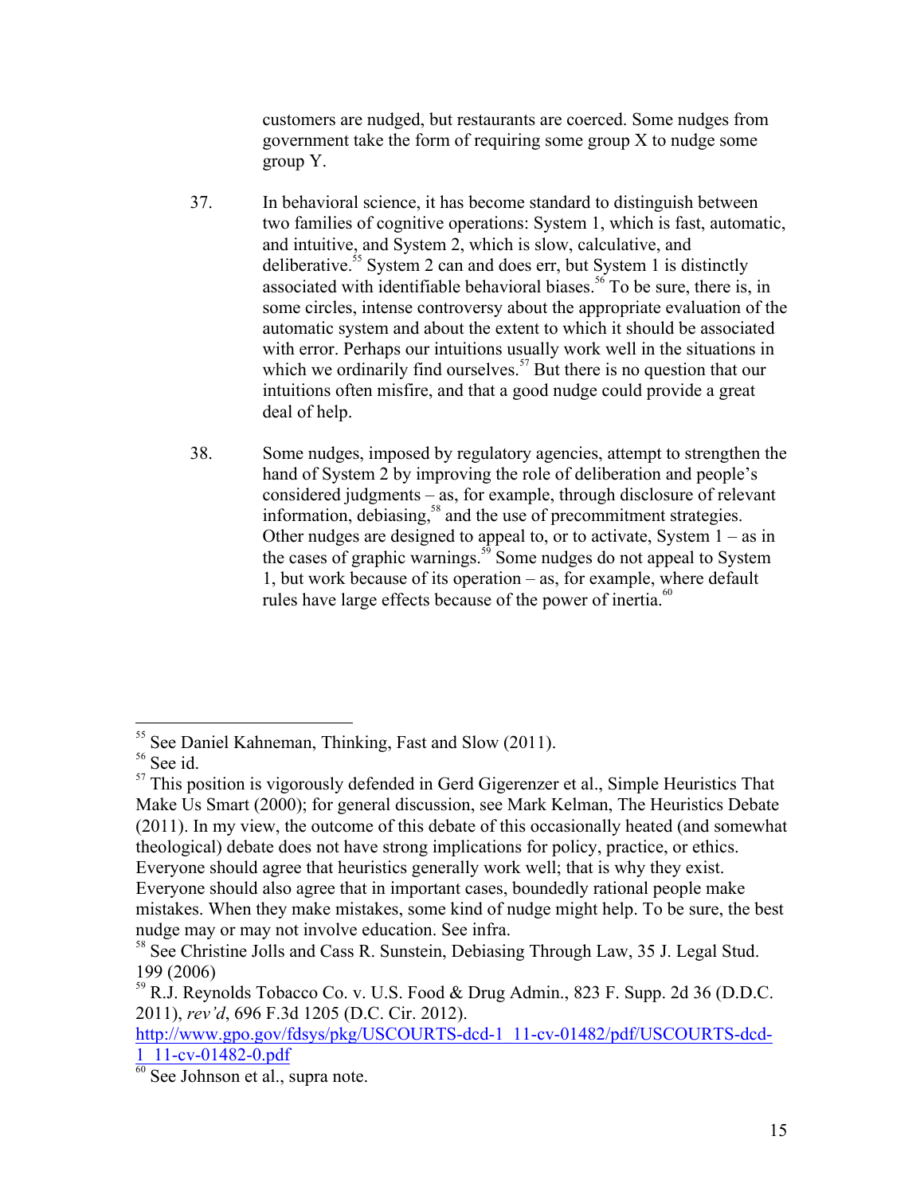customers are nudged, but restaurants are coerced. Some nudges from government take the form of requiring some group X to nudge some group Y.

37. In behavioral science, it has become standard to distinguish between two families of cognitive operations: System 1, which is fast, automatic, and intuitive, and System 2, which is slow, calculative, and deliberative.[55] System 2 can and does err, but System 1 is distinctly associated with identifiable behavioral biases.[56] To be sure, there is, in some circles, intense controversy about the appropriate evaluation of the automatic system and about the extent to which it should be associated with error. Perhaps our intuitions usually work well in the situations in which we ordinarily find ourselves.[57] But there is no question that our intuitions often misfire, and that a good nudge could provide a great deal of help.

38. Some nudges, imposed by regulatory agencies, attempt to strengthen the hand of System 2 by improving the role of deliberation and people's considered judgments – as, for example, through disclosure of relevant information, debiasing,[58] and the use of precommitment strategies. Other nudges are designed to appeal to, or to activate, System 1 – as in the cases of graphic warnings.[59] Some nudges do not appeal to System 1, but work because of its operation – as, for example, where default rules have large effects because of the power of inertia.[60]

---

[55] See Daniel Kahneman, Thinking, Fast and Slow (2011).

[56] See id.

[57] This position is vigorously defended in Gerd Gigerenzer et al., Simple Heuristics That Make Us Smart (2000); for general discussion, see Mark Kelman, The Heuristics Debate (2011). In my view, the outcome of this debate of this occasionally heated (and somewhat theological) debate does not have strong implications for policy, practice, or ethics. Everyone should agree that heuristics generally work well; that is why they exist. Everyone should also agree that in important cases, boundedly rational people make mistakes. When they make mistakes, some kind of nudge might help. To be sure, the best nudge may or may not involve education. See infra.

[58] See Christine Jolls and Cass R. Sunstein, Debiasing Through Law, 35 J. Legal Stud. 199 (2006)

[59] R.J. Reynolds Tobacco Co. v. U.S. Food & Drug Admin., 823 F. Supp. 2d 36 (D.D.C. 2011), *rev'd*, 696 F.3d 1205 (D.C. Cir. 2012). http://www.gpo.gov/fdsys/pkg/USCOURTS-dcd-1_11-cv-01482/pdf/USCOURTS-dcd-1_11-cv-01482-0.pdf

[60] See Johnson et al., supra note.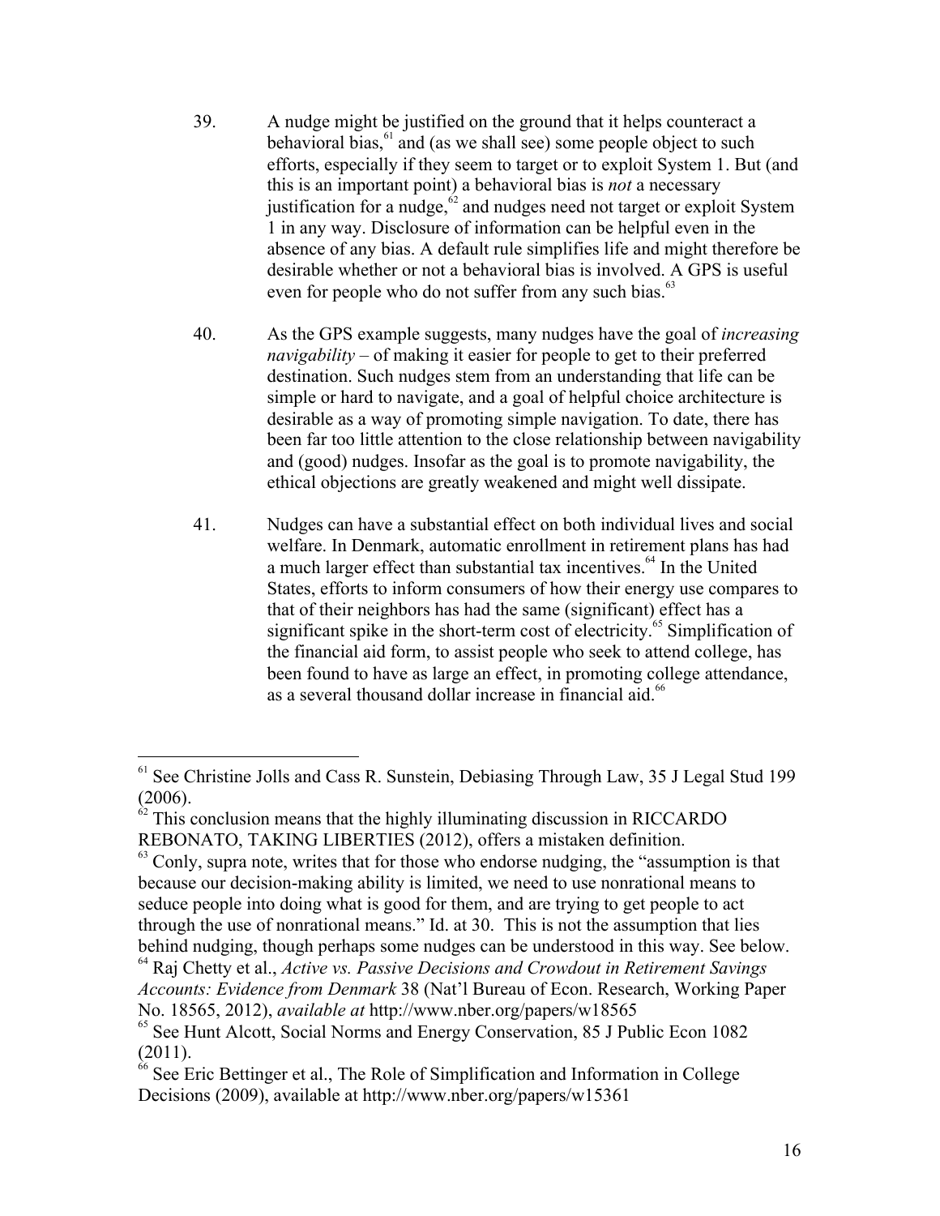39. A nudge might be justified on the ground that it helps counteract a behavioral bias,[61] and (as we shall see) some people object to such efforts, especially if they seem to target or to exploit System 1. But (and this is an important point) a behavioral bias is *not* a necessary justification for a nudge,[62] and nudges need not target or exploit System 1 in any way. Disclosure of information can be helpful even in the absence of any bias. A default rule simplifies life and might therefore be desirable whether or not a behavioral bias is involved. A GPS is useful even for people who do not suffer from any such bias.[63]

40. As the GPS example suggests, many nudges have the goal of *increasing navigability* – of making it easier for people to get to their preferred destination. Such nudges stem from an understanding that life can be simple or hard to navigate, and a goal of helpful choice architecture is desirable as a way of promoting simple navigation. To date, there has been far too little attention to the close relationship between navigability and (good) nudges. Insofar as the goal is to promote navigability, the ethical objections are greatly weakened and might well dissipate.

41. Nudges can have a substantial effect on both individual lives and social welfare. In Denmark, automatic enrollment in retirement plans has had a much larger effect than substantial tax incentives.[64] In the United States, efforts to inform consumers of how their energy use compares to that of their neighbors has had the same (significant) effect has a significant spike in the short-term cost of electricity.[65] Simplification of the financial aid form, to assist people who seek to attend college, has been found to have as large an effect, in promoting college attendance, as a several thousand dollar increase in financial aid.[66]

---

[61] See Christine Jolls and Cass R. Sunstein, Debiasing Through Law, 35 J Legal Stud 199 (2006).

[62] This conclusion means that the highly illuminating discussion in RICCARDO REBONATO, TAKING LIBERTIES (2012), offers a mistaken definition.

[63] Conly, supra note, writes that for those who endorse nudging, the "assumption is that because our decision-making ability is limited, we need to use nonrational means to seduce people into doing what is good for them, and are trying to get people to act through the use of nonrational means." Id. at 30. This is not the assumption that lies behind nudging, though perhaps some nudges can be understood in this way. See below.

[64] Raj Chetty et al., *Active vs. Passive Decisions and Crowdout in Retirement Savings Accounts: Evidence from Denmark* 38 (Nat'l Bureau of Econ. Research, Working Paper No. 18565, 2012), *available at* http://www.nber.org/papers/w18565

[65] See Hunt Alcott, Social Norms and Energy Conservation, 85 J Public Econ 1082 (2011).

[66] See Eric Bettinger et al., The Role of Simplification and Information in College Decisions (2009), available at http://www.nber.org/papers/w15361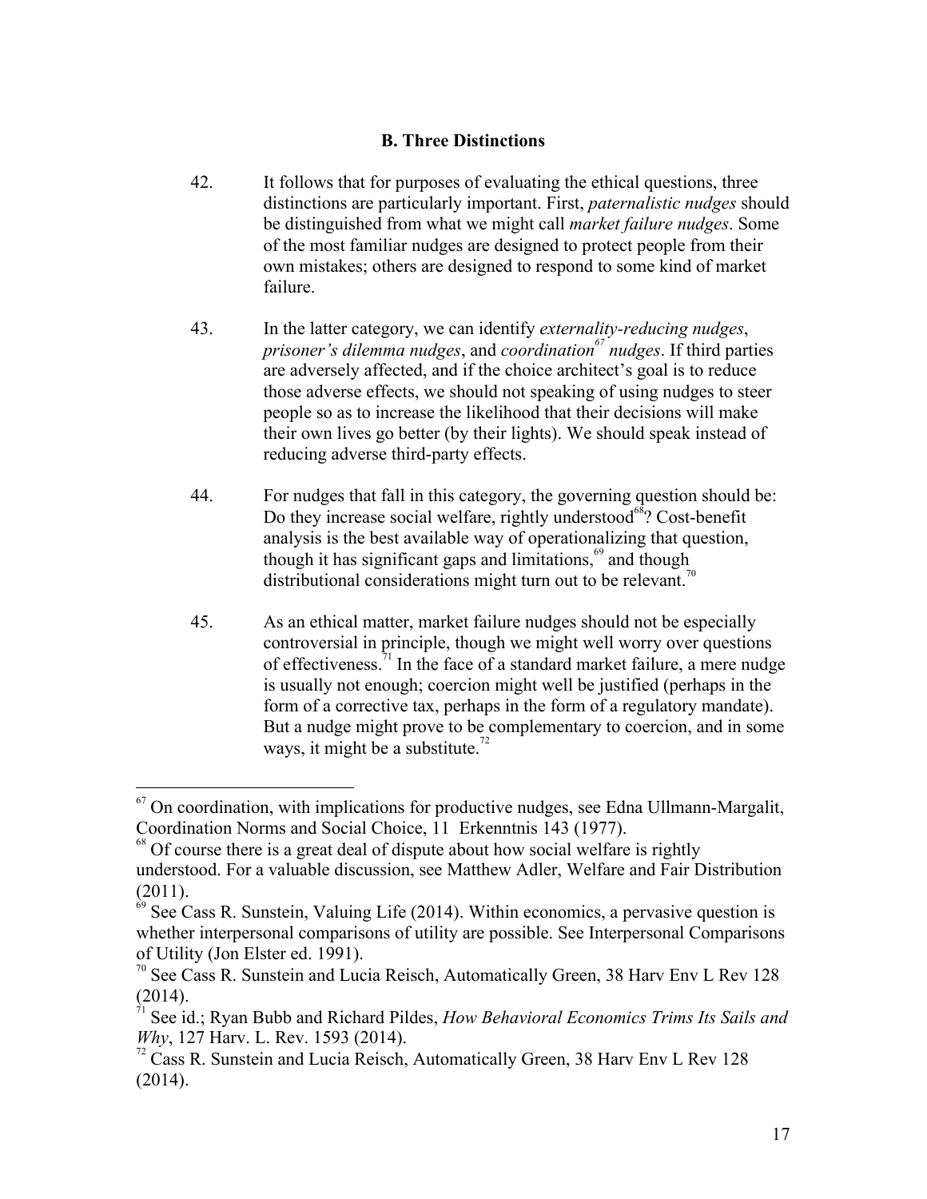### B. Three Distinctions

42. It follows that for purposes of evaluating the ethical questions, three distinctions are particularly important. First, *paternalistic nudges* should be distinguished from what we might call *market failure nudges*. Some of the most familiar nudges are designed to protect people from their own mistakes; others are designed to respond to some kind of market failure.

43. In the latter category, we can identify *externality-reducing nudges*, *prisoner's dilemma nudges*, and *coordination*[67] *nudges*. If third parties are adversely affected, and if the choice architect's goal is to reduce those adverse effects, we should not speaking of using nudges to steer people so as to increase the likelihood that their decisions will make their own lives go better (by their lights). We should speak instead of reducing adverse third-party effects.

44. For nudges that fall in this category, the governing question should be: Do they increase social welfare, rightly understood[68]? Cost-benefit analysis is the best available way of operationalizing that question, though it has significant gaps and limitations,[69] and though distributional considerations might turn out to be relevant.[70]

45. As an ethical matter, market failure nudges should not be especially controversial in principle, though we might well worry over questions of effectiveness.[71] In the face of a standard market failure, a mere nudge is usually not enough; coercion might well be justified (perhaps in the form of a corrective tax, perhaps in the form of a regulatory mandate). But a nudge might prove to be complementary to coercion, and in some ways, it might be a substitute.[72]

---

[67] On coordination, with implications for productive nudges, see Edna Ullmann-Margalit, Coordination Norms and Social Choice, 11 Erkenntnis 143 (1977).

[68] Of course there is a great deal of dispute about how social welfare is rightly understood. For a valuable discussion, see Matthew Adler, Welfare and Fair Distribution (2011).

[69] See Cass R. Sunstein, Valuing Life (2014). Within economics, a pervasive question is whether interpersonal comparisons of utility are possible. See Interpersonal Comparisons of Utility (Jon Elster ed. 1991).

[70] See Cass R. Sunstein and Lucia Reisch, Automatically Green, 38 Harv Env L Rev 128 (2014).

[71] See id.; Ryan Bubb and Richard Pildes, *How Behavioral Economics Trims Its Sails and Why*, 127 Harv. L. Rev. 1593 (2014).

[72] Cass R. Sunstein and Lucia Reisch, Automatically Green, 38 Harv Env L Rev 128 (2014).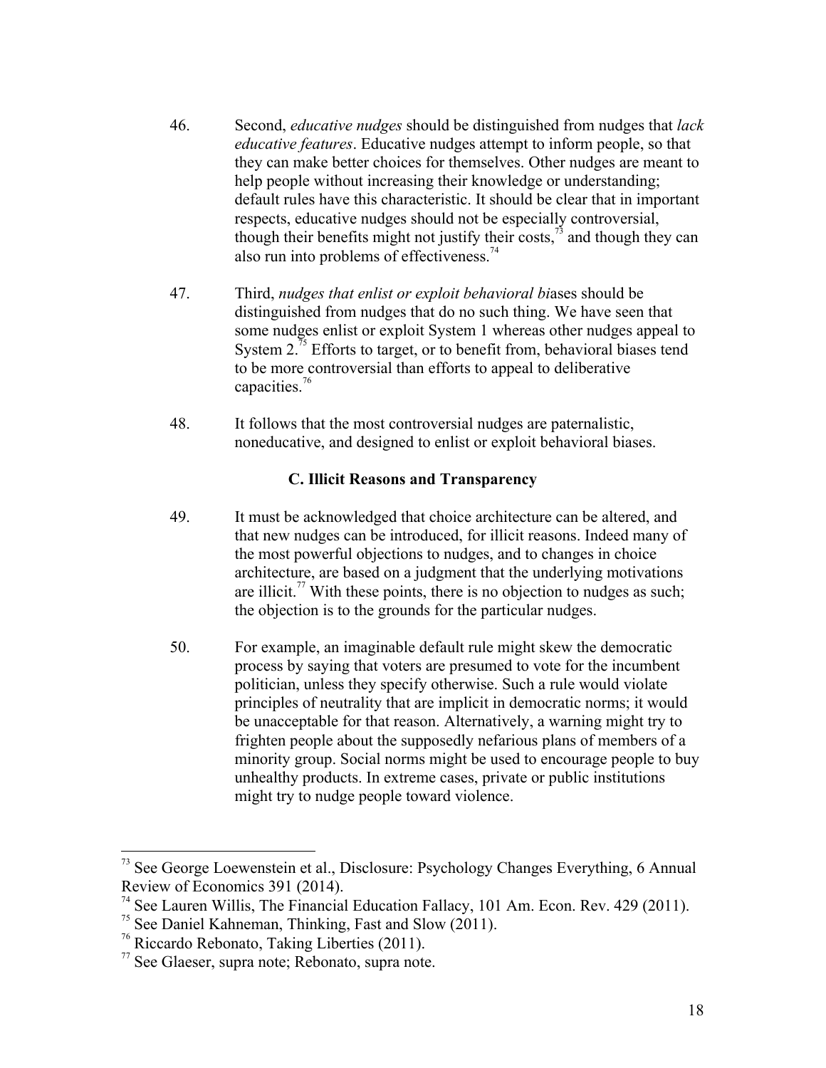46. Second, *educative nudges* should be distinguished from nudges that *lack educative features*. Educative nudges attempt to inform people, so that they can make better choices for themselves. Other nudges are meant to help people without increasing their knowledge or understanding; default rules have this characteristic. It should be clear that in important respects, educative nudges should not be especially controversial, though their benefits might not justify their costs,[73] and though they can also run into problems of effectiveness.[74]

47. Third, *nudges that enlist or exploit behavioral bi*ases should be distinguished from nudges that do no such thing. We have seen that some nudges enlist or exploit System 1 whereas other nudges appeal to System 2.[75] Efforts to target, or to benefit from, behavioral biases tend to be more controversial than efforts to appeal to deliberative capacities.[76]

48. It follows that the most controversial nudges are paternalistic, noneducative, and designed to enlist or exploit behavioral biases.

### C. Illicit Reasons and Transparency

49. It must be acknowledged that choice architecture can be altered, and that new nudges can be introduced, for illicit reasons. Indeed many of the most powerful objections to nudges, and to changes in choice architecture, are based on a judgment that the underlying motivations are illicit.[77] With these points, there is no objection to nudges as such; the objection is to the grounds for the particular nudges.

50. For example, an imaginable default rule might skew the democratic process by saying that voters are presumed to vote for the incumbent politician, unless they specify otherwise. Such a rule would violate principles of neutrality that are implicit in democratic norms; it would be unacceptable for that reason. Alternatively, a warning might try to frighten people about the supposedly nefarious plans of members of a minority group. Social norms might be used to encourage people to buy unhealthy products. In extreme cases, private or public institutions might try to nudge people toward violence.

---

[73] See George Loewenstein et al., Disclosure: Psychology Changes Everything, 6 Annual Review of Economics 391 (2014).

[74] See Lauren Willis, The Financial Education Fallacy, 101 Am. Econ. Rev. 429 (2011).

[75] See Daniel Kahneman, Thinking, Fast and Slow (2011).

[76] Riccardo Rebonato, Taking Liberties (2011).

[77] See Glaeser, supra note; Rebonato, supra note.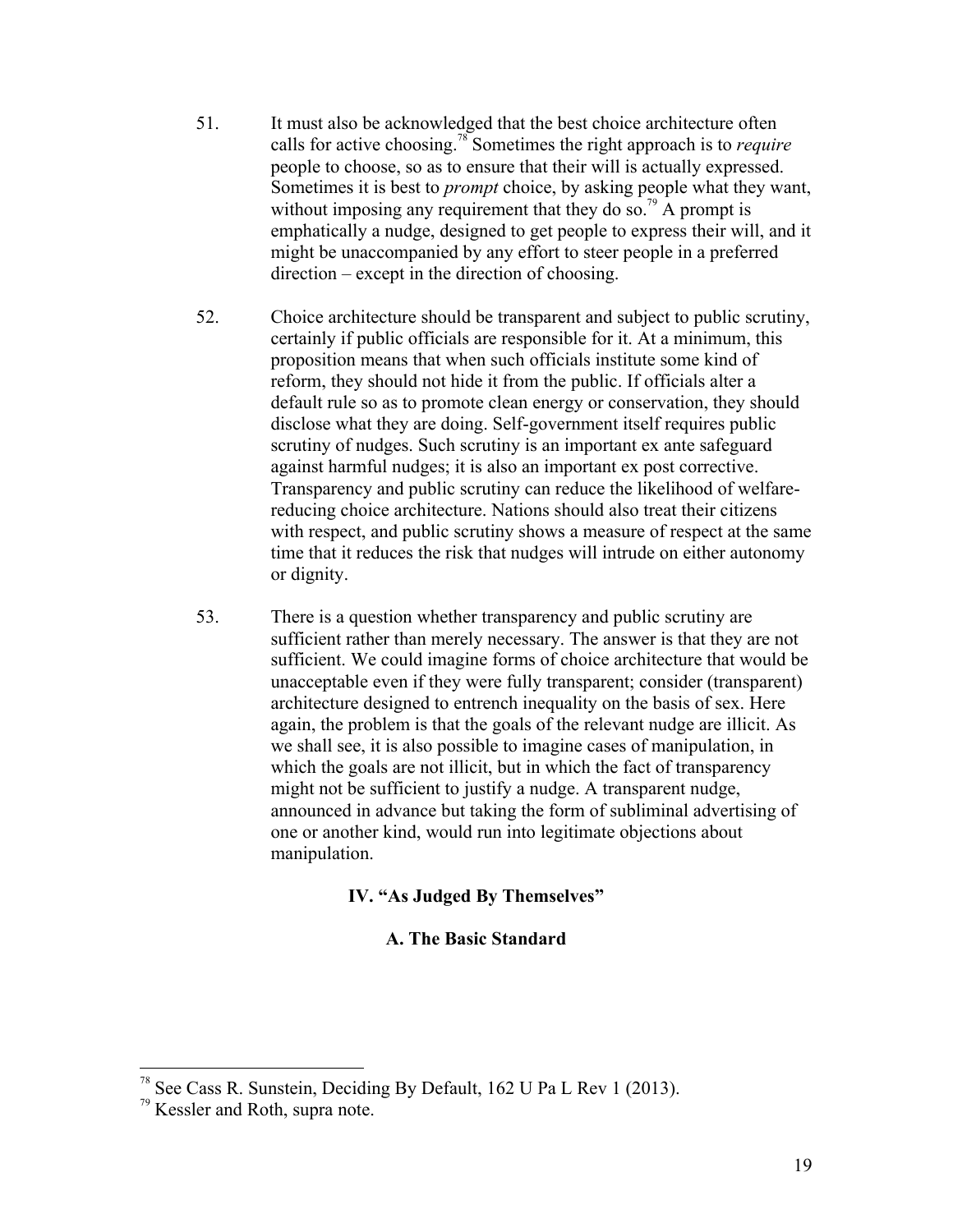51. It must also be acknowledged that the best choice architecture often calls for active choosing.[78] Sometimes the right approach is to *require* people to choose, so as to ensure that their will is actually expressed. Sometimes it is best to *prompt* choice, by asking people what they want, without imposing any requirement that they do so.[79] A prompt is emphatically a nudge, designed to get people to express their will, and it might be unaccompanied by any effort to steer people in a preferred direction – except in the direction of choosing.

52. Choice architecture should be transparent and subject to public scrutiny, certainly if public officials are responsible for it. At a minimum, this proposition means that when such officials institute some kind of reform, they should not hide it from the public. If officials alter a default rule so as to promote clean energy or conservation, they should disclose what they are doing. Self-government itself requires public scrutiny of nudges. Such scrutiny is an important ex ante safeguard against harmful nudges; it is also an important ex post corrective. Transparency and public scrutiny can reduce the likelihood of welfare-reducing choice architecture. Nations should also treat their citizens with respect, and public scrutiny shows a measure of respect at the same time that it reduces the risk that nudges will intrude on either autonomy or dignity.

53. There is a question whether transparency and public scrutiny are sufficient rather than merely necessary. The answer is that they are not sufficient. We could imagine forms of choice architecture that would be unacceptable even if they were fully transparent; consider (transparent) architecture designed to entrench inequality on the basis of sex. Here again, the problem is that the goals of the relevant nudge are illicit. As we shall see, it is also possible to imagine cases of manipulation, in which the goals are not illicit, but in which the fact of transparency might not be sufficient to justify a nudge. A transparent nudge, announced in advance but taking the form of subliminal advertising of one or another kind, would run into legitimate objections about manipulation.

## IV. "As Judged By Themselves"

### A. The Basic Standard

---

[78] See Cass R. Sunstein, Deciding By Default, 162 U Pa L Rev 1 (2013).

[79] Kessler and Roth, supra note.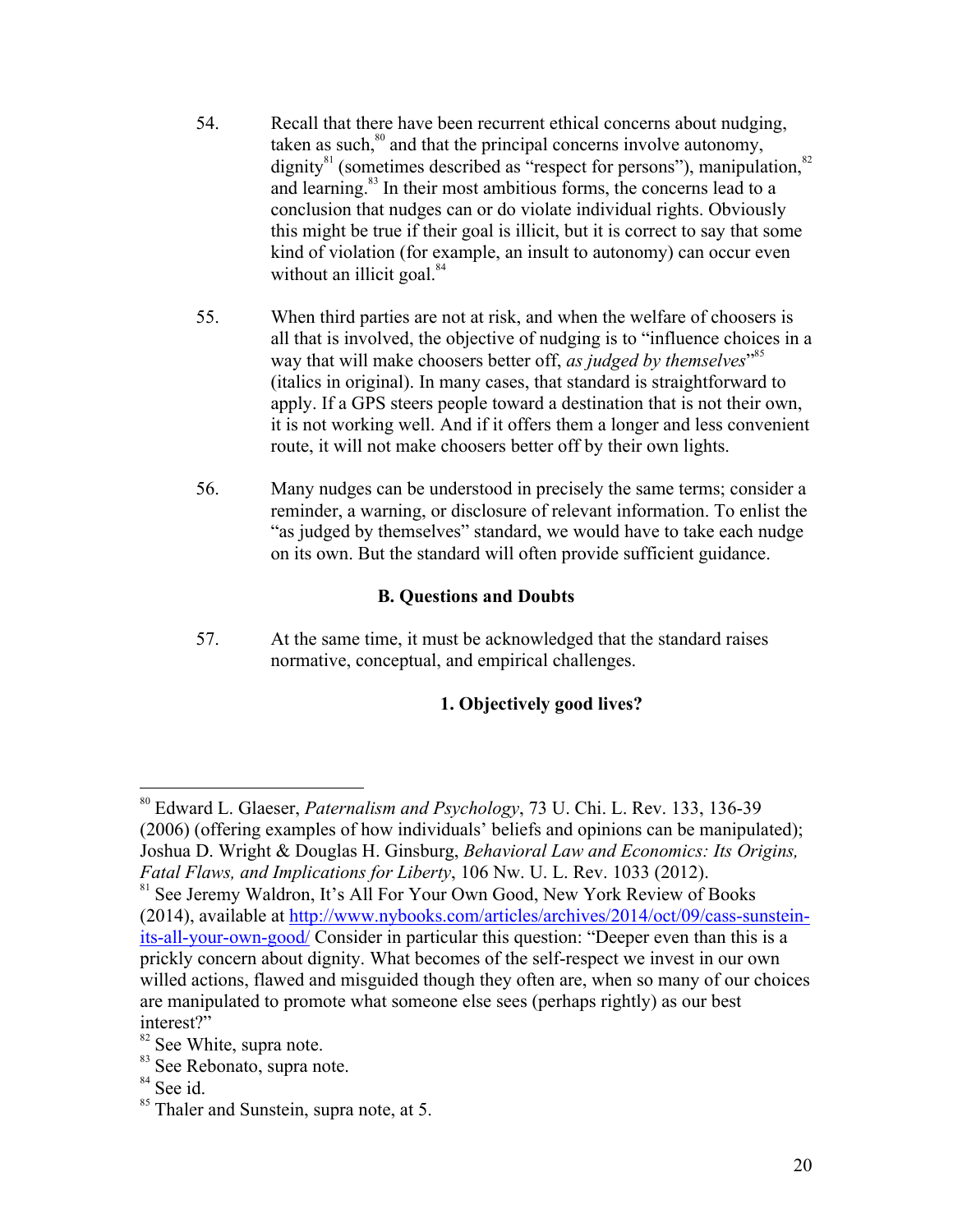54. Recall that there have been recurrent ethical concerns about nudging, taken as such,[80] and that the principal concerns involve autonomy, dignity[81] (sometimes described as "respect for persons"), manipulation,[82] and learning.[83] In their most ambitious forms, the concerns lead to a conclusion that nudges can or do violate individual rights. Obviously this might be true if their goal is illicit, but it is correct to say that some kind of violation (for example, an insult to autonomy) can occur even without an illicit goal.[84]

55. When third parties are not at risk, and when the welfare of choosers is all that is involved, the objective of nudging is to "influence choices in a way that will make choosers better off, *as judged by themselves*"[85] (italics in original). In many cases, that standard is straightforward to apply. If a GPS steers people toward a destination that is not their own, it is not working well. And if it offers them a longer and less convenient route, it will not make choosers better off by their own lights.

56. Many nudges can be understood in precisely the same terms; consider a reminder, a warning, or disclosure of relevant information. To enlist the "as judged by themselves" standard, we would have to take each nudge on its own. But the standard will often provide sufficient guidance.

### B. Questions and Doubts

57. At the same time, it must be acknowledged that the standard raises normative, conceptual, and empirical challenges.

#### 1. Objectively good lives?

---

[80] Edward L. Glaeser, *Paternalism and Psychology*, 73 U. Chi. L. Rev. 133, 136-39 (2006) (offering examples of how individuals' beliefs and opinions can be manipulated); Joshua D. Wright & Douglas H. Ginsburg, *Behavioral Law and Economics: Its Origins, Fatal Flaws, and Implications for Liberty*, 106 Nw. U. L. Rev. 1033 (2012).

[81] See Jeremy Waldron, It's All For Your Own Good, New York Review of Books (2014), available at http://www.nybooks.com/articles/archives/2014/oct/09/cass-sunstein-its-all-your-own-good/ Consider in particular this question: "Deeper even than this is a prickly concern about dignity. What becomes of the self-respect we invest in our own willed actions, flawed and misguided though they often are, when so many of our choices are manipulated to promote what someone else sees (perhaps rightly) as our best interest?"

[82] See White, supra note.

[83] See Rebonato, supra note.

[84] See id.

[85] Thaler and Sunstein, supra note, at 5.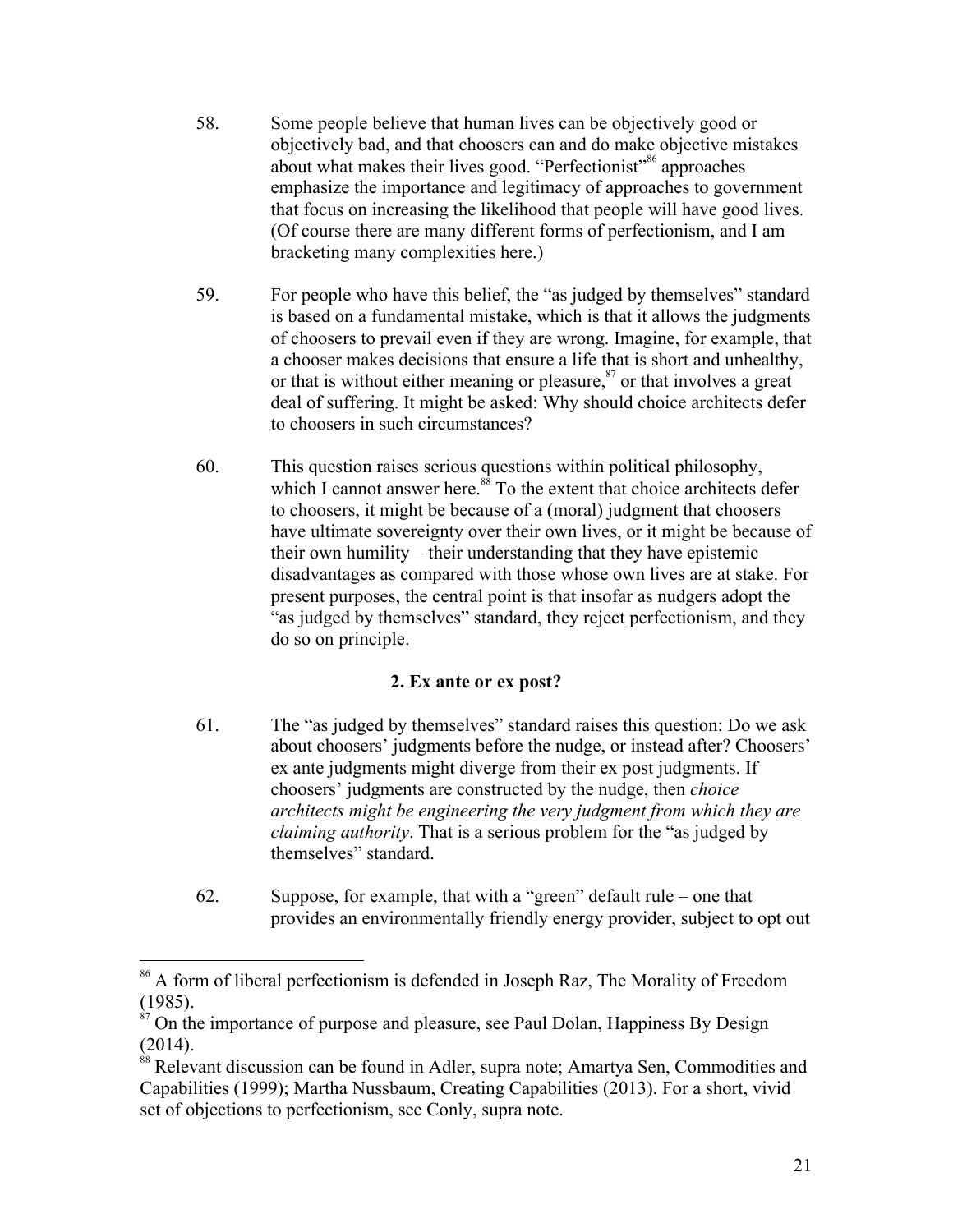58. Some people believe that human lives can be objectively good or objectively bad, and that choosers can and do make objective mistakes about what makes their lives good. "Perfectionist"[86] approaches emphasize the importance and legitimacy of approaches to government that focus on increasing the likelihood that people will have good lives. (Of course there are many different forms of perfectionism, and I am bracketing many complexities here.)

59. For people who have this belief, the "as judged by themselves" standard is based on a fundamental mistake, which is that it allows the judgments of choosers to prevail even if they are wrong. Imagine, for example, that a chooser makes decisions that ensure a life that is short and unhealthy, or that is without either meaning or pleasure,[87] or that involves a great deal of suffering. It might be asked: Why should choice architects defer to choosers in such circumstances?

60. This question raises serious questions within political philosophy, which I cannot answer here.[88] To the extent that choice architects defer to choosers, it might be because of a (moral) judgment that choosers have ultimate sovereignty over their own lives, or it might be because of their own humility – their understanding that they have epistemic disadvantages as compared with those whose own lives are at stake. For present purposes, the central point is that insofar as nudgers adopt the "as judged by themselves" standard, they reject perfectionism, and they do so on principle.

### 2. Ex ante or ex post?

61. The "as judged by themselves" standard raises this question: Do we ask about choosers' judgments before the nudge, or instead after? Choosers' ex ante judgments might diverge from their ex post judgments. If choosers' judgments are constructed by the nudge, then *choice architects might be engineering the very judgment from which they are claiming authority*. That is a serious problem for the "as judged by themselves" standard.

62. Suppose, for example, that with a "green" default rule – one that provides an environmentally friendly energy provider, subject to opt out

---

[86] A form of liberal perfectionism is defended in Joseph Raz, The Morality of Freedom (1985).

[87] On the importance of purpose and pleasure, see Paul Dolan, Happiness By Design (2014).

[88] Relevant discussion can be found in Adler, supra note; Amartya Sen, Commodities and Capabilities (1999); Martha Nussbaum, Creating Capabilities (2013). For a short, vivid set of objections to perfectionism, see Conly, supra note.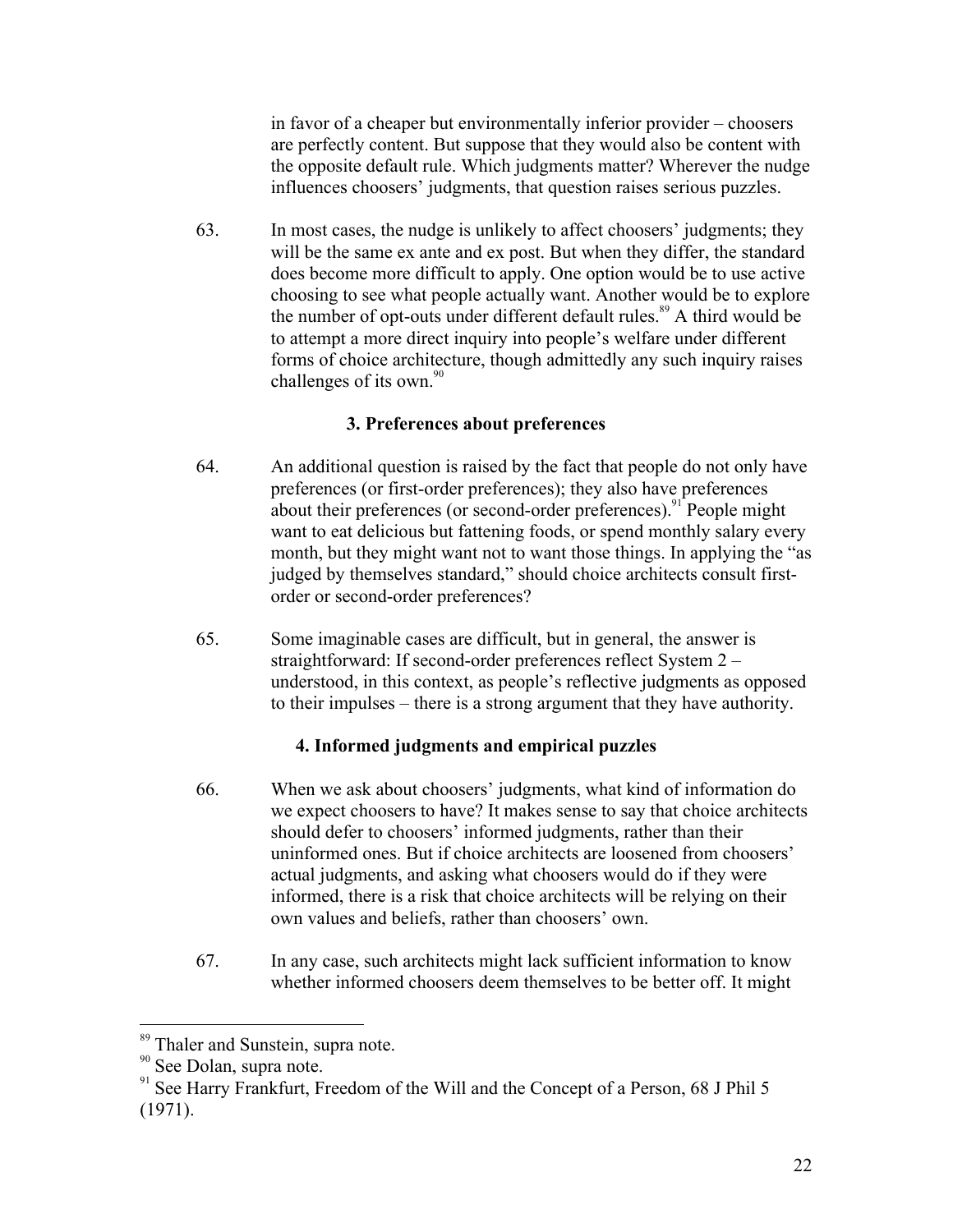in favor of a cheaper but environmentally inferior provider – choosers are perfectly content. But suppose that they would also be content with the opposite default rule. Which judgments matter? Wherever the nudge influences choosers' judgments, that question raises serious puzzles.

63. In most cases, the nudge is unlikely to affect choosers' judgments; they will be the same ex ante and ex post. But when they differ, the standard does become more difficult to apply. One option would be to use active choosing to see what people actually want. Another would be to explore the number of opt-outs under different default rules.[89] A third would be to attempt a more direct inquiry into people's welfare under different forms of choice architecture, though admittedly any such inquiry raises challenges of its own.[90]

### 3. Preferences about preferences

64. An additional question is raised by the fact that people do not only have preferences (or first-order preferences); they also have preferences about their preferences (or second-order preferences).[91] People might want to eat delicious but fattening foods, or spend monthly salary every month, but they might want not to want those things. In applying the "as judged by themselves standard," should choice architects consult first-order or second-order preferences?

65. Some imaginable cases are difficult, but in general, the answer is straightforward: If second-order preferences reflect System 2 – understood, in this context, as people's reflective judgments as opposed to their impulses – there is a strong argument that they have authority.

### 4. Informed judgments and empirical puzzles

66. When we ask about choosers' judgments, what kind of information do we expect choosers to have? It makes sense to say that choice architects should defer to choosers' informed judgments, rather than their uninformed ones. But if choice architects are loosened from choosers' actual judgments, and asking what choosers would do if they were informed, there is a risk that choice architects will be relying on their own values and beliefs, rather than choosers' own.

67. In any case, such architects might lack sufficient information to know whether informed choosers deem themselves to be better off. It might

---

[89] Thaler and Sunstein, supra note.

[90] See Dolan, supra note.

[91] See Harry Frankfurt, Freedom of the Will and the Concept of a Person, 68 J Phil 5 (1971).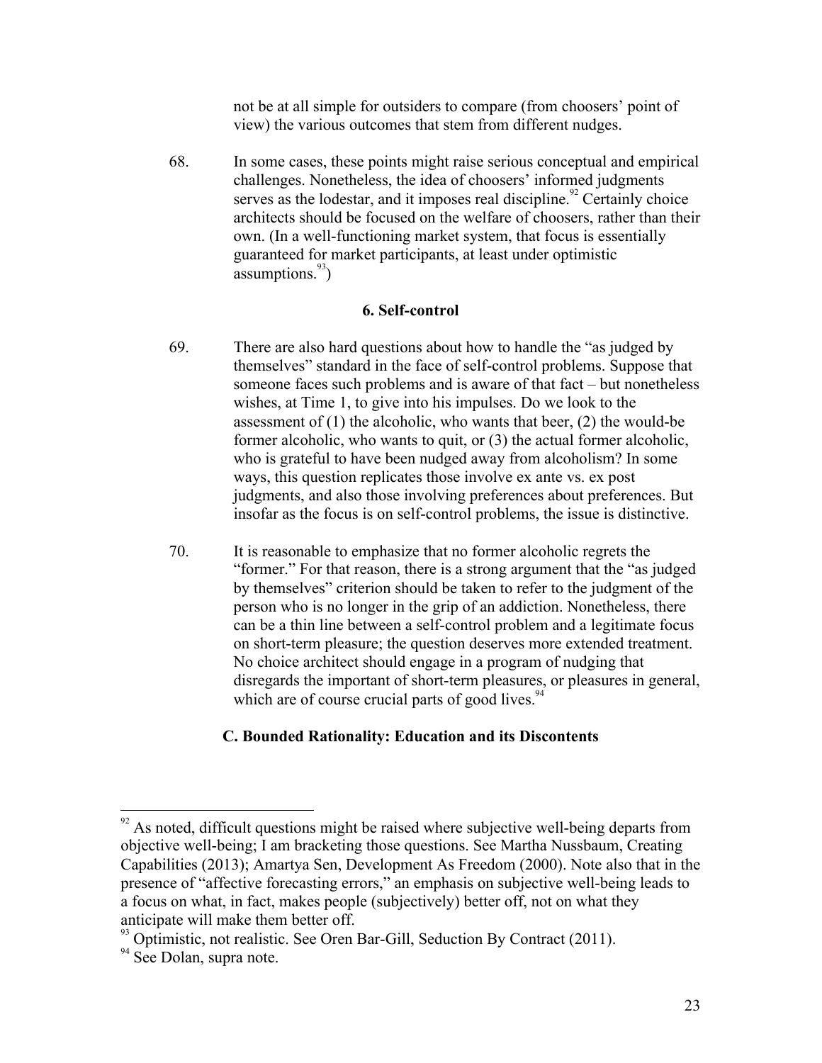not be at all simple for outsiders to compare (from choosers' point of view) the various outcomes that stem from different nudges.

68. In some cases, these points might raise serious conceptual and empirical challenges. Nonetheless, the idea of choosers' informed judgments serves as the lodestar, and it imposes real discipline.[92] Certainly choice architects should be focused on the welfare of choosers, rather than their own. (In a well-functioning market system, that focus is essentially guaranteed for market participants, at least under optimistic assumptions.[93])

### 6. Self-control

69. There are also hard questions about how to handle the "as judged by themselves" standard in the face of self-control problems. Suppose that someone faces such problems and is aware of that fact – but nonetheless wishes, at Time 1, to give into his impulses. Do we look to the assessment of (1) the alcoholic, who wants that beer, (2) the would-be former alcoholic, who wants to quit, or (3) the actual former alcoholic, who is grateful to have been nudged away from alcoholism? In some ways, this question replicates those involve ex ante vs. ex post judgments, and also those involving preferences about preferences. But insofar as the focus is on self-control problems, the issue is distinctive.

70. It is reasonable to emphasize that no former alcoholic regrets the "former." For that reason, there is a strong argument that the "as judged by themselves" criterion should be taken to refer to the judgment of the person who is no longer in the grip of an addiction. Nonetheless, there can be a thin line between a self-control problem and a legitimate focus on short-term pleasure; the question deserves more extended treatment. No choice architect should engage in a program of nudging that disregards the important of short-term pleasures, or pleasures in general, which are of course crucial parts of good lives.[94]

## C. Bounded Rationality: Education and its Discontents

---

[92] As noted, difficult questions might be raised where subjective well-being departs from objective well-being; I am bracketing those questions. See Martha Nussbaum, Creating Capabilities (2013); Amartya Sen, Development As Freedom (2000). Note also that in the presence of "affective forecasting errors," an emphasis on subjective well-being leads to a focus on what, in fact, makes people (subjectively) better off, not on what they anticipate will make them better off.

[93] Optimistic, not realistic. See Oren Bar-Gill, Seduction By Contract (2011).

[94] See Dolan, supra note.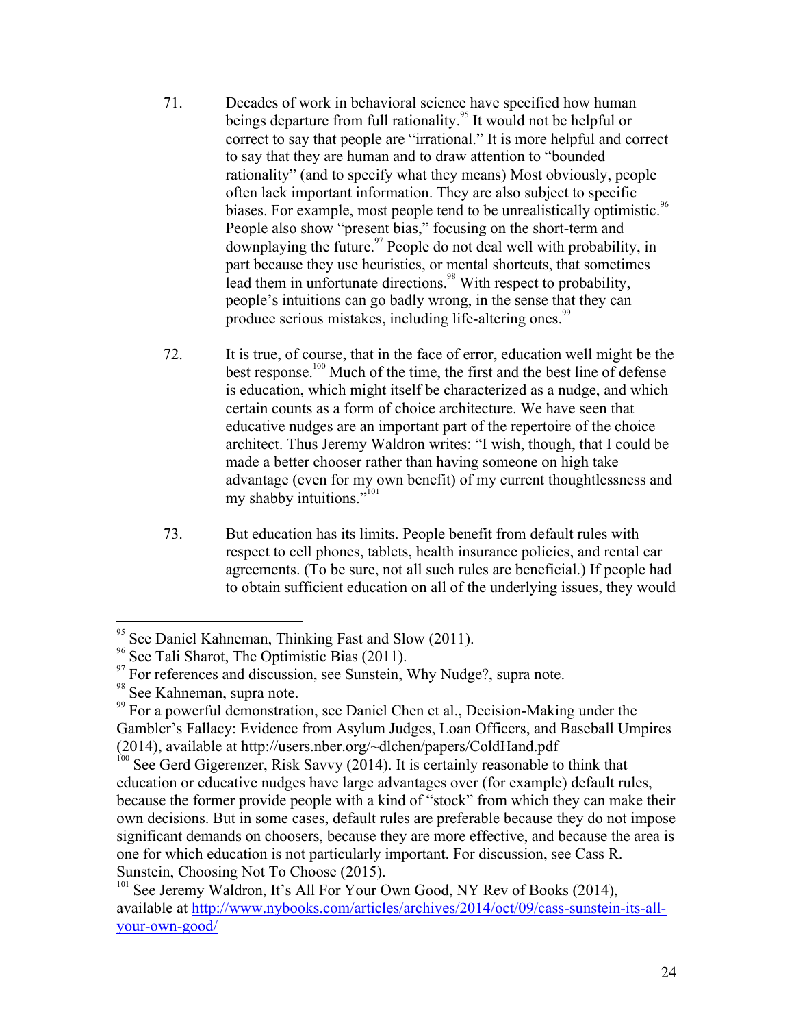71. Decades of work in behavioral science have specified how human beings departure from full rationality.[95] It would not be helpful or correct to say that people are "irrational." It is more helpful and correct to say that they are human and to draw attention to "bounded rationality" (and to specify what they means) Most obviously, people often lack important information. They are also subject to specific biases. For example, most people tend to be unrealistically optimistic.[96] People also show "present bias," focusing on the short-term and downplaying the future.[97] People do not deal well with probability, in part because they use heuristics, or mental shortcuts, that sometimes lead them in unfortunate directions.[98] With respect to probability, people's intuitions can go badly wrong, in the sense that they can produce serious mistakes, including life-altering ones.[99]

72. It is true, of course, that in the face of error, education well might be the best response.[100] Much of the time, the first and the best line of defense is education, which might itself be characterized as a nudge, and which certain counts as a form of choice architecture. We have seen that educative nudges are an important part of the repertoire of the choice architect. Thus Jeremy Waldron writes: "I wish, though, that I could be made a better chooser rather than having someone on high take advantage (even for my own benefit) of my current thoughtlessness and my shabby intuitions."[101]

73. But education has its limits. People benefit from default rules with respect to cell phones, tablets, health insurance policies, and rental car agreements. (To be sure, not all such rules are beneficial.) If people had to obtain sufficient education on all of the underlying issues, they would

---

[95] See Daniel Kahneman, Thinking Fast and Slow (2011).

[96] See Tali Sharot, The Optimistic Bias (2011).

[97] For references and discussion, see Sunstein, Why Nudge?, supra note.

[98] See Kahneman, supra note.

[99] For a powerful demonstration, see Daniel Chen et al., Decision-Making under the Gambler's Fallacy: Evidence from Asylum Judges, Loan Officers, and Baseball Umpires (2014), available at http://users.nber.org/~dlchen/papers/ColdHand.pdf

[100] See Gerd Gigerenzer, Risk Savvy (2014). It is certainly reasonable to think that education or educative nudges have large advantages over (for example) default rules, because the former provide people with a kind of "stock" from which they can make their own decisions. But in some cases, default rules are preferable because they do not impose significant demands on choosers, because they are more effective, and because the area is one for which education is not particularly important. For discussion, see Cass R. Sunstein, Choosing Not To Choose (2015).

[101] See Jeremy Waldron, It's All For Your Own Good, NY Rev of Books (2014), available at http://www.nybooks.com/articles/archives/2014/oct/09/cass-sunstein-its-all-your-own-good/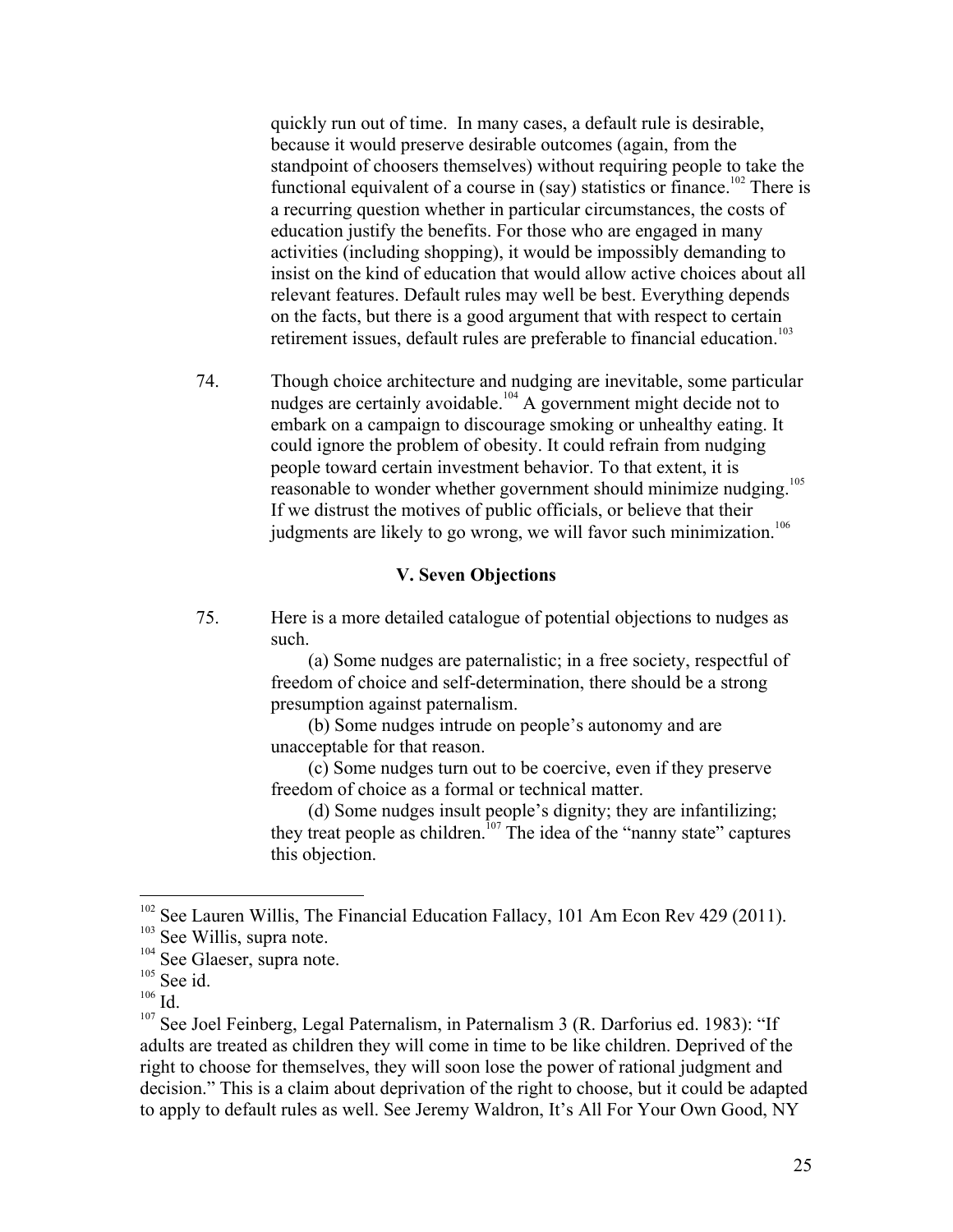quickly run out of time. In many cases, a default rule is desirable, because it would preserve desirable outcomes (again, from the standpoint of choosers themselves) without requiring people to take the functional equivalent of a course in (say) statistics or finance.[102] There is a recurring question whether in particular circumstances, the costs of education justify the benefits. For those who are engaged in many activities (including shopping), it would be impossibly demanding to insist on the kind of education that would allow active choices about all relevant features. Default rules may well be best. Everything depends on the facts, but there is a good argument that with respect to certain retirement issues, default rules are preferable to financial education.[103]

74. Though choice architecture and nudging are inevitable, some particular nudges are certainly avoidable.[104] A government might decide not to embark on a campaign to discourage smoking or unhealthy eating. It could ignore the problem of obesity. It could refrain from nudging people toward certain investment behavior. To that extent, it is reasonable to wonder whether government should minimize nudging.[105] If we distrust the motives of public officials, or believe that their judgments are likely to go wrong, we will favor such minimization.[106]

### V. Seven Objections

75. Here is a more detailed catalogue of potential objections to nudges as such.

(a) Some nudges are paternalistic; in a free society, respectful of freedom of choice and self-determination, there should be a strong presumption against paternalism.

(b) Some nudges intrude on people's autonomy and are unacceptable for that reason.

(c) Some nudges turn out to be coercive, even if they preserve freedom of choice as a formal or technical matter.

(d) Some nudges insult people's dignity; they are infantilizing; they treat people as children.[107] The idea of the "nanny state" captures this objection.

---

[102] See Lauren Willis, The Financial Education Fallacy, 101 Am Econ Rev 429 (2011).

[103] See Willis, supra note.

[104] See Glaeser, supra note.

[105] See id.

[106] Id.

[107] See Joel Feinberg, Legal Paternalism, in Paternalism 3 (R. Darforius ed. 1983): "If adults are treated as children they will come in time to be like children. Deprived of the right to choose for themselves, they will soon lose the power of rational judgment and decision." This is a claim about deprivation of the right to choose, but it could be adapted to apply to default rules as well. See Jeremy Waldron, It's All For Your Own Good, NY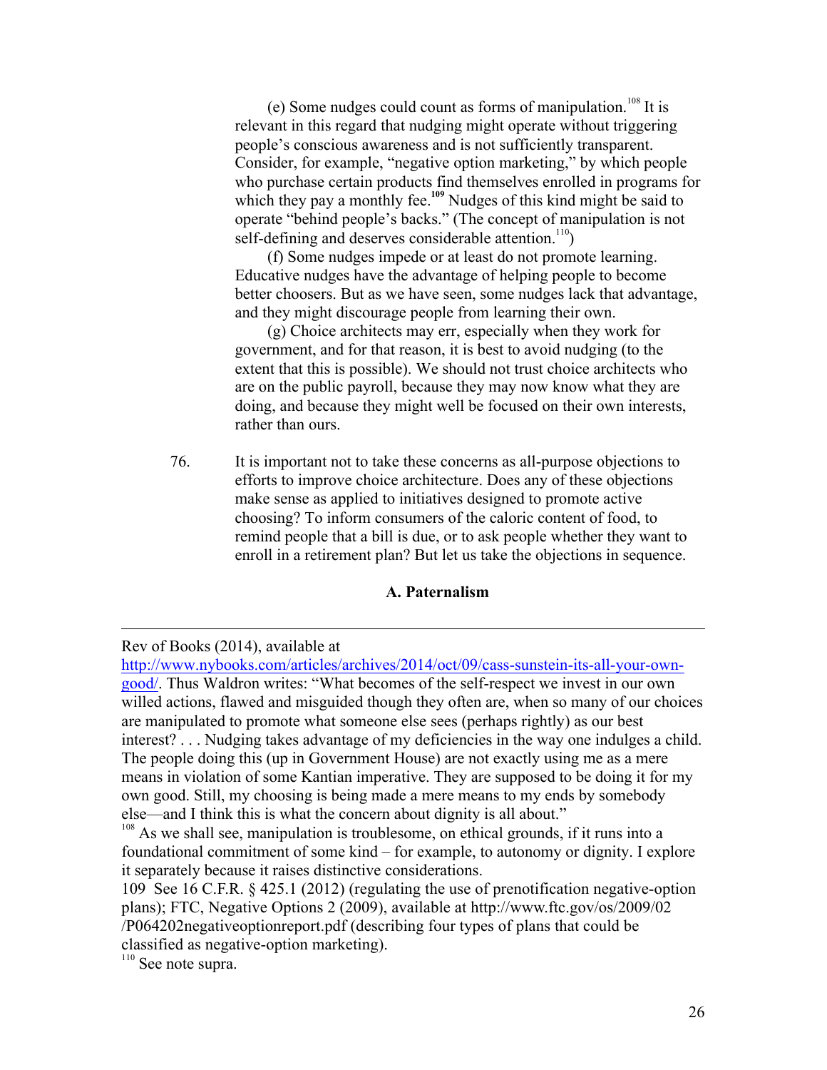(e) Some nudges could count as forms of manipulation.[108] It is relevant in this regard that nudging might operate without triggering people's conscious awareness and is not sufficiently transparent. Consider, for example, "negative option marketing," by which people who purchase certain products find themselves enrolled in programs for which they pay a monthly fee.[109] Nudges of this kind might be said to operate "behind people's backs." (The concept of manipulation is not self-defining and deserves considerable attention.[110])

(f) Some nudges impede or at least do not promote learning. Educative nudges have the advantage of helping people to become better choosers. But as we have seen, some nudges lack that advantage, and they might discourage people from learning their own.

(g) Choice architects may err, especially when they work for government, and for that reason, it is best to avoid nudging (to the extent that this is possible). We should not trust choice architects who are on the public payroll, because they may now know what they are doing, and because they might well be focused on their own interests, rather than ours.

76. It is important not to take these concerns as all-purpose objections to efforts to improve choice architecture. Does any of these objections make sense as applied to initiatives designed to promote active choosing? To inform consumers of the caloric content of food, to remind people that a bill is due, or to ask people whether they want to enroll in a retirement plan? But let us take the objections in sequence.

### A. Paternalism

---

Rev of Books (2014), available at http://www.nybooks.com/articles/archives/2014/oct/09/cass-sunstein-its-all-your-own-good/. Thus Waldron writes: "What becomes of the self-respect we invest in our own willed actions, flawed and misguided though they often are, when so many of our choices are manipulated to promote what someone else sees (perhaps rightly) as our best interest? . . . Nudging takes advantage of my deficiencies in the way one indulges a child. The people doing this (up in Government House) are not exactly using me as a mere means in violation of some Kantian imperative. They are supposed to be doing it for my own good. Still, my choosing is being made a mere means to my ends by somebody else—and I think this is what the concern about dignity is all about."

[108] As we shall see, manipulation is troublesome, on ethical grounds, if it runs into a foundational commitment of some kind – for example, to autonomy or dignity. I explore it separately because it raises distinctive considerations.

109 See 16 C.F.R. § 425.1 (2012) (regulating the use of prenotification negative-option plans); FTC, Negative Options 2 (2009), available at http://www.ftc.gov/os/2009/02 /P064202negativeoptionreport.pdf (describing four types of plans that could be classified as negative-option marketing).

[110] See note supra.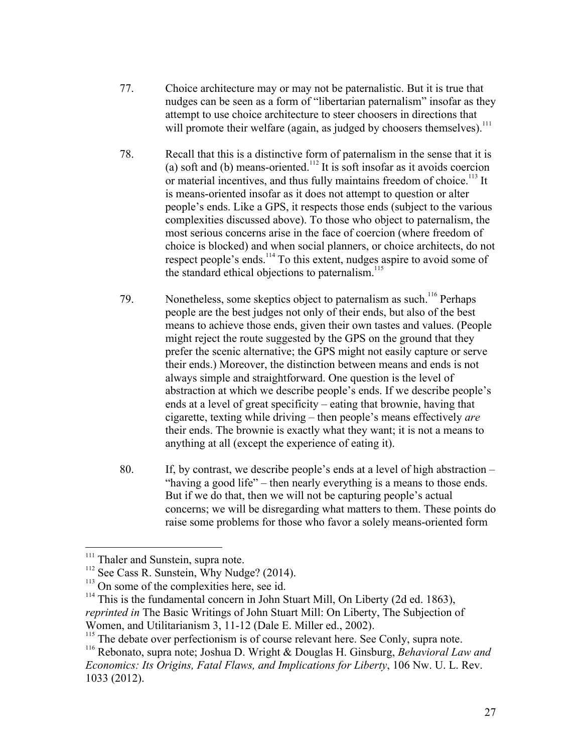77. Choice architecture may or may not be paternalistic. But it is true that nudges can be seen as a form of "libertarian paternalism" insofar as they attempt to use choice architecture to steer choosers in directions that will promote their welfare (again, as judged by choosers themselves).[111]

78. Recall that this is a distinctive form of paternalism in the sense that it is (a) soft and (b) means-oriented.[112] It is soft insofar as it avoids coercion or material incentives, and thus fully maintains freedom of choice.[113] It is means-oriented insofar as it does not attempt to question or alter people's ends. Like a GPS, it respects those ends (subject to the various complexities discussed above). To those who object to paternalism, the most serious concerns arise in the face of coercion (where freedom of choice is blocked) and when social planners, or choice architects, do not respect people's ends.[114] To this extent, nudges aspire to avoid some of the standard ethical objections to paternalism.[115]

79. Nonetheless, some skeptics object to paternalism as such.[116] Perhaps people are the best judges not only of their ends, but also of the best means to achieve those ends, given their own tastes and values. (People might reject the route suggested by the GPS on the ground that they prefer the scenic alternative; the GPS might not easily capture or serve their ends.) Moreover, the distinction between means and ends is not always simple and straightforward. One question is the level of abstraction at which we describe people's ends. If we describe people's ends at a level of great specificity – eating that brownie, having that cigarette, texting while driving – then people's means effectively *are* their ends. The brownie is exactly what they want; it is not a means to anything at all (except the experience of eating it).

80. If, by contrast, we describe people's ends at a level of high abstraction – "having a good life" – then nearly everything is a means to those ends. But if we do that, then we will not be capturing people's actual concerns; we will be disregarding what matters to them. These points do raise some problems for those who favor a solely means-oriented form

---

[111] Thaler and Sunstein, supra note.

[112] See Cass R. Sunstein, Why Nudge? (2014).

[113] On some of the complexities here, see id.

[114] This is the fundamental concern in John Stuart Mill, On Liberty (2d ed. 1863), *reprinted in* The Basic Writings of John Stuart Mill: On Liberty, The Subjection of Women, and Utilitarianism 3, 11-12 (Dale E. Miller ed., 2002).

[115] The debate over perfectionism is of course relevant here. See Conly, supra note.

[116] Rebonato, supra note; Joshua D. Wright & Douglas H. Ginsburg, *Behavioral Law and Economics: Its Origins, Fatal Flaws, and Implications for Liberty*, 106 Nw. U. L. Rev. 1033 (2012).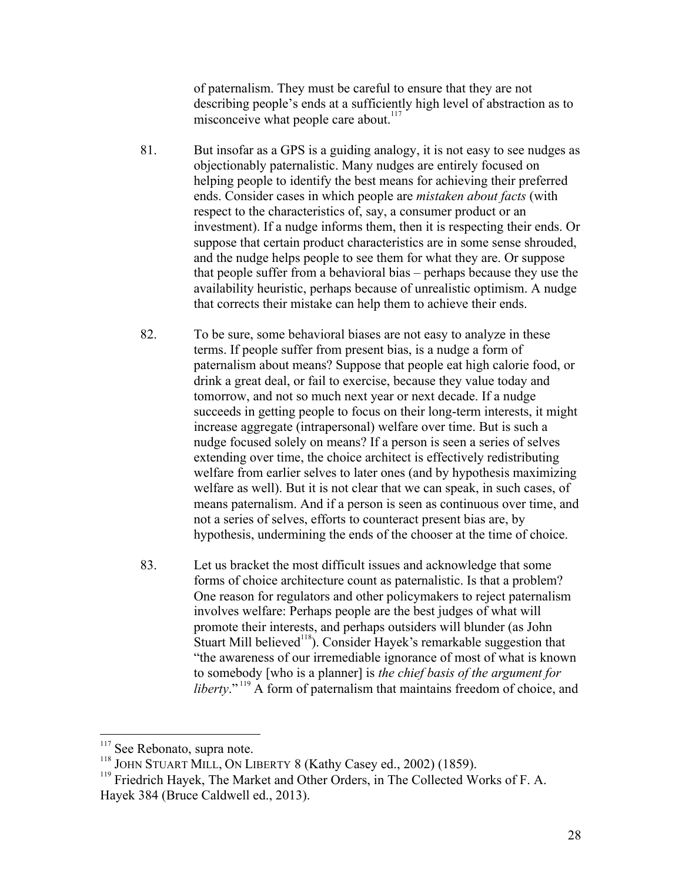of paternalism. They must be careful to ensure that they are not describing people's ends at a sufficiently high level of abstraction as to misconceive what people care about.[117]

81. But insofar as a GPS is a guiding analogy, it is not easy to see nudges as objectionably paternalistic. Many nudges are entirely focused on helping people to identify the best means for achieving their preferred ends. Consider cases in which people are *mistaken about facts* (with respect to the characteristics of, say, a consumer product or an investment). If a nudge informs them, then it is respecting their ends. Or suppose that certain product characteristics are in some sense shrouded, and the nudge helps people to see them for what they are. Or suppose that people suffer from a behavioral bias – perhaps because they use the availability heuristic, perhaps because of unrealistic optimism. A nudge that corrects their mistake can help them to achieve their ends.

82. To be sure, some behavioral biases are not easy to analyze in these terms. If people suffer from present bias, is a nudge a form of paternalism about means? Suppose that people eat high calorie food, or drink a great deal, or fail to exercise, because they value today and tomorrow, and not so much next year or next decade. If a nudge succeeds in getting people to focus on their long-term interests, it might increase aggregate (intrapersonal) welfare over time. But is such a nudge focused solely on means? If a person is seen a series of selves extending over time, the choice architect is effectively redistributing welfare from earlier selves to later ones (and by hypothesis maximizing welfare as well). But it is not clear that we can speak, in such cases, of means paternalism. And if a person is seen as continuous over time, and not a series of selves, efforts to counteract present bias are, by hypothesis, undermining the ends of the chooser at the time of choice.

83. Let us bracket the most difficult issues and acknowledge that some forms of choice architecture count as paternalistic. Is that a problem? One reason for regulators and other policymakers to reject paternalism involves welfare: Perhaps people are the best judges of what will promote their interests, and perhaps outsiders will blunder (as John Stuart Mill believed[118]). Consider Hayek's remarkable suggestion that "the awareness of our irremediable ignorance of most of what is known to somebody [who is a planner] is *the chief basis of the argument for liberty*."[119] A form of paternalism that maintains freedom of choice, and

[117] See Rebonato, supra note.

[118] JOHN STUART MILL, ON LIBERTY 8 (Kathy Casey ed., 2002) (1859).

[119] Friedrich Hayek, The Market and Other Orders, in The Collected Works of F. A. Hayek 384 (Bruce Caldwell ed., 2013).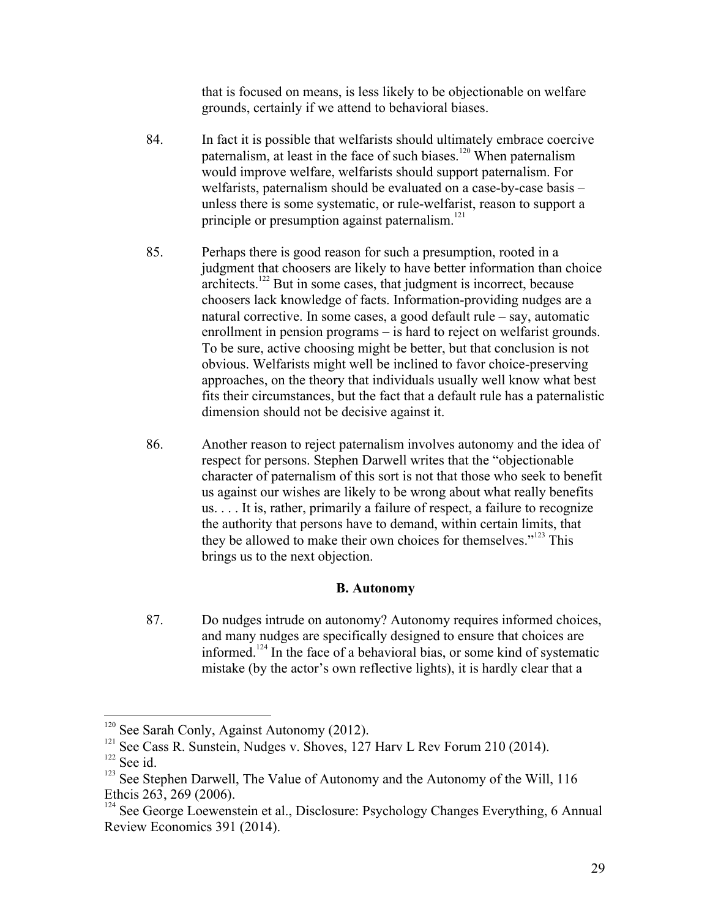that is focused on means, is less likely to be objectionable on welfare grounds, certainly if we attend to behavioral biases.

84. In fact it is possible that welfarists should ultimately embrace coercive paternalism, at least in the face of such biases.[120] When paternalism would improve welfare, welfarists should support paternalism. For welfarists, paternalism should be evaluated on a case-by-case basis – unless there is some systematic, or rule-welfarist, reason to support a principle or presumption against paternalism.[121]

85. Perhaps there is good reason for such a presumption, rooted in a judgment that choosers are likely to have better information than choice architects.[122] But in some cases, that judgment is incorrect, because choosers lack knowledge of facts. Information-providing nudges are a natural corrective. In some cases, a good default rule – say, automatic enrollment in pension programs – is hard to reject on welfarist grounds. To be sure, active choosing might be better, but that conclusion is not obvious. Welfarists might well be inclined to favor choice-preserving approaches, on the theory that individuals usually well know what best fits their circumstances, but the fact that a default rule has a paternalistic dimension should not be decisive against it.

86. Another reason to reject paternalism involves autonomy and the idea of respect for persons. Stephen Darwell writes that the "objectionable character of paternalism of this sort is not that those who seek to benefit us against our wishes are likely to be wrong about what really benefits us. . . . It is, rather, primarily a failure of respect, a failure to recognize the authority that persons have to demand, within certain limits, that they be allowed to make their own choices for themselves."[123] This brings us to the next objection.

### B. Autonomy

87. Do nudges intrude on autonomy? Autonomy requires informed choices, and many nudges are specifically designed to ensure that choices are informed.[124] In the face of a behavioral bias, or some kind of systematic mistake (by the actor's own reflective lights), it is hardly clear that a

---

[120] See Sarah Conly, Against Autonomy (2012).

[121] See Cass R. Sunstein, Nudges v. Shoves, 127 Harv L Rev Forum 210 (2014).

[122] See id.

[123] See Stephen Darwell, The Value of Autonomy and the Autonomy of the Will, 116 Ethcis 263, 269 (2006).

[124] See George Loewenstein et al., Disclosure: Psychology Changes Everything, 6 Annual Review Economics 391 (2014).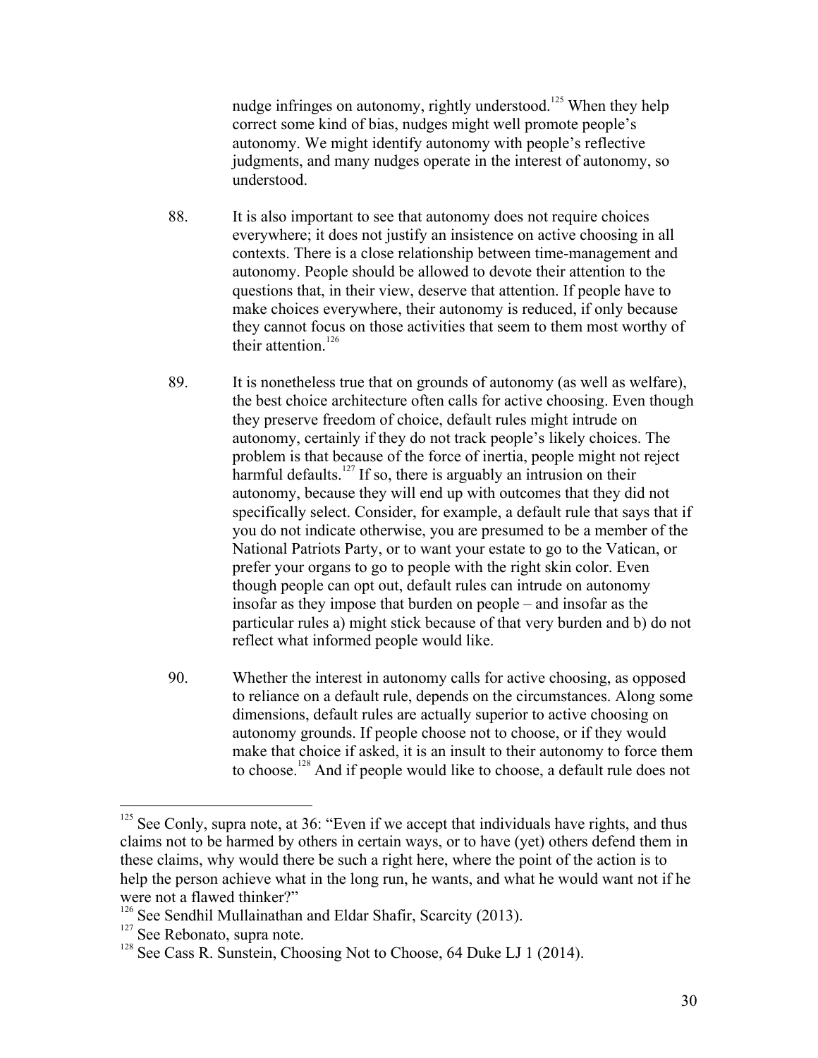nudge infringes on autonomy, rightly understood.[125] When they help correct some kind of bias, nudges might well promote people's autonomy. We might identify autonomy with people's reflective judgments, and many nudges operate in the interest of autonomy, so understood.

88. It is also important to see that autonomy does not require choices everywhere; it does not justify an insistence on active choosing in all contexts. There is a close relationship between time-management and autonomy. People should be allowed to devote their attention to the questions that, in their view, deserve that attention. If people have to make choices everywhere, their autonomy is reduced, if only because they cannot focus on those activities that seem to them most worthy of their attention.[126]

89. It is nonetheless true that on grounds of autonomy (as well as welfare), the best choice architecture often calls for active choosing. Even though they preserve freedom of choice, default rules might intrude on autonomy, certainly if they do not track people's likely choices. The problem is that because of the force of inertia, people might not reject harmful defaults.[127] If so, there is arguably an intrusion on their autonomy, because they will end up with outcomes that they did not specifically select. Consider, for example, a default rule that says that if you do not indicate otherwise, you are presumed to be a member of the National Patriots Party, or to want your estate to go to the Vatican, or prefer your organs to go to people with the right skin color. Even though people can opt out, default rules can intrude on autonomy insofar as they impose that burden on people – and insofar as the particular rules a) might stick because of that very burden and b) do not reflect what informed people would like.

90. Whether the interest in autonomy calls for active choosing, as opposed to reliance on a default rule, depends on the circumstances. Along some dimensions, default rules are actually superior to active choosing on autonomy grounds. If people choose not to choose, or if they would make that choice if asked, it is an insult to their autonomy to force them to choose.[128] And if people would like to choose, a default rule does not

---

[125] See Conly, supra note, at 36: "Even if we accept that individuals have rights, and thus claims not to be harmed by others in certain ways, or to have (yet) others defend them in these claims, why would there be such a right here, where the point of the action is to help the person achieve what in the long run, he wants, and what he would want not if he were not a flawed thinker?"

[126] See Sendhil Mullainathan and Eldar Shafir, Scarcity (2013).

[127] See Rebonato, supra note.

[128] See Cass R. Sunstein, Choosing Not to Choose, 64 Duke LJ 1 (2014).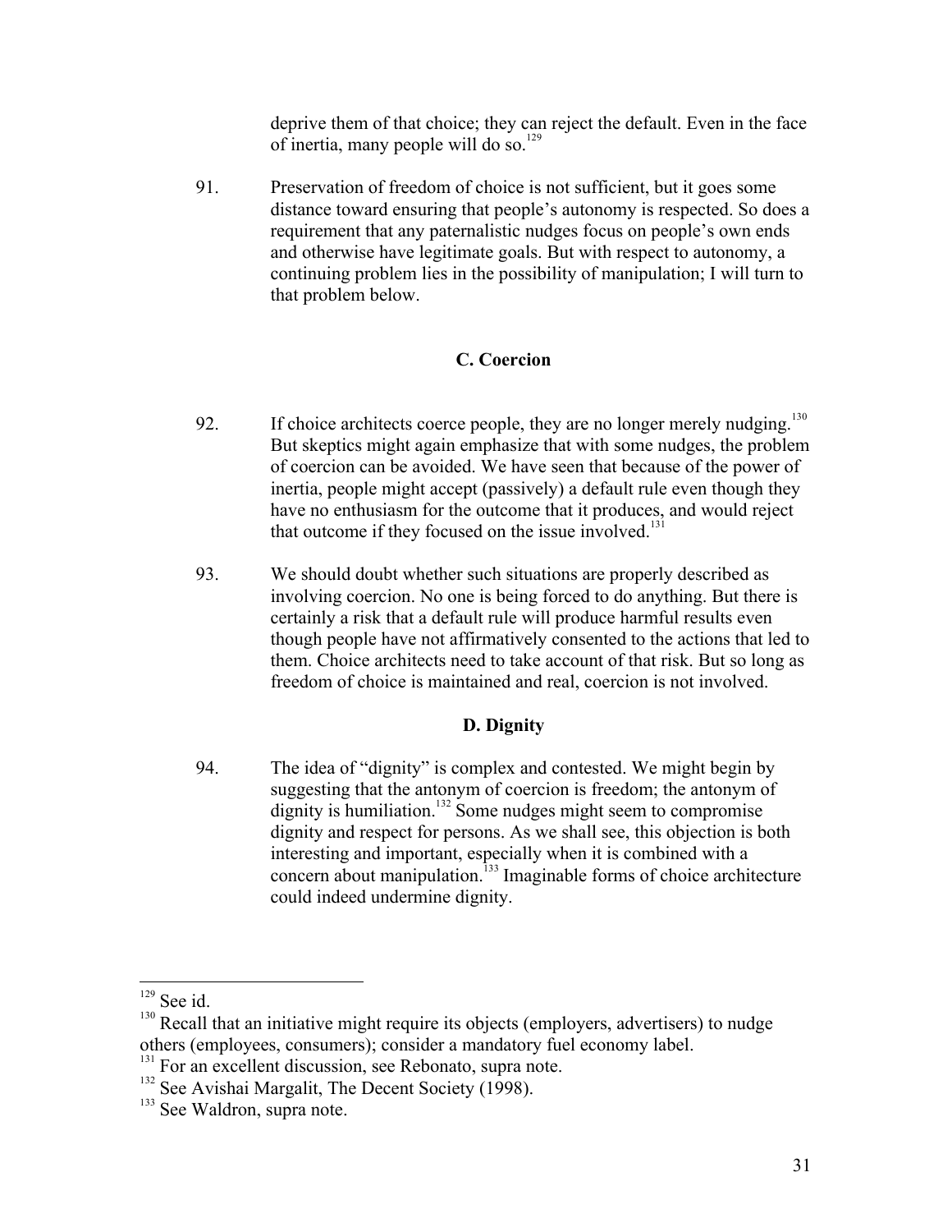deprive them of that choice; they can reject the default. Even in the face of inertia, many people will do so.[129]

91. Preservation of freedom of choice is not sufficient, but it goes some distance toward ensuring that people's autonomy is respected. So does a requirement that any paternalistic nudges focus on people's own ends and otherwise have legitimate goals. But with respect to autonomy, a continuing problem lies in the possibility of manipulation; I will turn to that problem below.

### C. Coercion

92. If choice architects coerce people, they are no longer merely nudging.[130] But skeptics might again emphasize that with some nudges, the problem of coercion can be avoided. We have seen that because of the power of inertia, people might accept (passively) a default rule even though they have no enthusiasm for the outcome that it produces, and would reject that outcome if they focused on the issue involved.[131]

93. We should doubt whether such situations are properly described as involving coercion. No one is being forced to do anything. But there is certainly a risk that a default rule will produce harmful results even though people have not affirmatively consented to the actions that led to them. Choice architects need to take account of that risk. But so long as freedom of choice is maintained and real, coercion is not involved.

### D. Dignity

94. The idea of "dignity" is complex and contested. We might begin by suggesting that the antonym of coercion is freedom; the antonym of dignity is humiliation.[132] Some nudges might seem to compromise dignity and respect for persons. As we shall see, this objection is both interesting and important, especially when it is combined with a concern about manipulation.[133] Imaginable forms of choice architecture could indeed undermine dignity.

---

[129] See id.

[130] Recall that an initiative might require its objects (employers, advertisers) to nudge others (employees, consumers); consider a mandatory fuel economy label.

[131] For an excellent discussion, see Rebonato, supra note.

[132] See Avishai Margalit, The Decent Society (1998).

[133] See Waldron, supra note.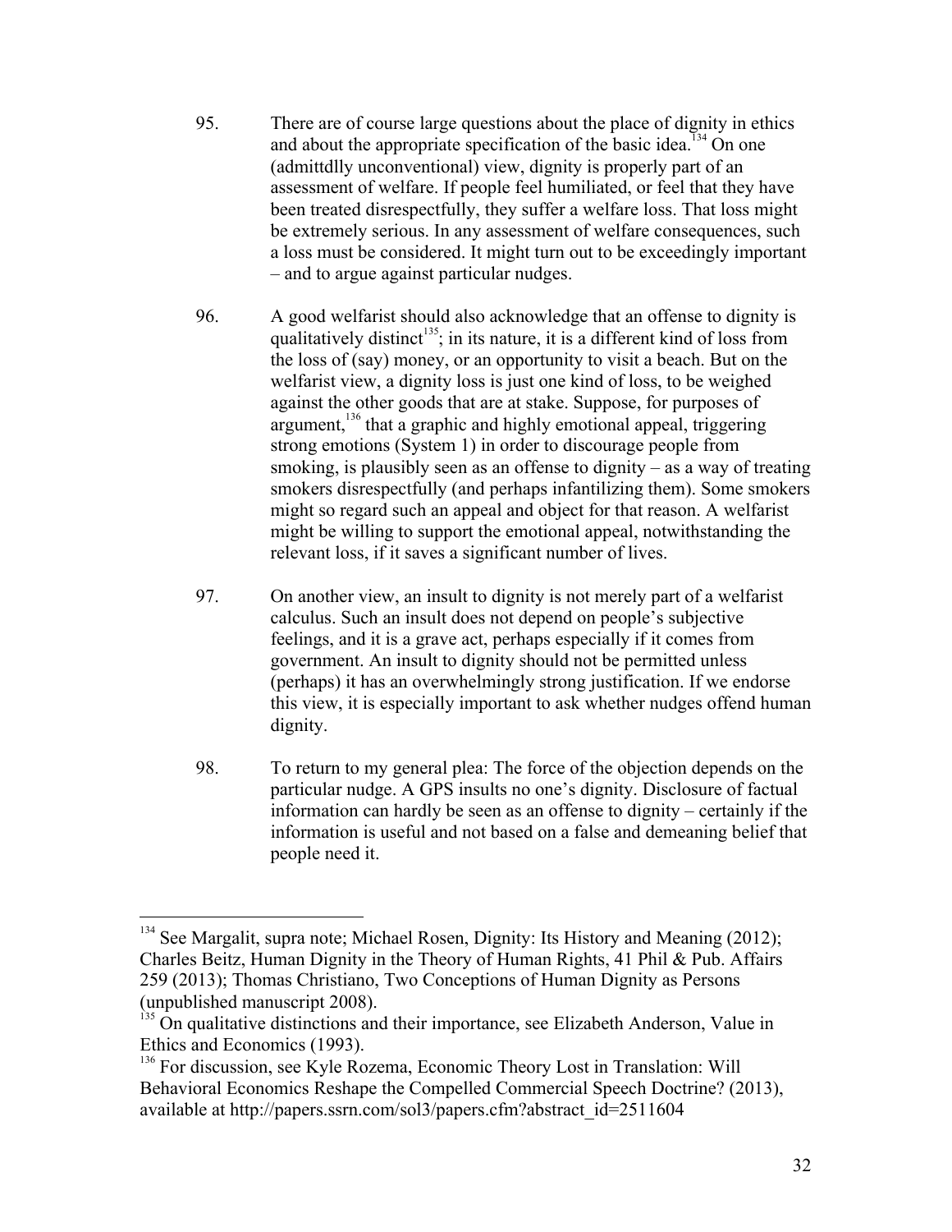95. There are of course large questions about the place of dignity in ethics and about the appropriate specification of the basic idea.[134] On one (admittdlly unconventional) view, dignity is properly part of an assessment of welfare. If people feel humiliated, or feel that they have been treated disrespectfully, they suffer a welfare loss. That loss might be extremely serious. In any assessment of welfare consequences, such a loss must be considered. It might turn out to be exceedingly important – and to argue against particular nudges.

96. A good welfarist should also acknowledge that an offense to dignity is qualitatively distinct[135]; in its nature, it is a different kind of loss from the loss of (say) money, or an opportunity to visit a beach. But on the welfarist view, a dignity loss is just one kind of loss, to be weighed against the other goods that are at stake. Suppose, for purposes of argument,[136] that a graphic and highly emotional appeal, triggering strong emotions (System 1) in order to discourage people from smoking, is plausibly seen as an offense to dignity – as a way of treating smokers disrespectfully (and perhaps infantilizing them). Some smokers might so regard such an appeal and object for that reason. A welfarist might be willing to support the emotional appeal, notwithstanding the relevant loss, if it saves a significant number of lives.

97. On another view, an insult to dignity is not merely part of a welfarist calculus. Such an insult does not depend on people's subjective feelings, and it is a grave act, perhaps especially if it comes from government. An insult to dignity should not be permitted unless (perhaps) it has an overwhelmingly strong justification. If we endorse this view, it is especially important to ask whether nudges offend human dignity.

98. To return to my general plea: The force of the objection depends on the particular nudge. A GPS insults no one's dignity. Disclosure of factual information can hardly be seen as an offense to dignity – certainly if the information is useful and not based on a false and demeaning belief that people need it.

---

[134] See Margalit, supra note; Michael Rosen, Dignity: Its History and Meaning (2012); Charles Beitz, Human Dignity in the Theory of Human Rights, 41 Phil & Pub. Affairs 259 (2013); Thomas Christiano, Two Conceptions of Human Dignity as Persons (unpublished manuscript 2008).

[135] On qualitative distinctions and their importance, see Elizabeth Anderson, Value in Ethics and Economics (1993).

[136] For discussion, see Kyle Rozema, Economic Theory Lost in Translation: Will Behavioral Economics Reshape the Compelled Commercial Speech Doctrine? (2013), available at http://papers.ssrn.com/sol3/papers.cfm?abstract_id=2511604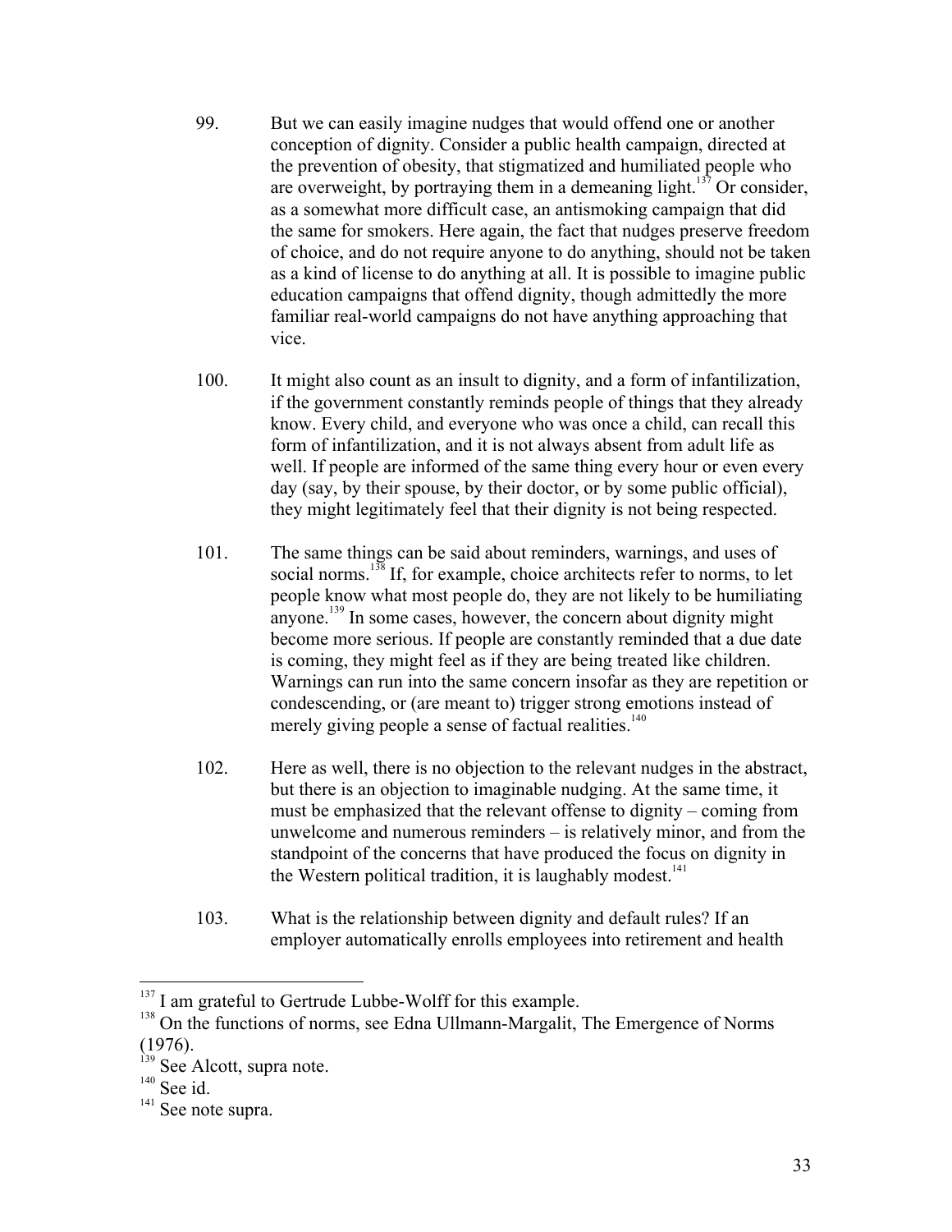99. But we can easily imagine nudges that would offend one or another conception of dignity. Consider a public health campaign, directed at the prevention of obesity, that stigmatized and humiliated people who are overweight, by portraying them in a demeaning light.[137] Or consider, as a somewhat more difficult case, an antismoking campaign that did the same for smokers. Here again, the fact that nudges preserve freedom of choice, and do not require anyone to do anything, should not be taken as a kind of license to do anything at all. It is possible to imagine public education campaigns that offend dignity, though admittedly the more familiar real-world campaigns do not have anything approaching that vice.

100. It might also count as an insult to dignity, and a form of infantilization, if the government constantly reminds people of things that they already know. Every child, and everyone who was once a child, can recall this form of infantilization, and it is not always absent from adult life as well. If people are informed of the same thing every hour or even every day (say, by their spouse, by their doctor, or by some public official), they might legitimately feel that their dignity is not being respected.

101. The same things can be said about reminders, warnings, and uses of social norms.[138] If, for example, choice architects refer to norms, to let people know what most people do, they are not likely to be humiliating anyone.[139] In some cases, however, the concern about dignity might become more serious. If people are constantly reminded that a due date is coming, they might feel as if they are being treated like children. Warnings can run into the same concern insofar as they are repetition or condescending, or (are meant to) trigger strong emotions instead of merely giving people a sense of factual realities.[140]

102. Here as well, there is no objection to the relevant nudges in the abstract, but there is an objection to imaginable nudging. At the same time, it must be emphasized that the relevant offense to dignity – coming from unwelcome and numerous reminders – is relatively minor, and from the standpoint of the concerns that have produced the focus on dignity in the Western political tradition, it is laughably modest.[141]

103. What is the relationship between dignity and default rules? If an employer automatically enrolls employees into retirement and health

---

[137] I am grateful to Gertrude Lubbe-Wolff for this example.

[138] On the functions of norms, see Edna Ullmann-Margalit, The Emergence of Norms (1976).

[139] See Alcott, supra note.

[140] See id.

[141] See note supra.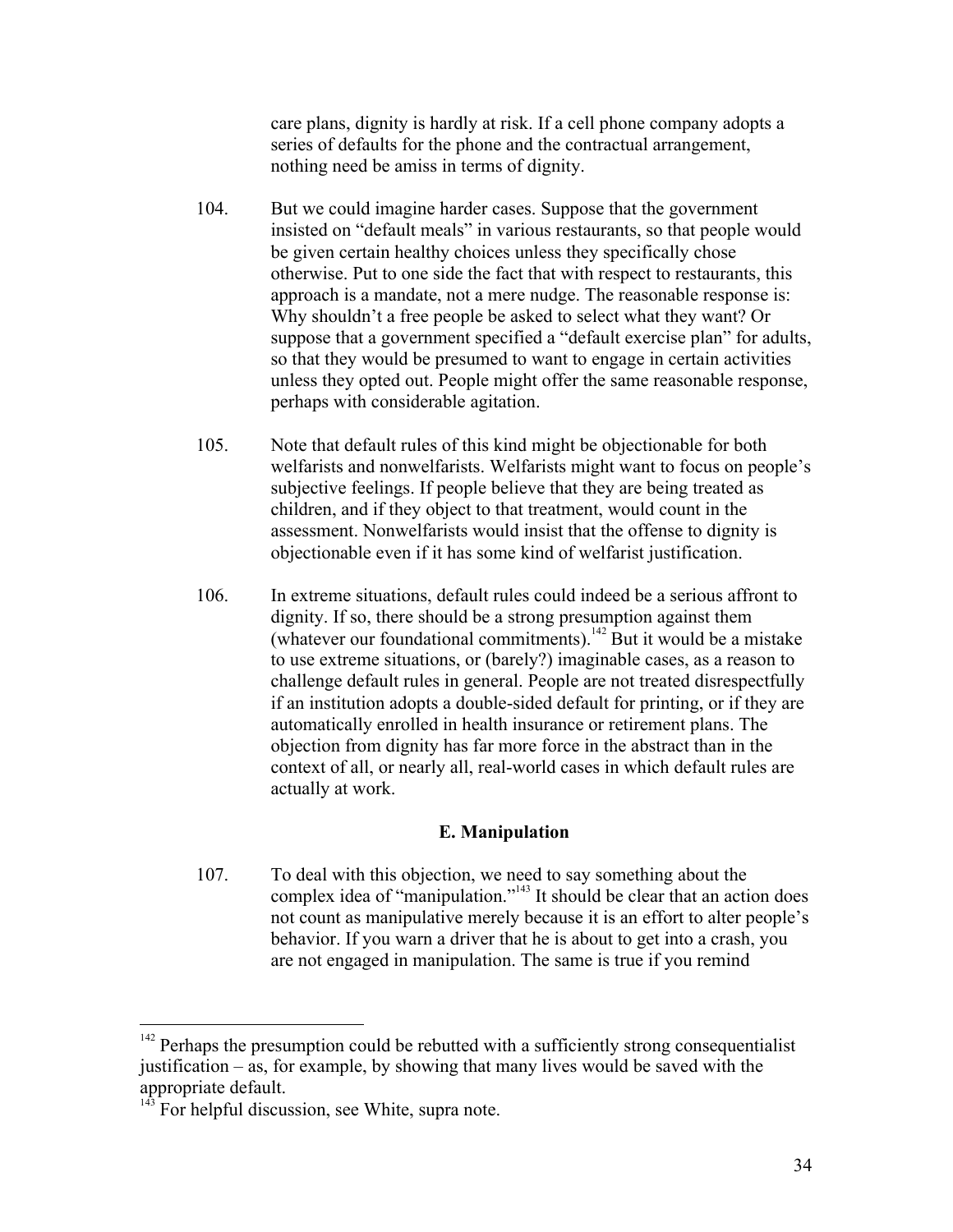care plans, dignity is hardly at risk. If a cell phone company adopts a series of defaults for the phone and the contractual arrangement, nothing need be amiss in terms of dignity.

104. But we could imagine harder cases. Suppose that the government insisted on "default meals" in various restaurants, so that people would be given certain healthy choices unless they specifically chose otherwise. Put to one side the fact that with respect to restaurants, this approach is a mandate, not a mere nudge. The reasonable response is: Why shouldn't a free people be asked to select what they want? Or suppose that a government specified a "default exercise plan" for adults, so that they would be presumed to want to engage in certain activities unless they opted out. People might offer the same reasonable response, perhaps with considerable agitation.

105. Note that default rules of this kind might be objectionable for both welfarists and nonwelfarists. Welfarists might want to focus on people's subjective feelings. If people believe that they are being treated as children, and if they object to that treatment, would count in the assessment. Nonwelfarists would insist that the offense to dignity is objectionable even if it has some kind of welfarist justification.

106. In extreme situations, default rules could indeed be a serious affront to dignity. If so, there should be a strong presumption against them (whatever our foundational commitments).[142] But it would be a mistake to use extreme situations, or (barely?) imaginable cases, as a reason to challenge default rules in general. People are not treated disrespectfully if an institution adopts a double-sided default for printing, or if they are automatically enrolled in health insurance or retirement plans. The objection from dignity has far more force in the abstract than in the context of all, or nearly all, real-world cases in which default rules are actually at work.

### E. Manipulation

107. To deal with this objection, we need to say something about the complex idea of "manipulation."[143] It should be clear that an action does not count as manipulative merely because it is an effort to alter people's behavior. If you warn a driver that he is about to get into a crash, you are not engaged in manipulation. The same is true if you remind

---

[142] Perhaps the presumption could be rebutted with a sufficiently strong consequentialist justification – as, for example, by showing that many lives would be saved with the appropriate default.

[143] For helpful discussion, see White, supra note.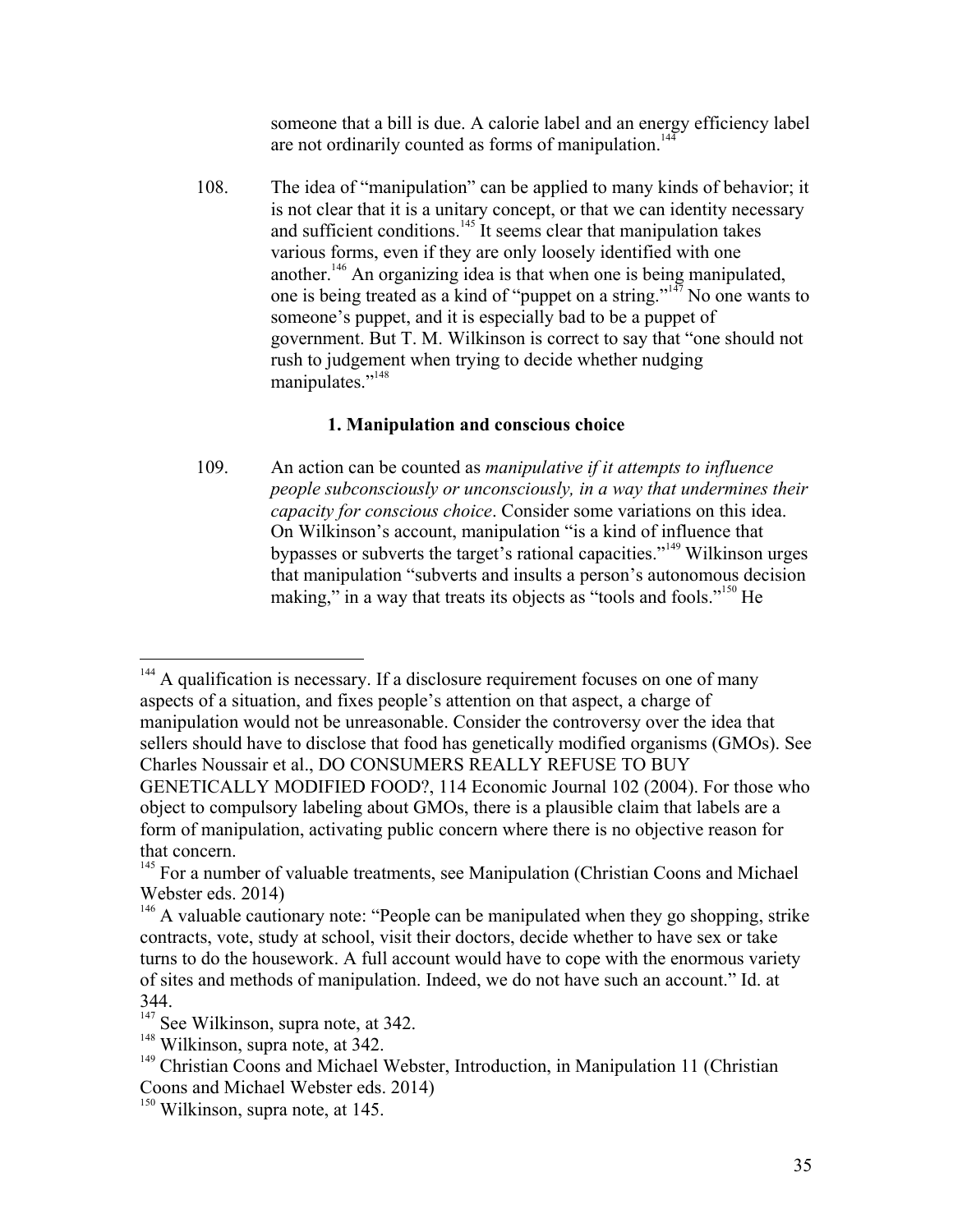someone that a bill is due. A calorie label and an energy efficiency label are not ordinarily counted as forms of manipulation.[144]

108. The idea of "manipulation" can be applied to many kinds of behavior; it is not clear that it is a unitary concept, or that we can identity necessary and sufficient conditions.[145] It seems clear that manipulation takes various forms, even if they are only loosely identified with one another.[146] An organizing idea is that when one is being manipulated, one is being treated as a kind of "puppet on a string."[147] No one wants to someone's puppet, and it is especially bad to be a puppet of government. But T. M. Wilkinson is correct to say that "one should not rush to judgement when trying to decide whether nudging manipulates."[148]

### 1. Manipulation and conscious choice

109. An action can be counted as *manipulative if it attempts to influence people subconsciously or unconsciously, in a way that undermines their capacity for conscious choice*. Consider some variations on this idea. On Wilkinson's account, manipulation "is a kind of influence that bypasses or subverts the target's rational capacities."[149] Wilkinson urges that manipulation "subverts and insults a person's autonomous decision making," in a way that treats its objects as "tools and fools."[150] He

---

[144] A qualification is necessary. If a disclosure requirement focuses on one of many aspects of a situation, and fixes people's attention on that aspect, a charge of manipulation would not be unreasonable. Consider the controversy over the idea that sellers should have to disclose that food has genetically modified organisms (GMOs). See Charles Noussair et al., DO CONSUMERS REALLY REFUSE TO BUY GENETICALLY MODIFIED FOOD?, 114 Economic Journal 102 (2004). For those who object to compulsory labeling about GMOs, there is a plausible claim that labels are a form of manipulation, activating public concern where there is no objective reason for that concern.

[145] For a number of valuable treatments, see Manipulation (Christian Coons and Michael Webster eds. 2014)

[146] A valuable cautionary note: "People can be manipulated when they go shopping, strike contracts, vote, study at school, visit their doctors, decide whether to have sex or take turns to do the housework. A full account would have to cope with the enormous variety of sites and methods of manipulation. Indeed, we do not have such an account." Id. at 344.

[147] See Wilkinson, supra note, at 342.

[148] Wilkinson, supra note, at 342.

[149] Christian Coons and Michael Webster, Introduction, in Manipulation 11 (Christian Coons and Michael Webster eds. 2014)

[150] Wilkinson, supra note, at 145.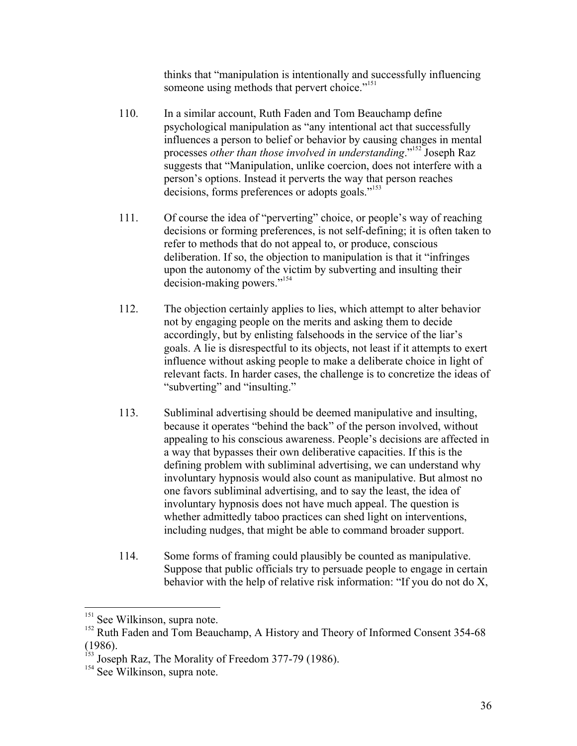thinks that "manipulation is intentionally and successfully influencing someone using methods that pervert choice."[151]

110. In a similar account, Ruth Faden and Tom Beauchamp define psychological manipulation as "any intentional act that successfully influences a person to belief or behavior by causing changes in mental processes *other than those involved in understanding*."[152] Joseph Raz suggests that "Manipulation, unlike coercion, does not interfere with a person's options. Instead it perverts the way that person reaches decisions, forms preferences or adopts goals."[153]

111. Of course the idea of "perverting" choice, or people's way of reaching decisions or forming preferences, is not self-defining; it is often taken to refer to methods that do not appeal to, or produce, conscious deliberation. If so, the objection to manipulation is that it "infringes upon the autonomy of the victim by subverting and insulting their decision-making powers."[154]

112. The objection certainly applies to lies, which attempt to alter behavior not by engaging people on the merits and asking them to decide accordingly, but by enlisting falsehoods in the service of the liar's goals. A lie is disrespectful to its objects, not least if it attempts to exert influence without asking people to make a deliberate choice in light of relevant facts. In harder cases, the challenge is to concretize the ideas of "subverting" and "insulting."

113. Subliminal advertising should be deemed manipulative and insulting, because it operates "behind the back" of the person involved, without appealing to his conscious awareness. People's decisions are affected in a way that bypasses their own deliberative capacities. If this is the defining problem with subliminal advertising, we can understand why involuntary hypnosis would also count as manipulative. But almost no one favors subliminal advertising, and to say the least, the idea of involuntary hypnosis does not have much appeal. The question is whether admittedly taboo practices can shed light on interventions, including nudges, that might be able to command broader support.

114. Some forms of framing could plausibly be counted as manipulative. Suppose that public officials try to persuade people to engage in certain behavior with the help of relative risk information: "If you do not do X,

---

[151] See Wilkinson, supra note.

[152] Ruth Faden and Tom Beauchamp, A History and Theory of Informed Consent 354-68 (1986).

[153] Joseph Raz, The Morality of Freedom 377-79 (1986).

[154] See Wilkinson, supra note.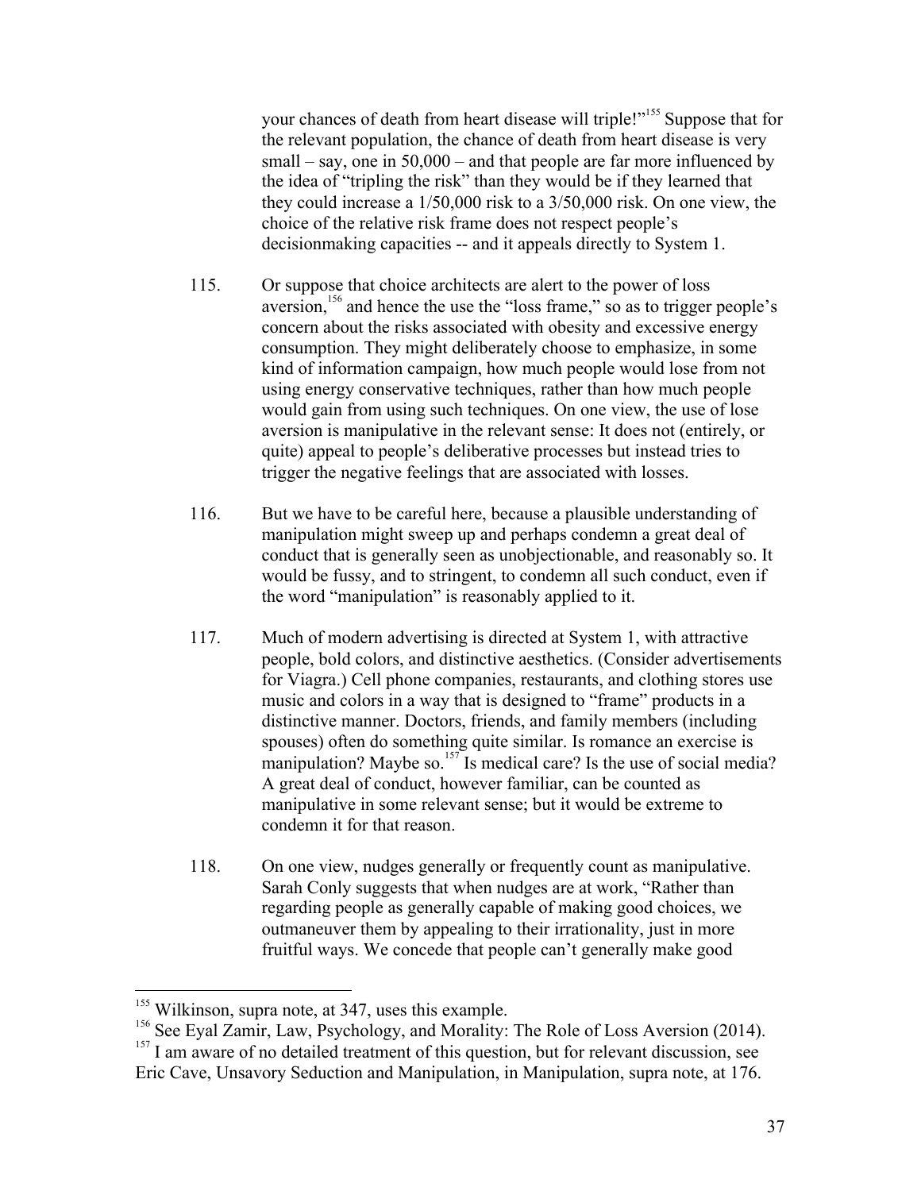your chances of death from heart disease will triple!"[155] Suppose that for the relevant population, the chance of death from heart disease is very small – say, one in 50,000 – and that people are far more influenced by the idea of "tripling the risk" than they would be if they learned that they could increase a 1/50,000 risk to a 3/50,000 risk. On one view, the choice of the relative risk frame does not respect people's decisionmaking capacities -- and it appeals directly to System 1.

115. Or suppose that choice architects are alert to the power of loss aversion,[156] and hence the use the "loss frame," so as to trigger people's concern about the risks associated with obesity and excessive energy consumption. They might deliberately choose to emphasize, in some kind of information campaign, how much people would lose from not using energy conservative techniques, rather than how much people would gain from using such techniques. On one view, the use of lose aversion is manipulative in the relevant sense: It does not (entirely, or quite) appeal to people's deliberative processes but instead tries to trigger the negative feelings that are associated with losses.

116. But we have to be careful here, because a plausible understanding of manipulation might sweep up and perhaps condemn a great deal of conduct that is generally seen as unobjectionable, and reasonably so. It would be fussy, and to stringent, to condemn all such conduct, even if the word "manipulation" is reasonably applied to it.

117. Much of modern advertising is directed at System 1, with attractive people, bold colors, and distinctive aesthetics. (Consider advertisements for Viagra.) Cell phone companies, restaurants, and clothing stores use music and colors in a way that is designed to "frame" products in a distinctive manner. Doctors, friends, and family members (including spouses) often do something quite similar. Is romance an exercise is manipulation? Maybe so.[157] Is medical care? Is the use of social media? A great deal of conduct, however familiar, can be counted as manipulative in some relevant sense; but it would be extreme to condemn it for that reason.

118. On one view, nudges generally or frequently count as manipulative. Sarah Conly suggests that when nudges are at work, "Rather than regarding people as generally capable of making good choices, we outmaneuver them by appealing to their irrationality, just in more fruitful ways. We concede that people can't generally make good

---

[155] Wilkinson, supra note, at 347, uses this example.

[156] See Eyal Zamir, Law, Psychology, and Morality: The Role of Loss Aversion (2014).

[157] I am aware of no detailed treatment of this question, but for relevant discussion, see Eric Cave, Unsavory Seduction and Manipulation, in Manipulation, supra note, at 176.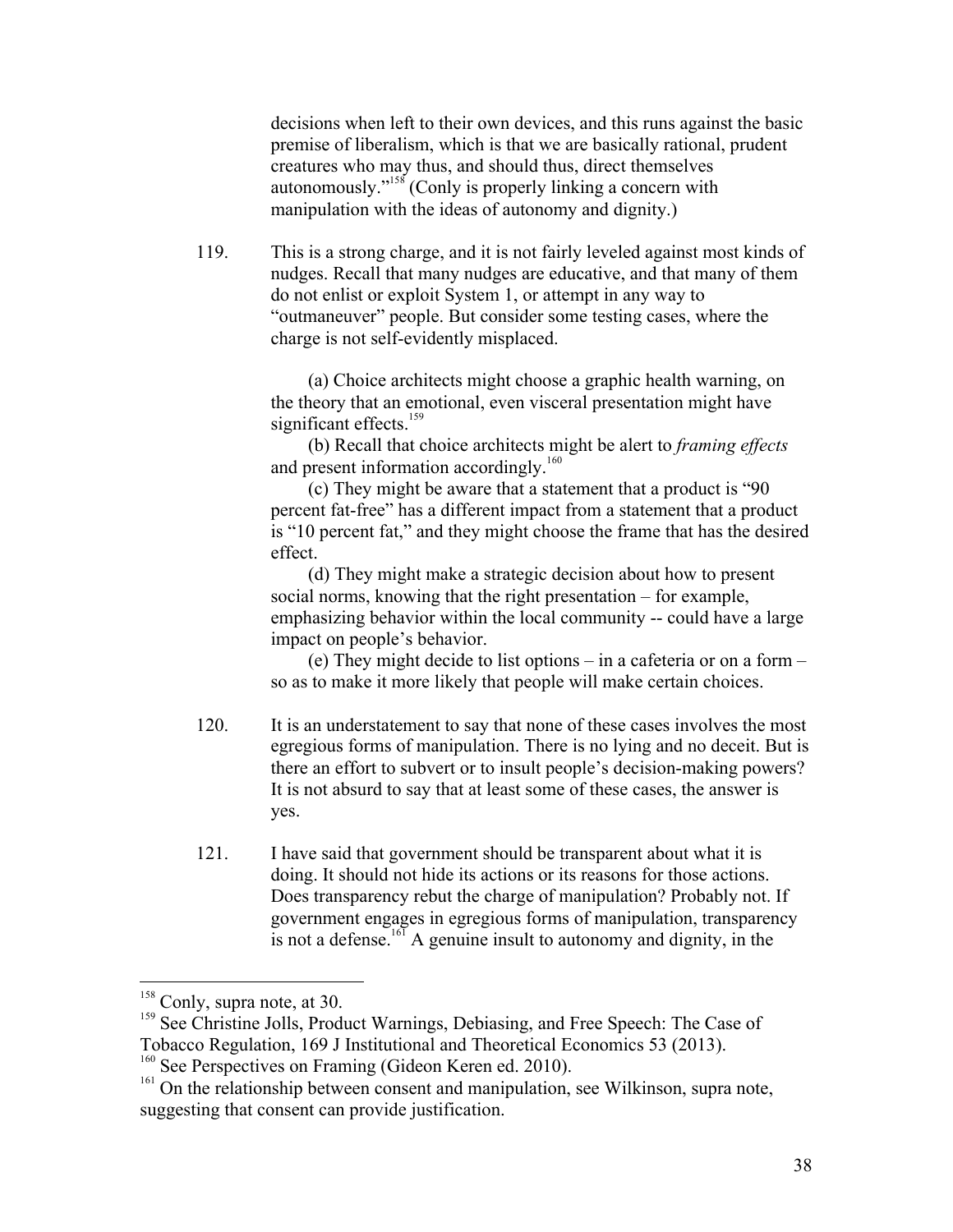decisions when left to their own devices, and this runs against the basic premise of liberalism, which is that we are basically rational, prudent creatures who may thus, and should thus, direct themselves autonomously."[158] (Conly is properly linking a concern with manipulation with the ideas of autonomy and dignity.)

119. This is a strong charge, and it is not fairly leveled against most kinds of nudges. Recall that many nudges are educative, and that many of them do not enlist or exploit System 1, or attempt in any way to "outmaneuver" people. But consider some testing cases, where the charge is not self-evidently misplaced.

(a) Choice architects might choose a graphic health warning, on the theory that an emotional, even visceral presentation might have significant effects.[159]

(b) Recall that choice architects might be alert to *framing effects* and present information accordingly.[160]

(c) They might be aware that a statement that a product is "90 percent fat-free" has a different impact from a statement that a product is "10 percent fat," and they might choose the frame that has the desired effect.

(d) They might make a strategic decision about how to present social norms, knowing that the right presentation – for example, emphasizing behavior within the local community -- could have a large impact on people's behavior.

(e) They might decide to list options – in a cafeteria or on a form – so as to make it more likely that people will make certain choices.

120. It is an understatement to say that none of these cases involves the most egregious forms of manipulation. There is no lying and no deceit. But is there an effort to subvert or to insult people's decision-making powers? It is not absurd to say that at least some of these cases, the answer is yes.

121. I have said that government should be transparent about what it is doing. It should not hide its actions or its reasons for those actions. Does transparency rebut the charge of manipulation? Probably not. If government engages in egregious forms of manipulation, transparency is not a defense.[161] A genuine insult to autonomy and dignity, in the

---

[158] Conly, supra note, at 30.

[159] See Christine Jolls, Product Warnings, Debiasing, and Free Speech: The Case of Tobacco Regulation, 169 J Institutional and Theoretical Economics 53 (2013).

[160] See Perspectives on Framing (Gideon Keren ed. 2010).

[161] On the relationship between consent and manipulation, see Wilkinson, supra note, suggesting that consent can provide justification.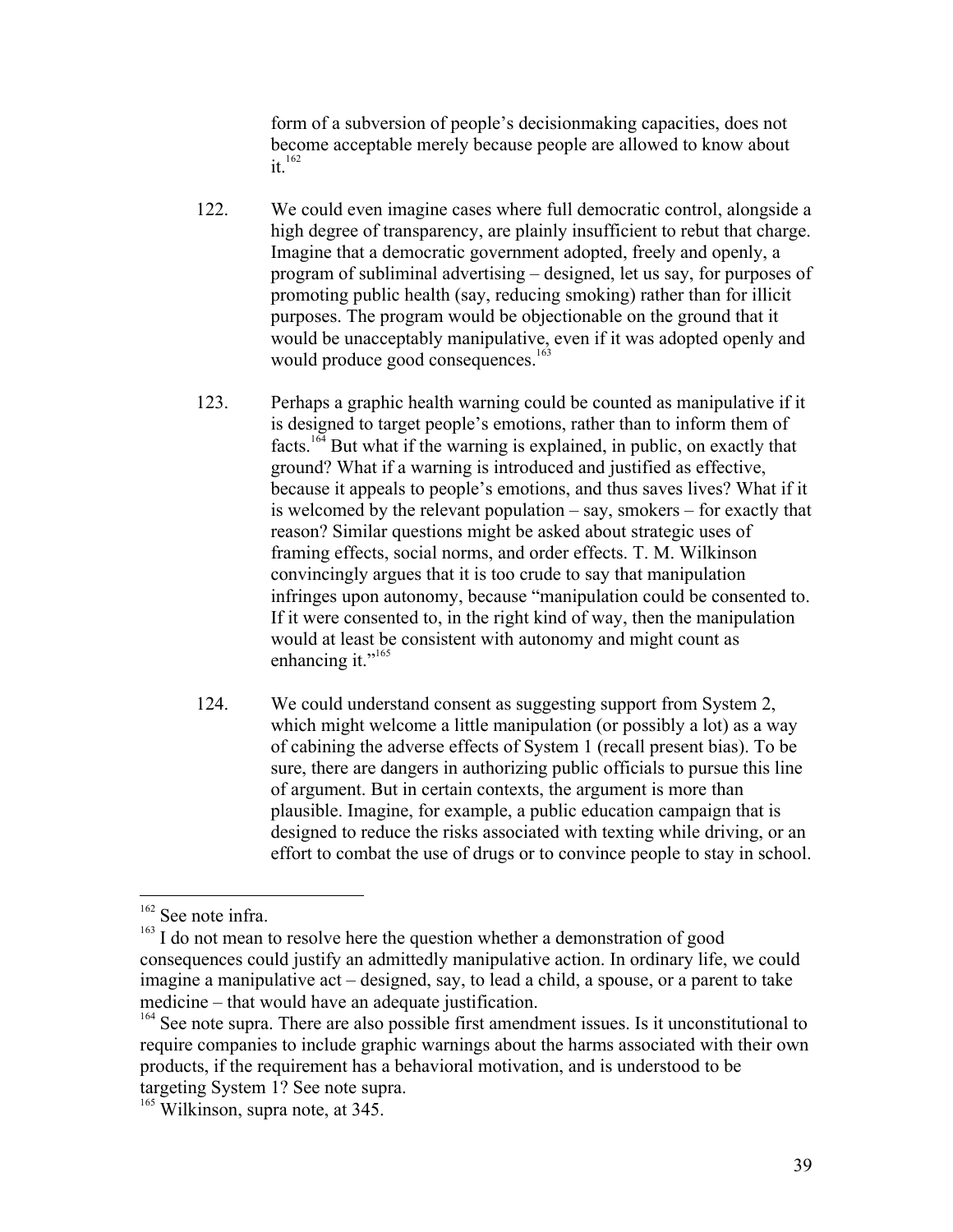form of a subversion of people's decisionmaking capacities, does not become acceptable merely because people are allowed to know about it.[162]

122. We could even imagine cases where full democratic control, alongside a high degree of transparency, are plainly insufficient to rebut that charge. Imagine that a democratic government adopted, freely and openly, a program of subliminal advertising – designed, let us say, for purposes of promoting public health (say, reducing smoking) rather than for illicit purposes. The program would be objectionable on the ground that it would be unacceptably manipulative, even if it was adopted openly and would produce good consequences.[163]

123. Perhaps a graphic health warning could be counted as manipulative if it is designed to target people's emotions, rather than to inform them of facts.[164] But what if the warning is explained, in public, on exactly that ground? What if a warning is introduced and justified as effective, because it appeals to people's emotions, and thus saves lives? What if it is welcomed by the relevant population – say, smokers – for exactly that reason? Similar questions might be asked about strategic uses of framing effects, social norms, and order effects. T. M. Wilkinson convincingly argues that it is too crude to say that manipulation infringes upon autonomy, because "manipulation could be consented to. If it were consented to, in the right kind of way, then the manipulation would at least be consistent with autonomy and might count as enhancing it."[165]

124. We could understand consent as suggesting support from System 2, which might welcome a little manipulation (or possibly a lot) as a way of cabining the adverse effects of System 1 (recall present bias). To be sure, there are dangers in authorizing public officials to pursue this line of argument. But in certain contexts, the argument is more than plausible. Imagine, for example, a public education campaign that is designed to reduce the risks associated with texting while driving, or an effort to combat the use of drugs or to convince people to stay in school.

---

[162] See note infra.

[163] I do not mean to resolve here the question whether a demonstration of good consequences could justify an admittedly manipulative action. In ordinary life, we could imagine a manipulative act – designed, say, to lead a child, a spouse, or a parent to take medicine – that would have an adequate justification.

[164] See note supra. There are also possible first amendment issues. Is it unconstitutional to require companies to include graphic warnings about the harms associated with their own products, if the requirement has a behavioral motivation, and is understood to be targeting System 1? See note supra.

[165] Wilkinson, supra note, at 345.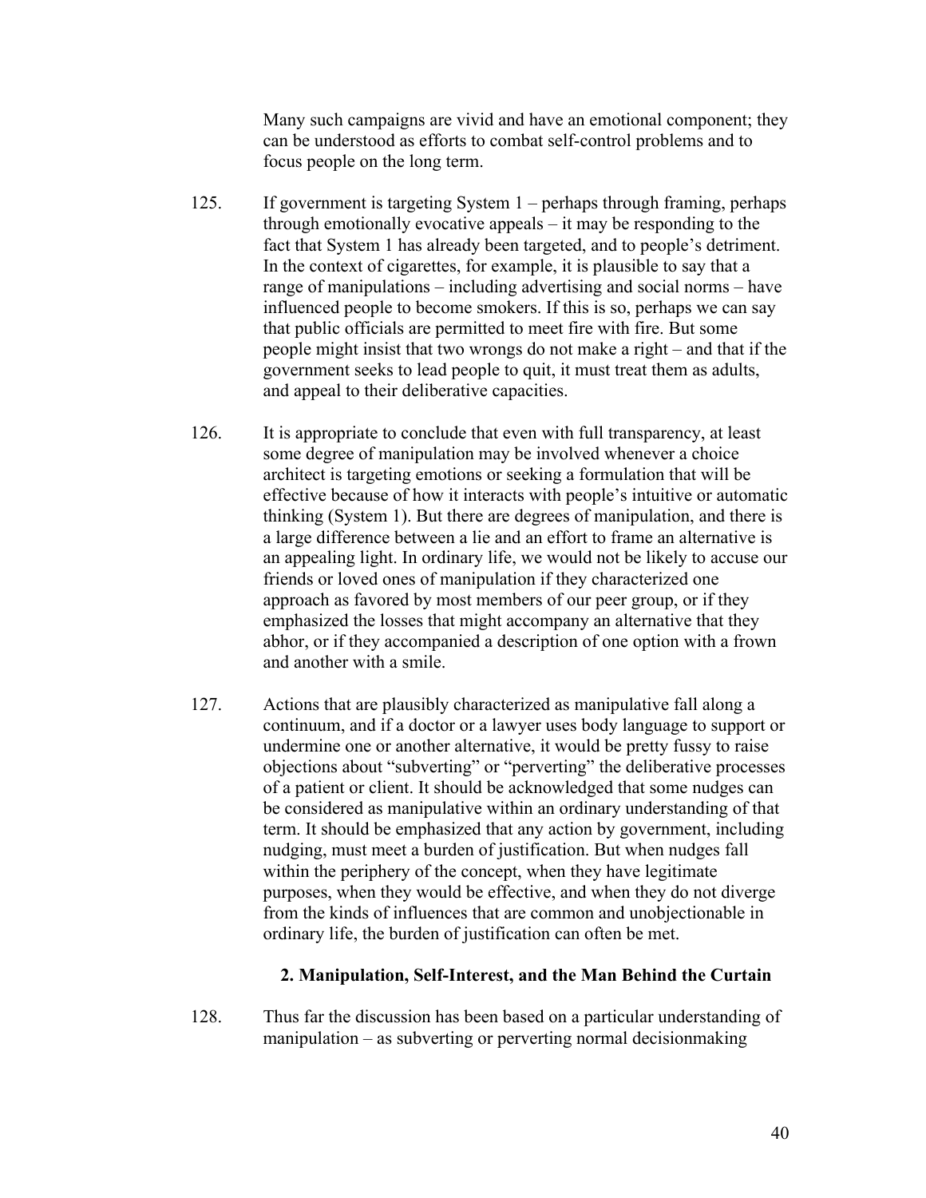Many such campaigns are vivid and have an emotional component; they can be understood as efforts to combat self-control problems and to focus people on the long term.

125. If government is targeting System 1 – perhaps through framing, perhaps through emotionally evocative appeals – it may be responding to the fact that System 1 has already been targeted, and to people's detriment. In the context of cigarettes, for example, it is plausible to say that a range of manipulations – including advertising and social norms – have influenced people to become smokers. If this is so, perhaps we can say that public officials are permitted to meet fire with fire. But some people might insist that two wrongs do not make a right – and that if the government seeks to lead people to quit, it must treat them as adults, and appeal to their deliberative capacities.

126. It is appropriate to conclude that even with full transparency, at least some degree of manipulation may be involved whenever a choice architect is targeting emotions or seeking a formulation that will be effective because of how it interacts with people's intuitive or automatic thinking (System 1). But there are degrees of manipulation, and there is a large difference between a lie and an effort to frame an alternative is an appealing light. In ordinary life, we would not be likely to accuse our friends or loved ones of manipulation if they characterized one approach as favored by most members of our peer group, or if they emphasized the losses that might accompany an alternative that they abhor, or if they accompanied a description of one option with a frown and another with a smile.

127. Actions that are plausibly characterized as manipulative fall along a continuum, and if a doctor or a lawyer uses body language to support or undermine one or another alternative, it would be pretty fussy to raise objections about "subverting" or "perverting" the deliberative processes of a patient or client. It should be acknowledged that some nudges can be considered as manipulative within an ordinary understanding of that term. It should be emphasized that any action by government, including nudging, must meet a burden of justification. But when nudges fall within the periphery of the concept, when they have legitimate purposes, when they would be effective, and when they do not diverge from the kinds of influences that are common and unobjectionable in ordinary life, the burden of justification can often be met.

### 2. Manipulation, Self-Interest, and the Man Behind the Curtain

128. Thus far the discussion has been based on a particular understanding of manipulation – as subverting or perverting normal decisionmaking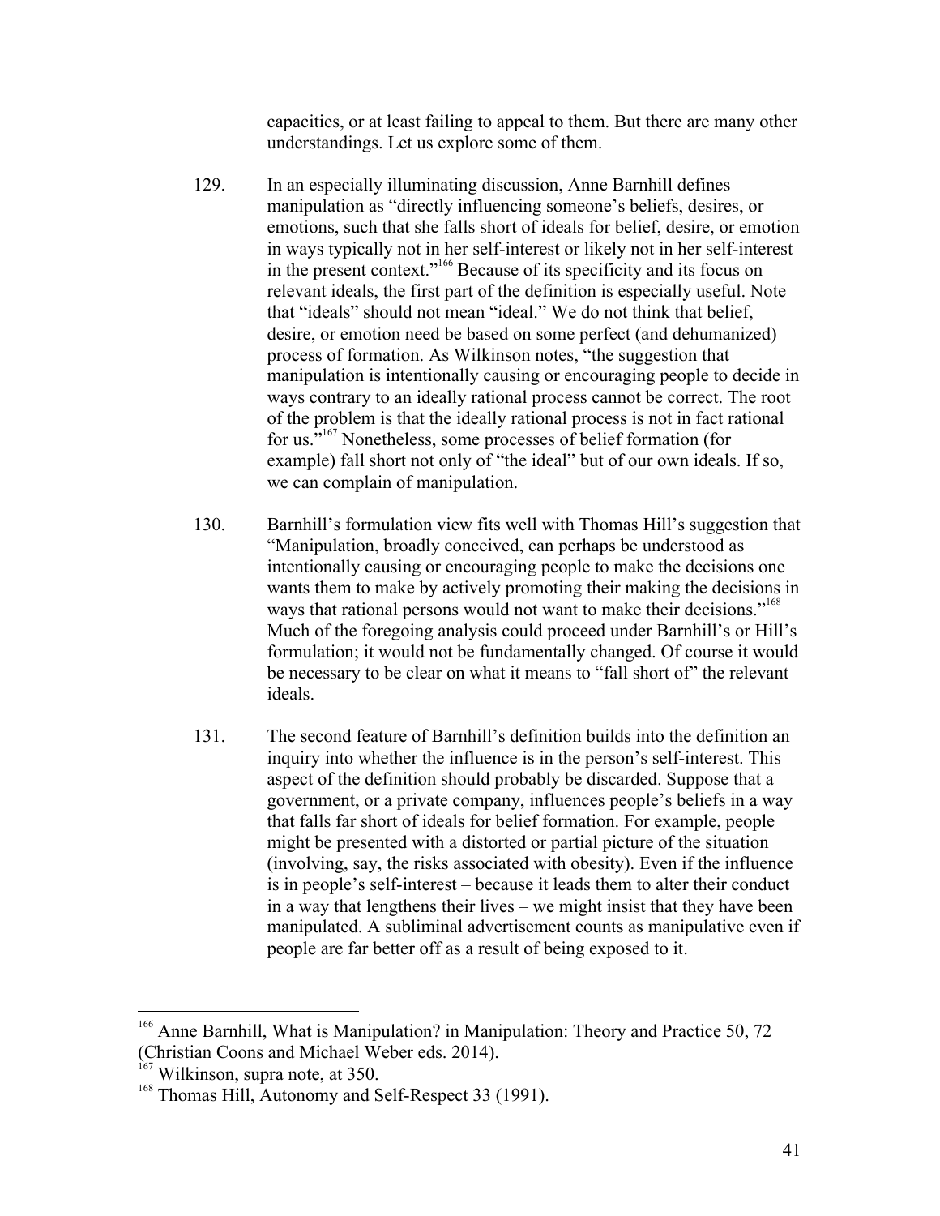capacities, or at least failing to appeal to them. But there are many other understandings. Let us explore some of them.

129. In an especially illuminating discussion, Anne Barnhill defines manipulation as "directly influencing someone's beliefs, desires, or emotions, such that she falls short of ideals for belief, desire, or emotion in ways typically not in her self-interest or likely not in her self-interest in the present context."[166] Because of its specificity and its focus on relevant ideals, the first part of the definition is especially useful. Note that "ideals" should not mean "ideal." We do not think that belief, desire, or emotion need be based on some perfect (and dehumanized) process of formation. As Wilkinson notes, "the suggestion that manipulation is intentionally causing or encouraging people to decide in ways contrary to an ideally rational process cannot be correct. The root of the problem is that the ideally rational process is not in fact rational for us."[167] Nonetheless, some processes of belief formation (for example) fall short not only of "the ideal" but of our own ideals. If so, we can complain of manipulation.

130. Barnhill's formulation view fits well with Thomas Hill's suggestion that "Manipulation, broadly conceived, can perhaps be understood as intentionally causing or encouraging people to make the decisions one wants them to make by actively promoting their making the decisions in ways that rational persons would not want to make their decisions."[168] Much of the foregoing analysis could proceed under Barnhill's or Hill's formulation; it would not be fundamentally changed. Of course it would be necessary to be clear on what it means to "fall short of" the relevant ideals.

131. The second feature of Barnhill's definition builds into the definition an inquiry into whether the influence is in the person's self-interest. This aspect of the definition should probably be discarded. Suppose that a government, or a private company, influences people's beliefs in a way that falls far short of ideals for belief formation. For example, people might be presented with a distorted or partial picture of the situation (involving, say, the risks associated with obesity). Even if the influence is in people's self-interest – because it leads them to alter their conduct in a way that lengthens their lives – we might insist that they have been manipulated. A subliminal advertisement counts as manipulative even if people are far better off as a result of being exposed to it.

---

[166] Anne Barnhill, What is Manipulation? in Manipulation: Theory and Practice 50, 72 (Christian Coons and Michael Weber eds. 2014).

[167] Wilkinson, supra note, at 350.

[168] Thomas Hill, Autonomy and Self-Respect 33 (1991).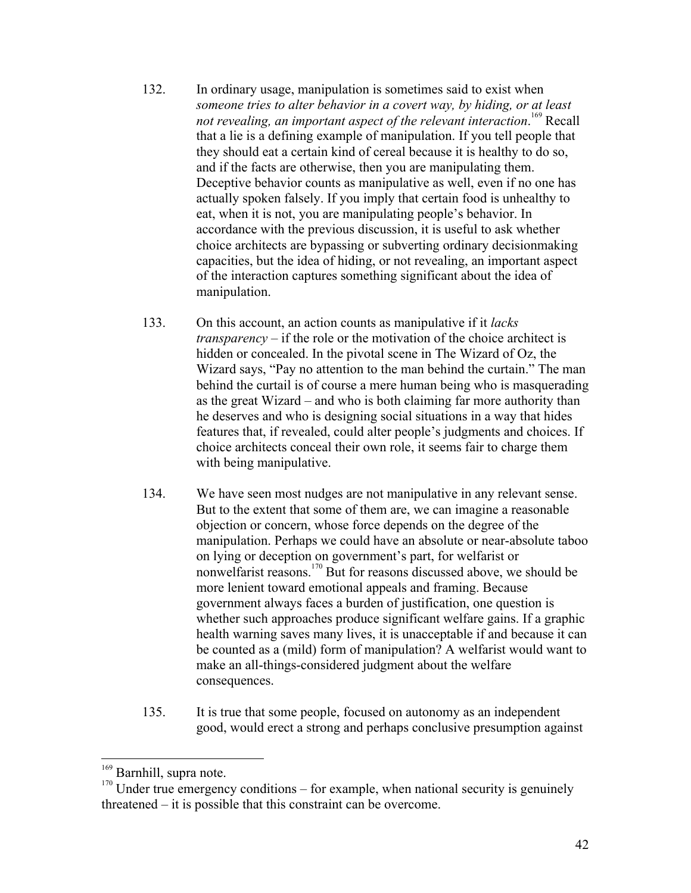132. In ordinary usage, manipulation is sometimes said to exist when *someone tries to alter behavior in a covert way, by hiding, or at least not revealing, an important aspect of the relevant interaction*.[169] Recall that a lie is a defining example of manipulation. If you tell people that they should eat a certain kind of cereal because it is healthy to do so, and if the facts are otherwise, then you are manipulating them. Deceptive behavior counts as manipulative as well, even if no one has actually spoken falsely. If you imply that certain food is unhealthy to eat, when it is not, you are manipulating people's behavior. In accordance with the previous discussion, it is useful to ask whether choice architects are bypassing or subverting ordinary decisionmaking capacities, but the idea of hiding, or not revealing, an important aspect of the interaction captures something significant about the idea of manipulation.

133. On this account, an action counts as manipulative if it *lacks transparency* – if the role or the motivation of the choice architect is hidden or concealed. In the pivotal scene in The Wizard of Oz, the Wizard says, "Pay no attention to the man behind the curtain." The man behind the curtail is of course a mere human being who is masquerading as the great Wizard – and who is both claiming far more authority than he deserves and who is designing social situations in a way that hides features that, if revealed, could alter people's judgments and choices. If choice architects conceal their own role, it seems fair to charge them with being manipulative.

134. We have seen most nudges are not manipulative in any relevant sense. But to the extent that some of them are, we can imagine a reasonable objection or concern, whose force depends on the degree of the manipulation. Perhaps we could have an absolute or near-absolute taboo on lying or deception on government's part, for welfarist or nonwelfarist reasons.[170] But for reasons discussed above, we should be more lenient toward emotional appeals and framing. Because government always faces a burden of justification, one question is whether such approaches produce significant welfare gains. If a graphic health warning saves many lives, it is unacceptable if and because it can be counted as a (mild) form of manipulation? A welfarist would want to make an all-things-considered judgment about the welfare consequences.

135. It is true that some people, focused on autonomy as an independent good, would erect a strong and perhaps conclusive presumption against

---

[169] Barnhill, supra note.

[170] Under true emergency conditions – for example, when national security is genuinely threatened – it is possible that this constraint can be overcome.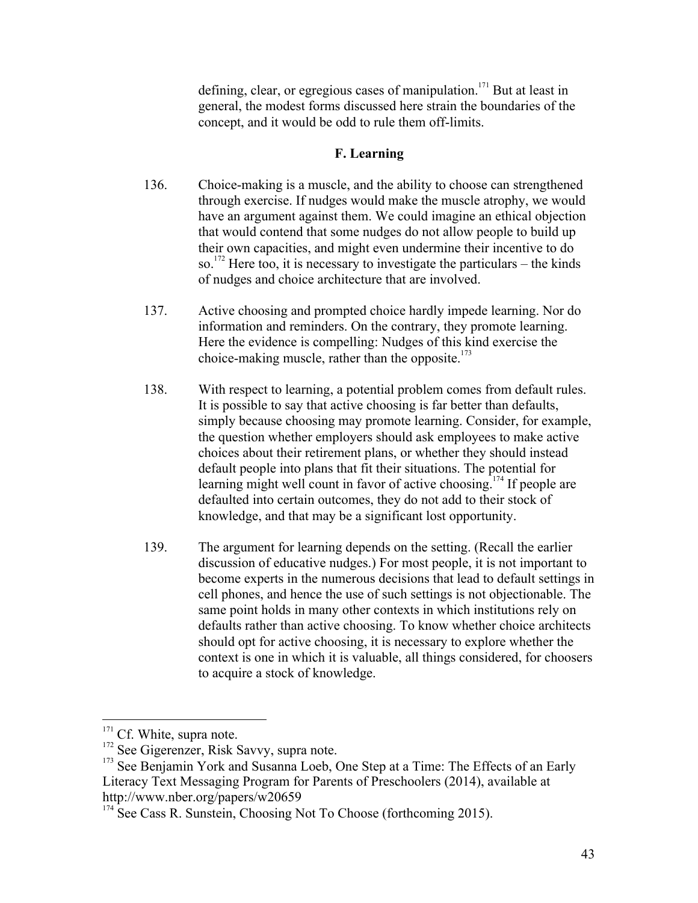defining, clear, or egregious cases of manipulation.[171] But at least in general, the modest forms discussed here strain the boundaries of the concept, and it would be odd to rule them off-limits.

### F. Learning

136. Choice-making is a muscle, and the ability to choose can strengthened through exercise. If nudges would make the muscle atrophy, we would have an argument against them. We could imagine an ethical objection that would contend that some nudges do not allow people to build up their own capacities, and might even undermine their incentive to do so.[172] Here too, it is necessary to investigate the particulars – the kinds of nudges and choice architecture that are involved.

137. Active choosing and prompted choice hardly impede learning. Nor do information and reminders. On the contrary, they promote learning. Here the evidence is compelling: Nudges of this kind exercise the choice-making muscle, rather than the opposite.[173]

138. With respect to learning, a potential problem comes from default rules. It is possible to say that active choosing is far better than defaults, simply because choosing may promote learning. Consider, for example, the question whether employers should ask employees to make active choices about their retirement plans, or whether they should instead default people into plans that fit their situations. The potential for learning might well count in favor of active choosing.[174] If people are defaulted into certain outcomes, they do not add to their stock of knowledge, and that may be a significant lost opportunity.

139. The argument for learning depends on the setting. (Recall the earlier discussion of educative nudges.) For most people, it is not important to become experts in the numerous decisions that lead to default settings in cell phones, and hence the use of such settings is not objectionable. The same point holds in many other contexts in which institutions rely on defaults rather than active choosing. To know whether choice architects should opt for active choosing, it is necessary to explore whether the context is one in which it is valuable, all things considered, for choosers to acquire a stock of knowledge.

---

[171] Cf. White, supra note.

[172] See Gigerenzer, Risk Savvy, supra note.

[173] See Benjamin York and Susanna Loeb, One Step at a Time: The Effects of an Early Literacy Text Messaging Program for Parents of Preschoolers (2014), available at http://www.nber.org/papers/w20659

[174] See Cass R. Sunstein, Choosing Not To Choose (forthcoming 2015).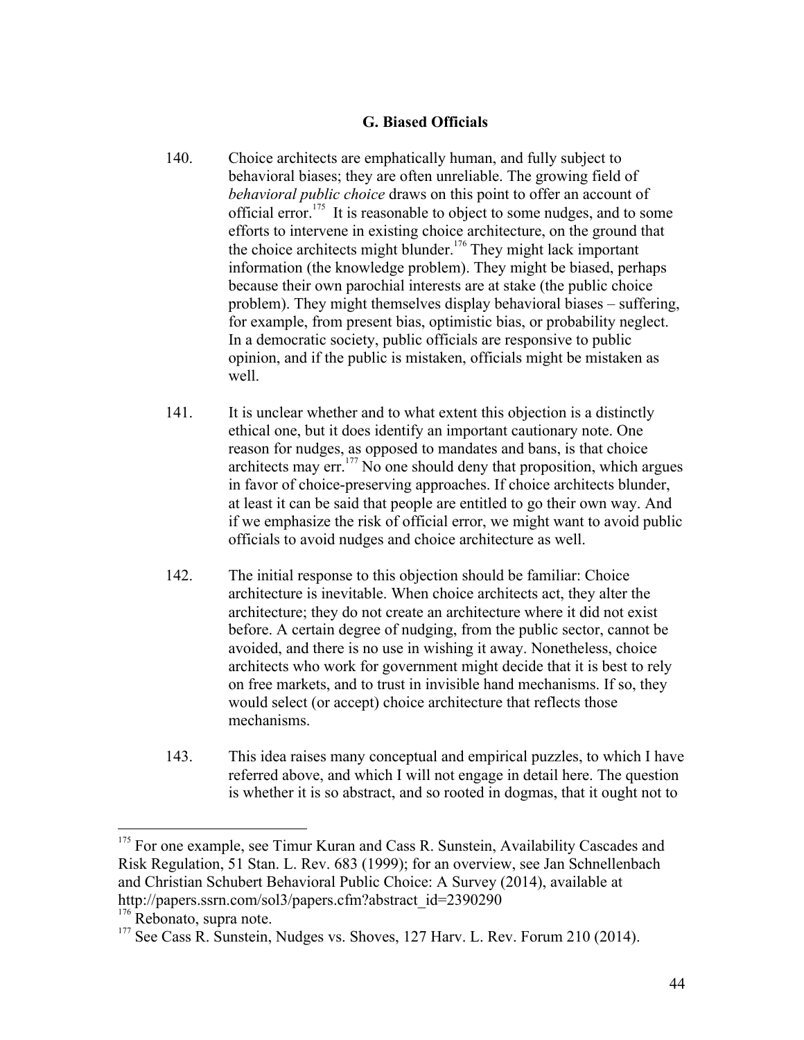## G. Biased Officials

140. Choice architects are emphatically human, and fully subject to behavioral biases; they are often unreliable. The growing field of *behavioral public choice* draws on this point to offer an account of official error.[175] It is reasonable to object to some nudges, and to some efforts to intervene in existing choice architecture, on the ground that the choice architects might blunder.[176] They might lack important information (the knowledge problem). They might be biased, perhaps because their own parochial interests are at stake (the public choice problem). They might themselves display behavioral biases – suffering, for example, from present bias, optimistic bias, or probability neglect. In a democratic society, public officials are responsive to public opinion, and if the public is mistaken, officials might be mistaken as well.

141. It is unclear whether and to what extent this objection is a distinctly ethical one, but it does identify an important cautionary note. One reason for nudges, as opposed to mandates and bans, is that choice architects may err.[177] No one should deny that proposition, which argues in favor of choice-preserving approaches. If choice architects blunder, at least it can be said that people are entitled to go their own way. And if we emphasize the risk of official error, we might want to avoid public officials to avoid nudges and choice architecture as well.

142. The initial response to this objection should be familiar: Choice architecture is inevitable. When choice architects act, they alter the architecture; they do not create an architecture where it did not exist before. A certain degree of nudging, from the public sector, cannot be avoided, and there is no use in wishing it away. Nonetheless, choice architects who work for government might decide that it is best to rely on free markets, and to trust in invisible hand mechanisms. If so, they would select (or accept) choice architecture that reflects those mechanisms.

143. This idea raises many conceptual and empirical puzzles, to which I have referred above, and which I will not engage in detail here. The question is whether it is so abstract, and so rooted in dogmas, that it ought not to

---

[175] For one example, see Timur Kuran and Cass R. Sunstein, Availability Cascades and Risk Regulation, 51 Stan. L. Rev. 683 (1999); for an overview, see Jan Schnellenbach and Christian Schubert Behavioral Public Choice: A Survey (2014), available at http://papers.ssrn.com/sol3/papers.cfm?abstract_id=2390290

[176] Rebonato, supra note.

[177] See Cass R. Sunstein, Nudges vs. Shoves, 127 Harv. L. Rev. Forum 210 (2014).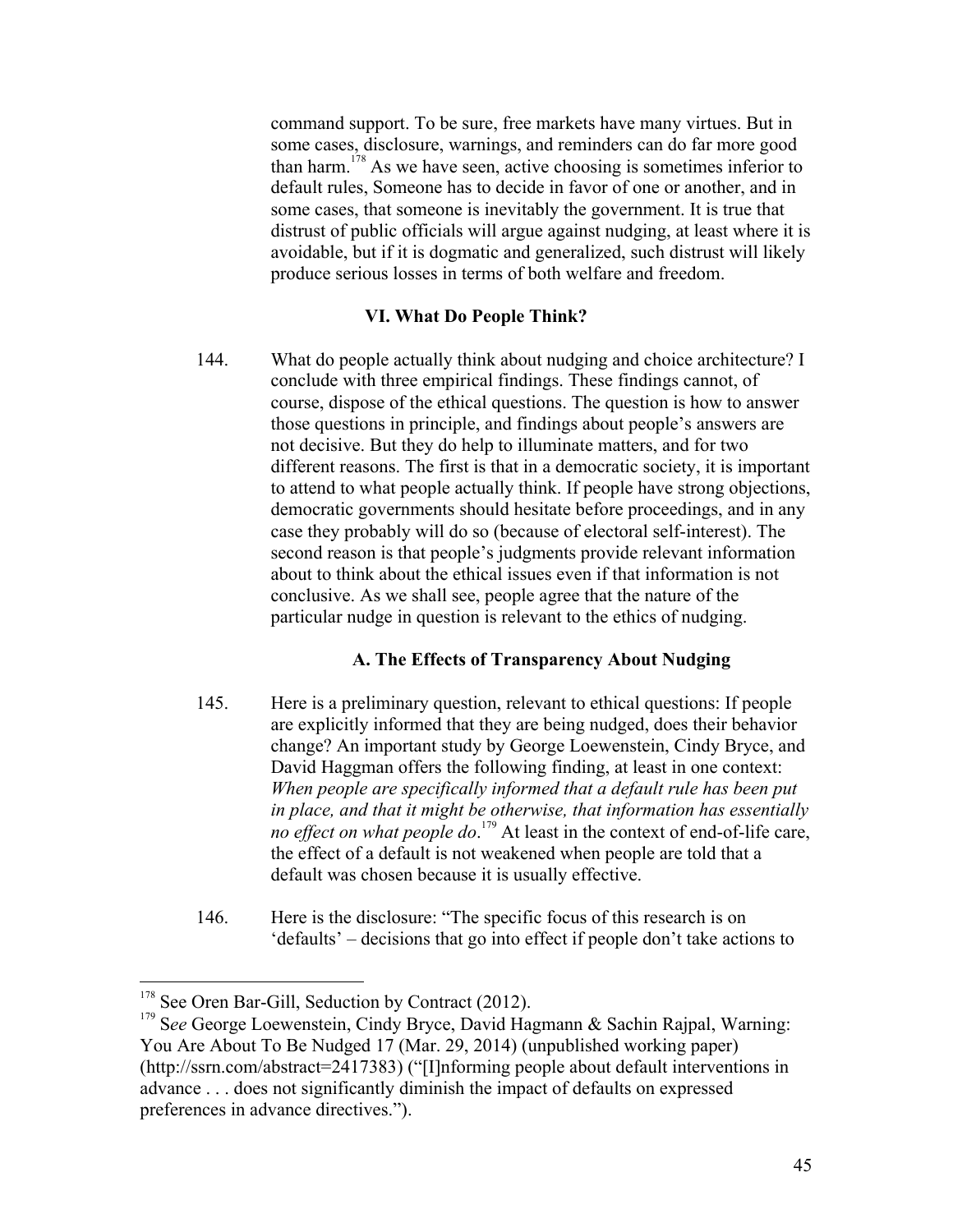command support. To be sure, free markets have many virtues. But in some cases, disclosure, warnings, and reminders can do far more good than harm.[178] As we have seen, active choosing is sometimes inferior to default rules, Someone has to decide in favor of one or another, and in some cases, that someone is inevitably the government. It is true that distrust of public officials will argue against nudging, at least where it is avoidable, but if it is dogmatic and generalized, such distrust will likely produce serious losses in terms of both welfare and freedom.

## VI. What Do People Think?

144. What do people actually think about nudging and choice architecture? I conclude with three empirical findings. These findings cannot, of course, dispose of the ethical questions. The question is how to answer those questions in principle, and findings about people's answers are not decisive. But they do help to illuminate matters, and for two different reasons. The first is that in a democratic society, it is important to attend to what people actually think. If people have strong objections, democratic governments should hesitate before proceedings, and in any case they probably will do so (because of electoral self-interest). The second reason is that people's judgments provide relevant information about to think about the ethical issues even if that information is not conclusive. As we shall see, people agree that the nature of the particular nudge in question is relevant to the ethics of nudging.

### A. The Effects of Transparency About Nudging

145. Here is a preliminary question, relevant to ethical questions: If people are explicitly informed that they are being nudged, does their behavior change? An important study by George Loewenstein, Cindy Bryce, and David Haggman offers the following finding, at least in one context: *When people are specifically informed that a default rule has been put in place, and that it might be otherwise, that information has essentially no effect on what people do*.[179] At least in the context of end-of-life care, the effect of a default is not weakened when people are told that a default was chosen because it is usually effective.

146. Here is the disclosure: "The specific focus of this research is on 'defaults' – decisions that go into effect if people don't take actions to

---

[178] See Oren Bar-Gill, Seduction by Contract (2012).

[179] S*ee* George Loewenstein, Cindy Bryce, David Hagmann & Sachin Rajpal, Warning: You Are About To Be Nudged 17 (Mar. 29, 2014) (unpublished working paper) (http://ssrn.com/abstract=2417383) ("[I]nforming people about default interventions in advance . . . does not significantly diminish the impact of defaults on expressed preferences in advance directives.").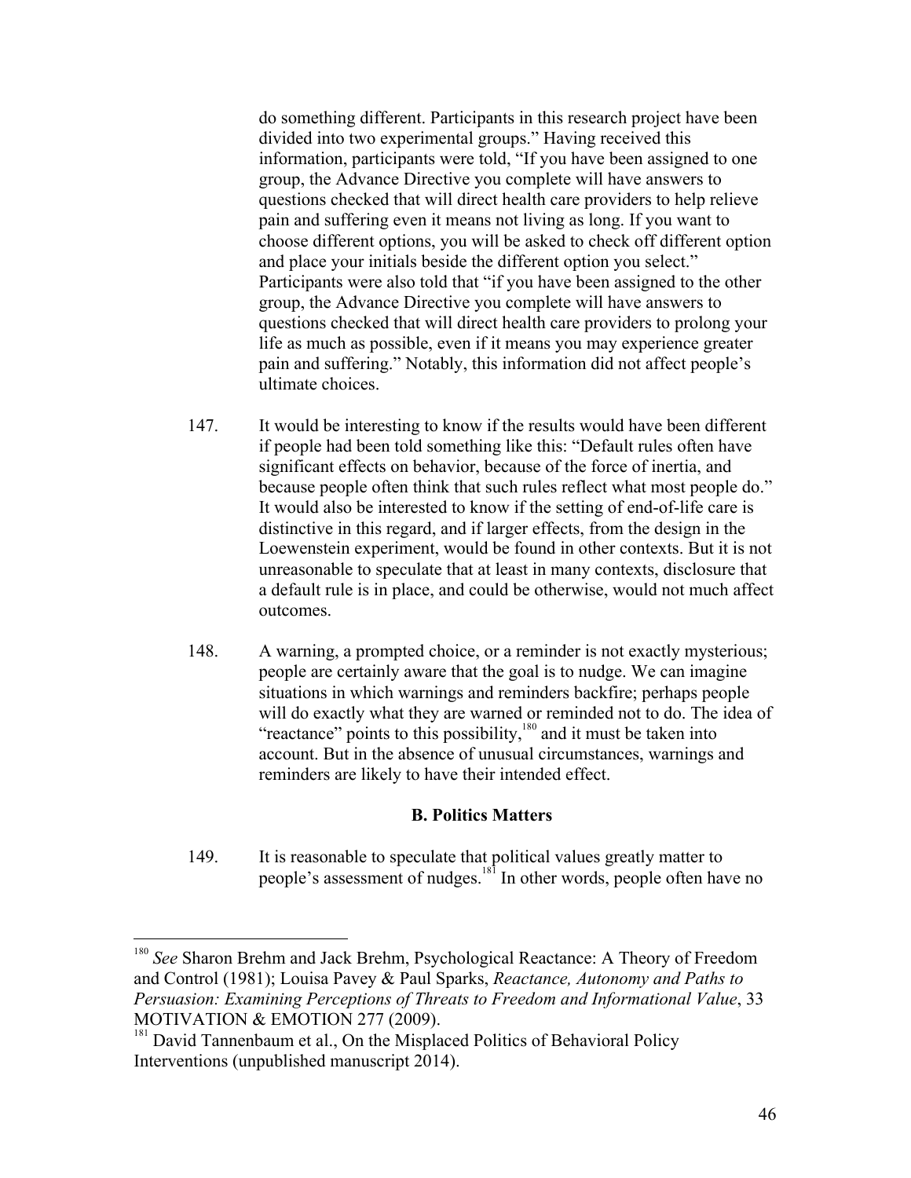do something different. Participants in this research project have been divided into two experimental groups." Having received this information, participants were told, "If you have been assigned to one group, the Advance Directive you complete will have answers to questions checked that will direct health care providers to help relieve pain and suffering even it means not living as long. If you want to choose different options, you will be asked to check off different option and place your initials beside the different option you select." Participants were also told that "if you have been assigned to the other group, the Advance Directive you complete will have answers to questions checked that will direct health care providers to prolong your life as much as possible, even if it means you may experience greater pain and suffering." Notably, this information did not affect people's ultimate choices.

147. It would be interesting to know if the results would have been different if people had been told something like this: "Default rules often have significant effects on behavior, because of the force of inertia, and because people often think that such rules reflect what most people do." It would also be interested to know if the setting of end-of-life care is distinctive in this regard, and if larger effects, from the design in the Loewenstein experiment, would be found in other contexts. But it is not unreasonable to speculate that at least in many contexts, disclosure that a default rule is in place, and could be otherwise, would not much affect outcomes.

148. A warning, a prompted choice, or a reminder is not exactly mysterious; people are certainly aware that the goal is to nudge. We can imagine situations in which warnings and reminders backfire; perhaps people will do exactly what they are warned or reminded not to do. The idea of "reactance" points to this possibility,[180] and it must be taken into account. But in the absence of unusual circumstances, warnings and reminders are likely to have their intended effect.

### B. Politics Matters

149. It is reasonable to speculate that political values greatly matter to people's assessment of nudges.[181] In other words, people often have no

---

[180] *See* Sharon Brehm and Jack Brehm, Psychological Reactance: A Theory of Freedom and Control (1981); Louisa Pavey & Paul Sparks, *Reactance, Autonomy and Paths to Persuasion: Examining Perceptions of Threats to Freedom and Informational Value*, 33 MOTIVATION & EMOTION 277 (2009).

[181] David Tannenbaum et al., On the Misplaced Politics of Behavioral Policy Interventions (unpublished manuscript 2014).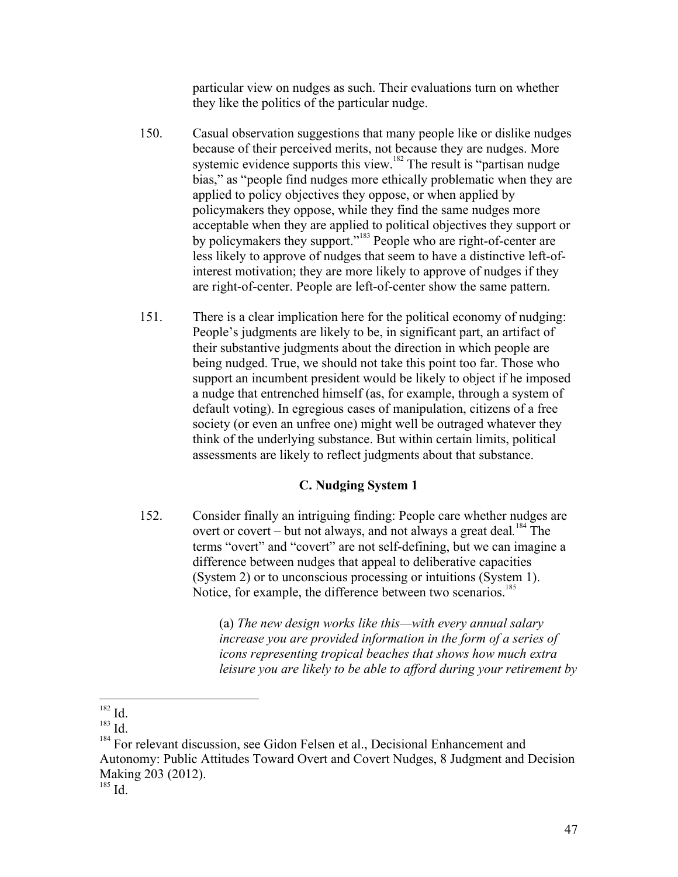particular view on nudges as such. Their evaluations turn on whether they like the politics of the particular nudge.

150. Casual observation suggestions that many people like or dislike nudges because of their perceived merits, not because they are nudges. More systemic evidence supports this view.[182] The result is "partisan nudge bias," as "people find nudges more ethically problematic when they are applied to policy objectives they oppose, or when applied by policymakers they oppose, while they find the same nudges more acceptable when they are applied to political objectives they support or by policymakers they support."[183] People who are right-of-center are less likely to approve of nudges that seem to have a distinctive left-of-interest motivation; they are more likely to approve of nudges if they are right-of-center. People are left-of-center show the same pattern.

151. There is a clear implication here for the political economy of nudging: People's judgments are likely to be, in significant part, an artifact of their substantive judgments about the direction in which people are being nudged. True, we should not take this point too far. Those who support an incumbent president would be likely to object if he imposed a nudge that entrenched himself (as, for example, through a system of default voting). In egregious cases of manipulation, citizens of a free society (or even an unfree one) might well be outraged whatever they think of the underlying substance. But within certain limits, political assessments are likely to reflect judgments about that substance.

### C. Nudging System 1

152. Consider finally an intriguing finding: People care whether nudges are overt or covert – but not always, and not always a great deal.[184] The terms "overt" and "covert" are not self-defining, but we can imagine a difference between nudges that appeal to deliberative capacities (System 2) or to unconscious processing or intuitions (System 1). Notice, for example, the difference between two scenarios.[185]

> (a) *The new design works like this—with every annual salary increase you are provided information in the form of a series of icons representing tropical beaches that shows how much extra leisure you are likely to be able to afford during your retirement by*

---

[182] Id.

[183] Id.

[184] For relevant discussion, see Gidon Felsen et al., Decisional Enhancement and Autonomy: Public Attitudes Toward Overt and Covert Nudges, 8 Judgment and Decision Making 203 (2012).

[185] Id.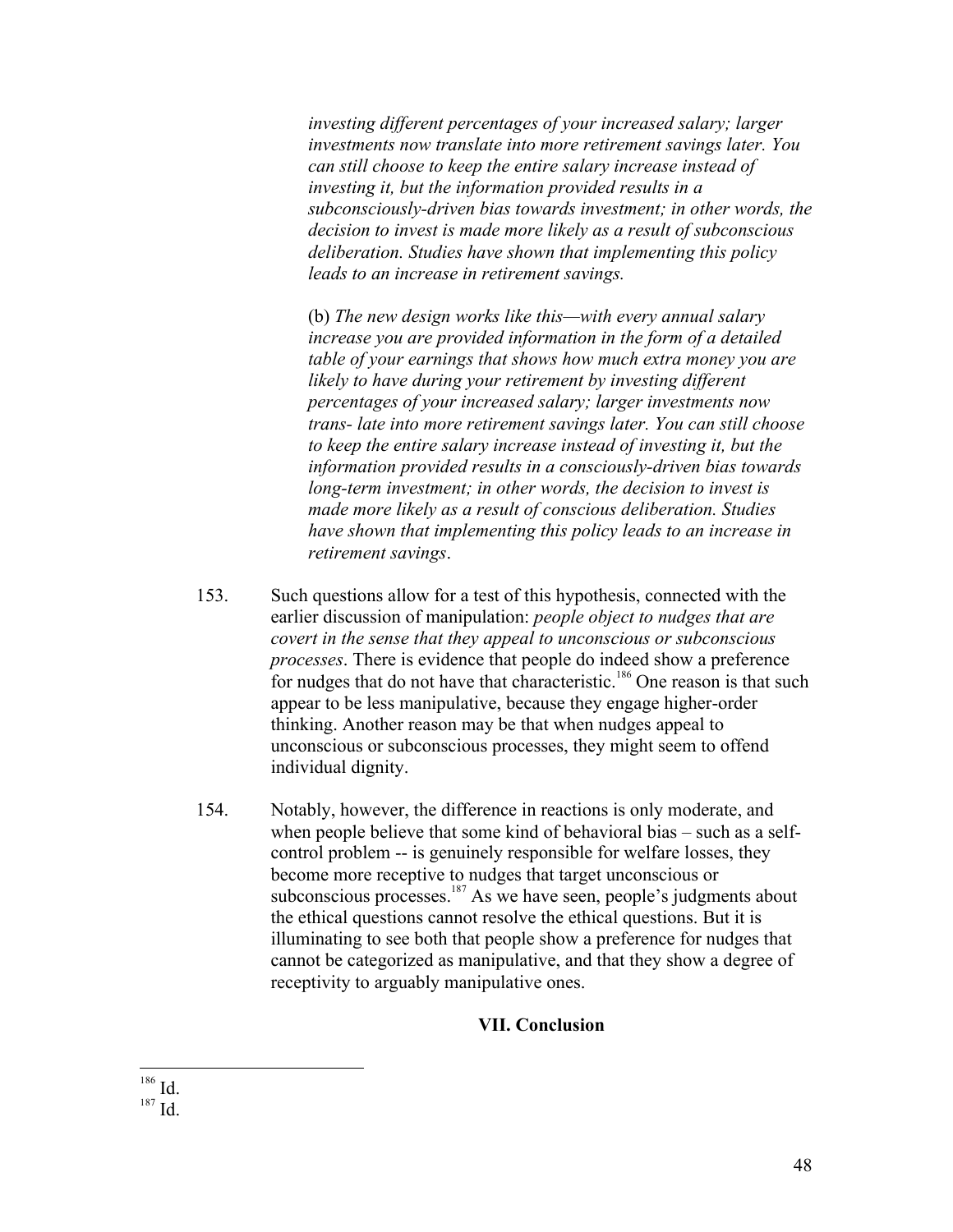*investing different percentages of your increased salary; larger investments now translate into more retirement savings later. You can still choose to keep the entire salary increase instead of investing it, but the information provided results in a subconsciously-driven bias towards investment; in other words, the decision to invest is made more likely as a result of subconscious deliberation. Studies have shown that implementing this policy leads to an increase in retirement savings.*

(b) *The new design works like this—with every annual salary increase you are provided information in the form of a detailed table of your earnings that shows how much extra money you are likely to have during your retirement by investing different percentages of your increased salary; larger investments now trans- late into more retirement savings later. You can still choose to keep the entire salary increase instead of investing it, but the information provided results in a consciously-driven bias towards long-term investment; in other words, the decision to invest is made more likely as a result of conscious deliberation. Studies have shown that implementing this policy leads to an increase in retirement savings*.

153. Such questions allow for a test of this hypothesis, connected with the earlier discussion of manipulation: *people object to nudges that are covert in the sense that they appeal to unconscious or subconscious processes*. There is evidence that people do indeed show a preference for nudges that do not have that characteristic.[186] One reason is that such appear to be less manipulative, because they engage higher-order thinking. Another reason may be that when nudges appeal to unconscious or subconscious processes, they might seem to offend individual dignity.

154. Notably, however, the difference in reactions is only moderate, and when people believe that some kind of behavioral bias – such as a self-control problem -- is genuinely responsible for welfare losses, they become more receptive to nudges that target unconscious or subconscious processes.[187] As we have seen, people's judgments about the ethical questions cannot resolve the ethical questions. But it is illuminating to see both that people show a preference for nudges that cannot be categorized as manipulative, and that they show a degree of receptivity to arguably manipulative ones.

## VII. Conclusion

---

[186] Id.

[187] Id.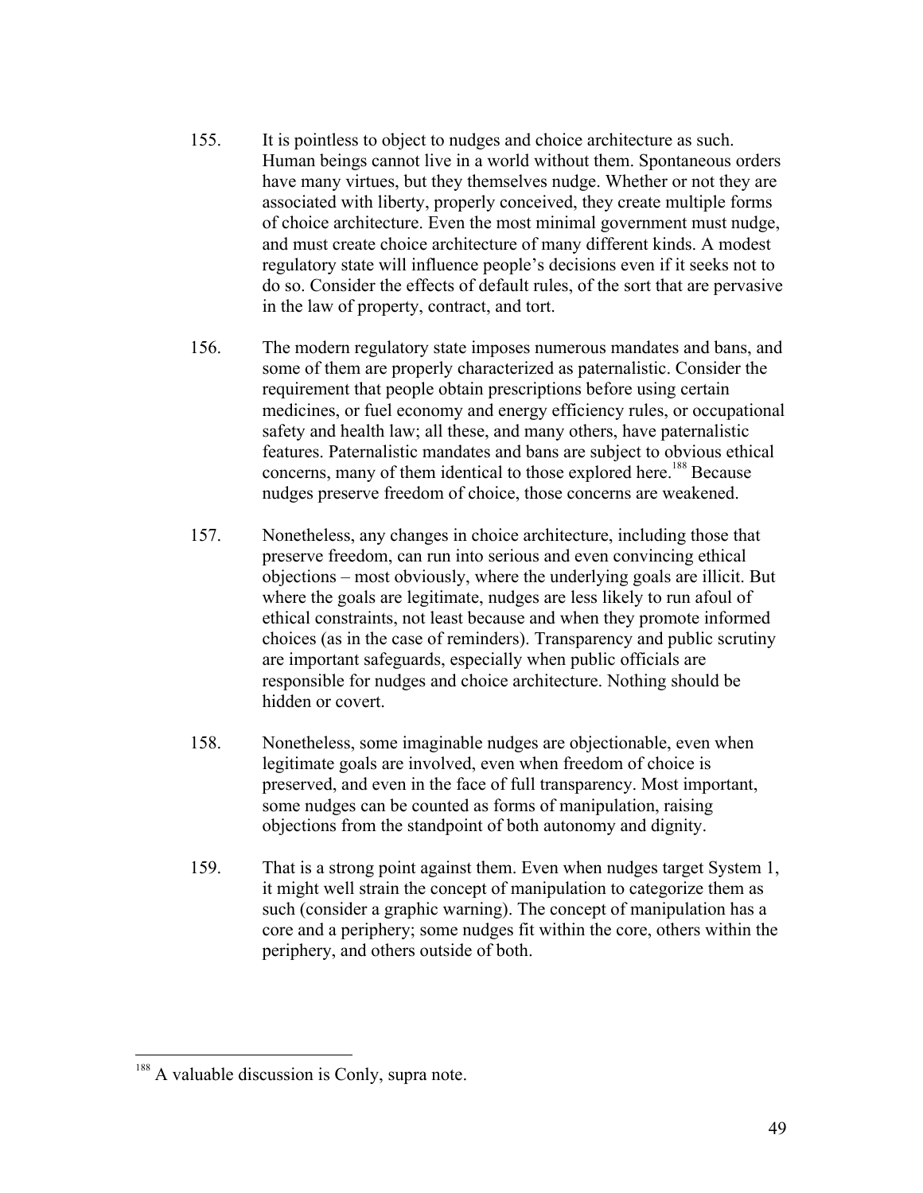155. It is pointless to object to nudges and choice architecture as such. Human beings cannot live in a world without them. Spontaneous orders have many virtues, but they themselves nudge. Whether or not they are associated with liberty, properly conceived, they create multiple forms of choice architecture. Even the most minimal government must nudge, and must create choice architecture of many different kinds. A modest regulatory state will influence people's decisions even if it seeks not to do so. Consider the effects of default rules, of the sort that are pervasive in the law of property, contract, and tort.

156. The modern regulatory state imposes numerous mandates and bans, and some of them are properly characterized as paternalistic. Consider the requirement that people obtain prescriptions before using certain medicines, or fuel economy and energy efficiency rules, or occupational safety and health law; all these, and many others, have paternalistic features. Paternalistic mandates and bans are subject to obvious ethical concerns, many of them identical to those explored here.[188] Because nudges preserve freedom of choice, those concerns are weakened.

157. Nonetheless, any changes in choice architecture, including those that preserve freedom, can run into serious and even convincing ethical objections – most obviously, where the underlying goals are illicit. But where the goals are legitimate, nudges are less likely to run afoul of ethical constraints, not least because and when they promote informed choices (as in the case of reminders). Transparency and public scrutiny are important safeguards, especially when public officials are responsible for nudges and choice architecture. Nothing should be hidden or covert.

158. Nonetheless, some imaginable nudges are objectionable, even when legitimate goals are involved, even when freedom of choice is preserved, and even in the face of full transparency. Most important, some nudges can be counted as forms of manipulation, raising objections from the standpoint of both autonomy and dignity.

159. That is a strong point against them. Even when nudges target System 1, it might well strain the concept of manipulation to categorize them as such (consider a graphic warning). The concept of manipulation has a core and a periphery; some nudges fit within the core, others within the periphery, and others outside of both.

[188] A valuable discussion is Conly, supra note.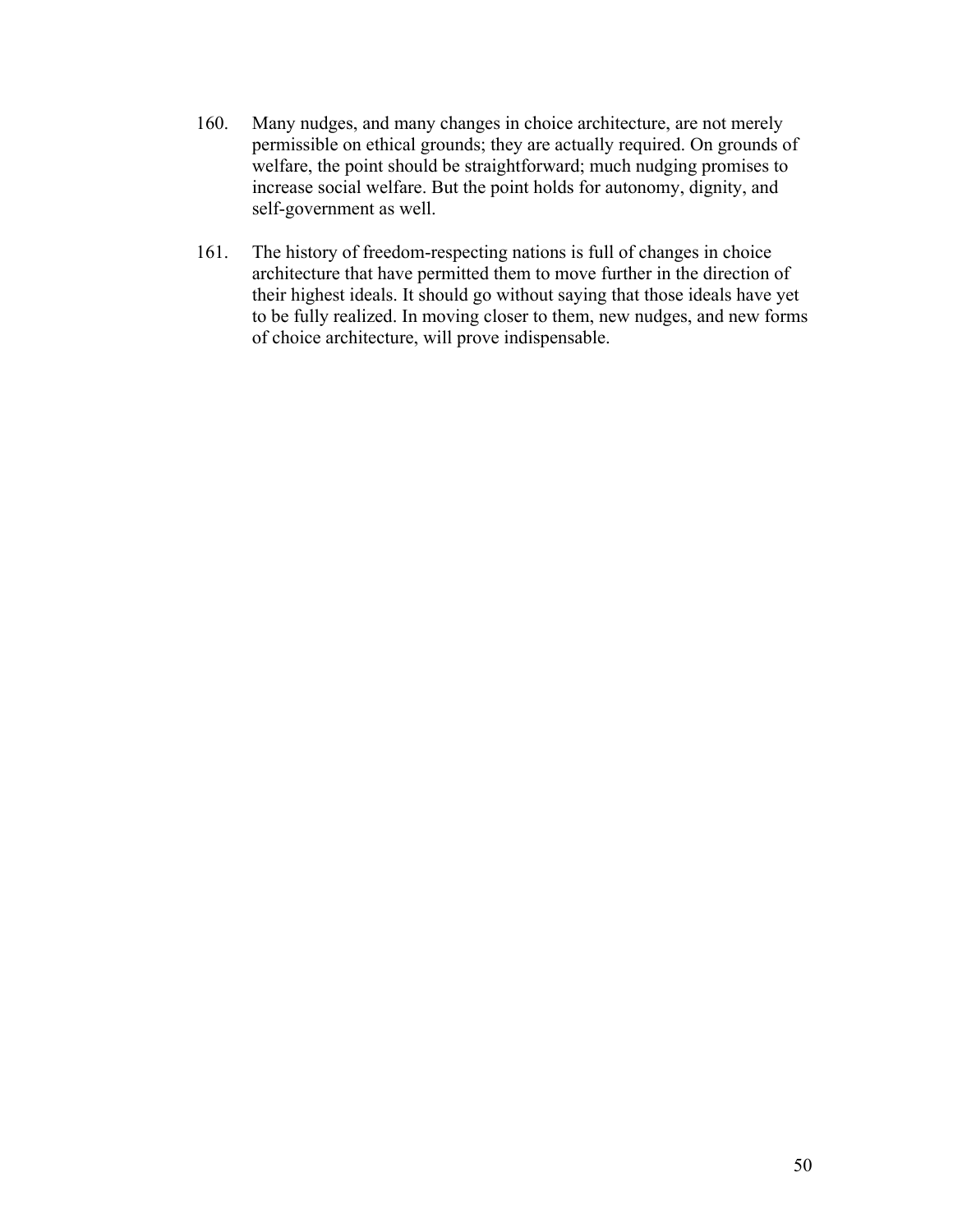160. Many nudges, and many changes in choice architecture, are not merely permissible on ethical grounds; they are actually required. On grounds of welfare, the point should be straightforward; much nudging promises to increase social welfare. But the point holds for autonomy, dignity, and self-government as well.

161. The history of freedom-respecting nations is full of changes in choice architecture that have permitted them to move further in the direction of their highest ideals. It should go without saying that those ideals have yet to be fully realized. In moving closer to them, new nudges, and new forms of choice architecture, will prove indispensable.